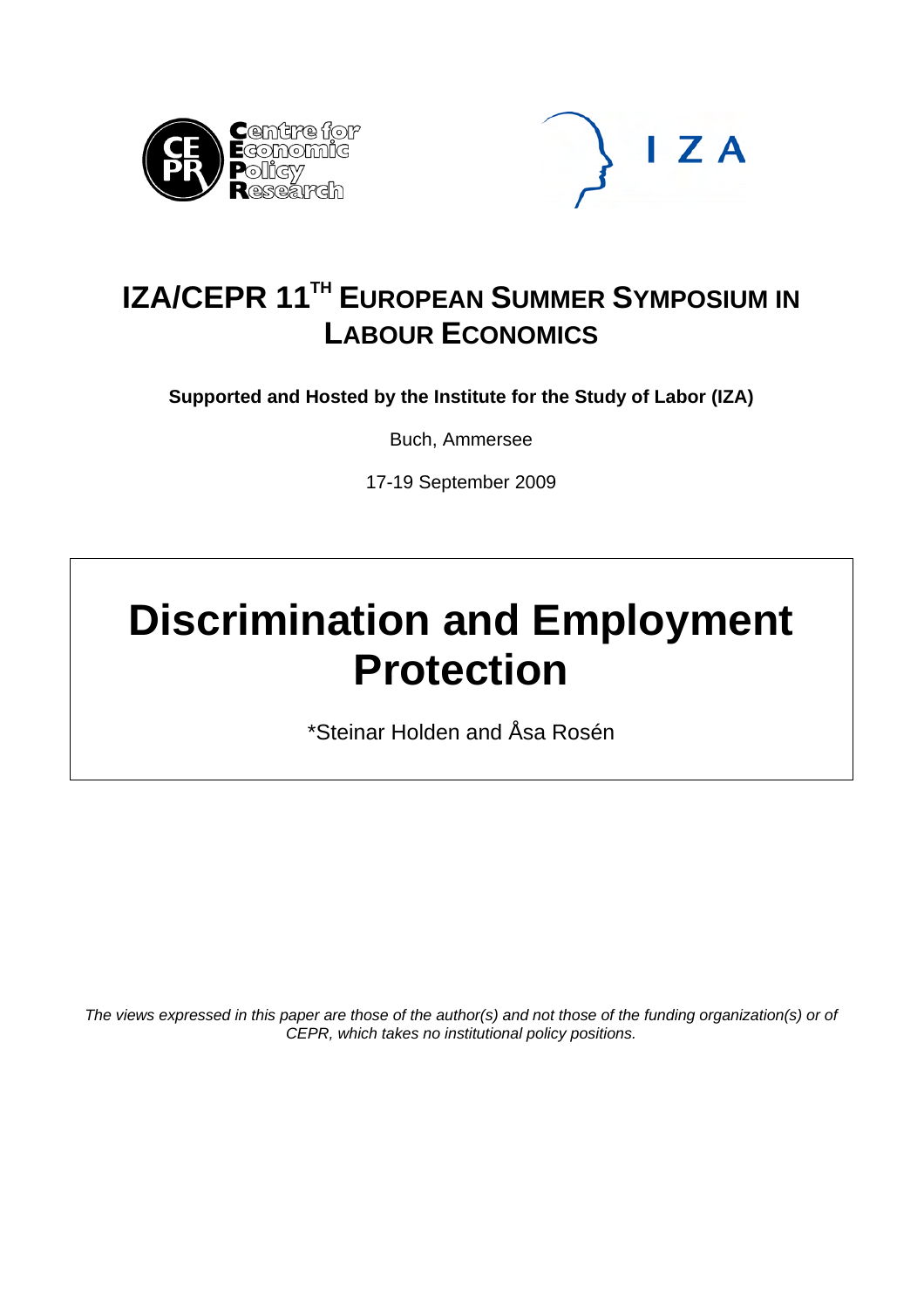# IZA/CEPR 11TH EUROPEAN SUMMER SYMPOSIUM IN LABOUR ECONOMICS

**Supported and Hosted by the Institute for the Study of Labor (IZA)**

Buch, Ammersee

17-19 September 2009

# Discrimination and Employment Protection

*Steinar Holden and Åsa Rosén

*The views expressed in this paper are those of the author(s) and not those of the funding organization(s) or of CEPR, which takes no institutional policy positions.*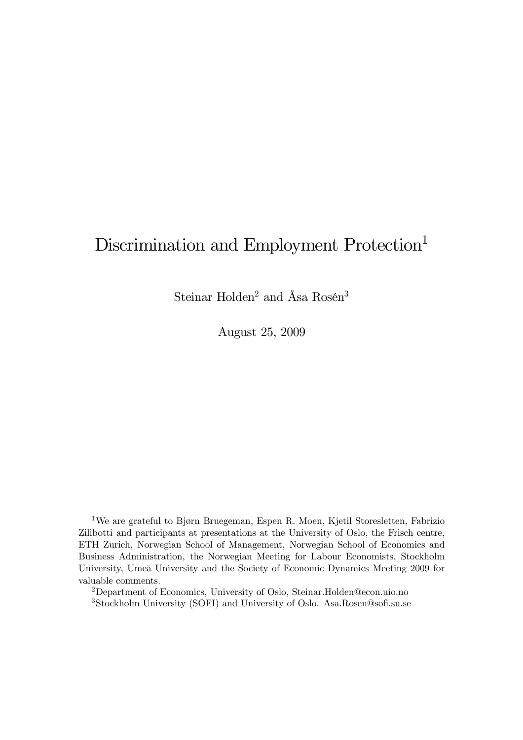# Discrimination and Employment Protection[1]

Steinar Holden[2] and Åsa Rosén[3]

August 25, 2009

[1] We are grateful to Bjørn Bruegeman, Espen R. Moen, Kjetil Storesletten, Fabrizio Zilibotti and participants at presentations at the University of Oslo, the Frisch centre, ETH Zurich, Norwegian School of Management, Norwegian School of Economics and Business Administration, the Norwegian Meeting for Labour Economists, Stockholm University, Umeå University and the Society of Economic Dynamics Meeting 2009 for valuable comments.

[2] Department of Economics, University of Oslo, Steinar.Holden@econ.uio.no

[3] Stockholm University (SOFI) and University of Oslo. Asa.Rosen@sofi.su.se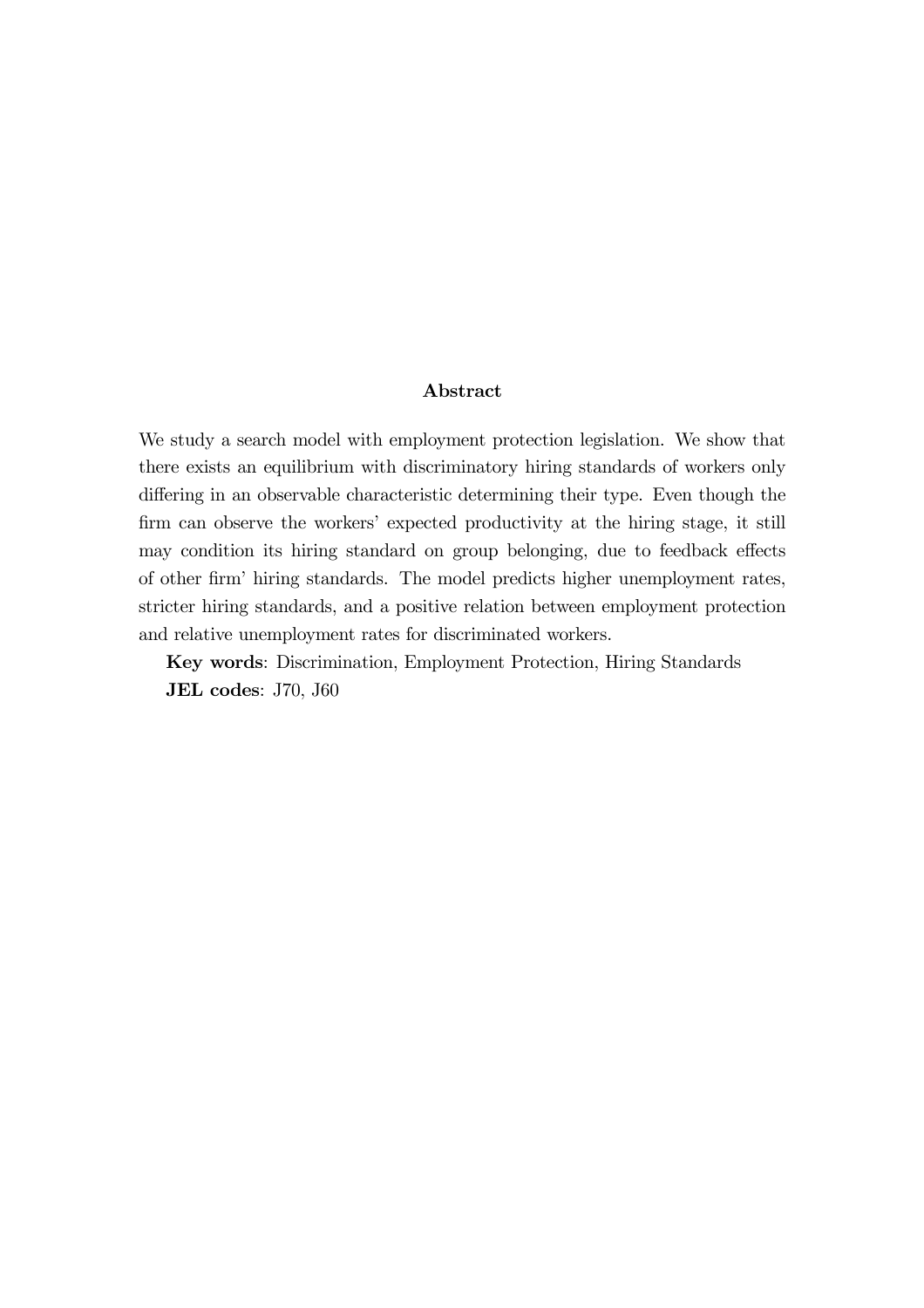## Abstract

We study a search model with employment protection legislation. We show that there exists an equilibrium with discriminatory hiring standards of workers only differing in an observable characteristic determining their type. Even though the firm can observe the workers' expected productivity at the hiring stage, it still may condition its hiring standard on group belonging, due to feedback effects of other firm' hiring standards. The model predicts higher unemployment rates, stricter hiring standards, and a positive relation between employment protection and relative unemployment rates for discriminated workers.

**Key words**: Discrimination, Employment Protection, Hiring Standards

**JEL codes**: J70, J60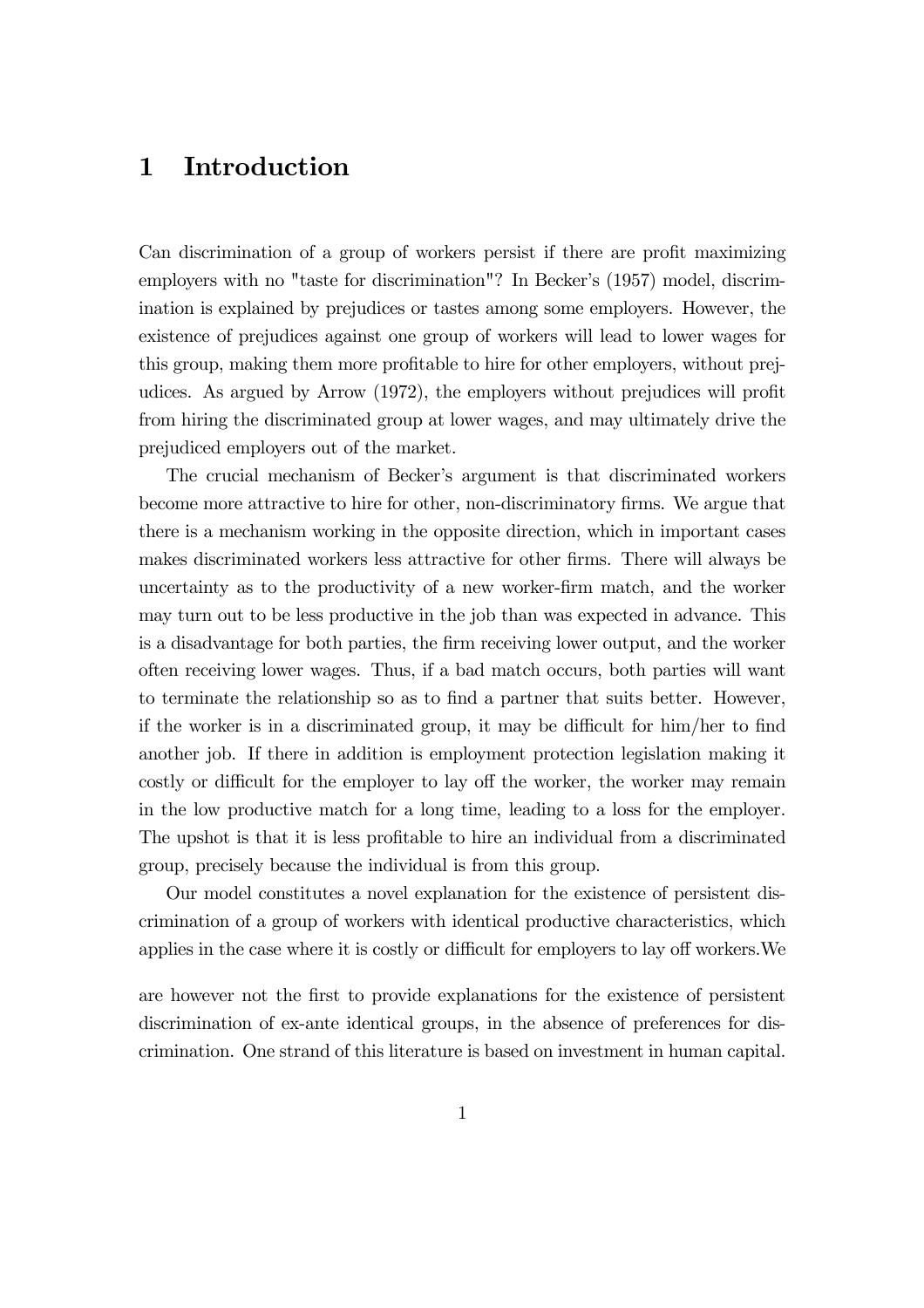# 1 Introduction

Can discrimination of a group of workers persist if there are profit maximizing employers with no "taste for discrimination"? In Becker's (1957) model, discrimination is explained by prejudices or tastes among some employers. However, the existence of prejudices against one group of workers will lead to lower wages for this group, making them more profitable to hire for other employers, without prejudices. As argued by Arrow (1972), the employers without prejudices will profit from hiring the discriminated group at lower wages, and may ultimately drive the prejudiced employers out of the market.

The crucial mechanism of Becker's argument is that discriminated workers become more attractive to hire for other, non-discriminatory firms. We argue that there is a mechanism working in the opposite direction, which in important cases makes discriminated workers less attractive for other firms. There will always be uncertainty as to the productivity of a new worker-firm match, and the worker may turn out to be less productive in the job than was expected in advance. This is a disadvantage for both parties, the firm receiving lower output, and the worker often receiving lower wages. Thus, if a bad match occurs, both parties will want to terminate the relationship so as to find a partner that suits better. However, if the worker is in a discriminated group, it may be difficult for him/her to find another job. If there in addition is employment protection legislation making it costly or difficult for the employer to lay off the worker, the worker may remain in the low productive match for a long time, leading to a loss for the employer. The upshot is that it is less profitable to hire an individual from a discriminated group, precisely because the individual is from this group.

Our model constitutes a novel explanation for the existence of persistent discrimination of a group of workers with identical productive characteristics, which applies in the case where it is costly or difficult for employers to lay off workers.We are however not the first to provide explanations for the existence of persistent discrimination of ex-ante identical groups, in the absence of preferences for discrimination. One strand of this literature is based on investment in human capital.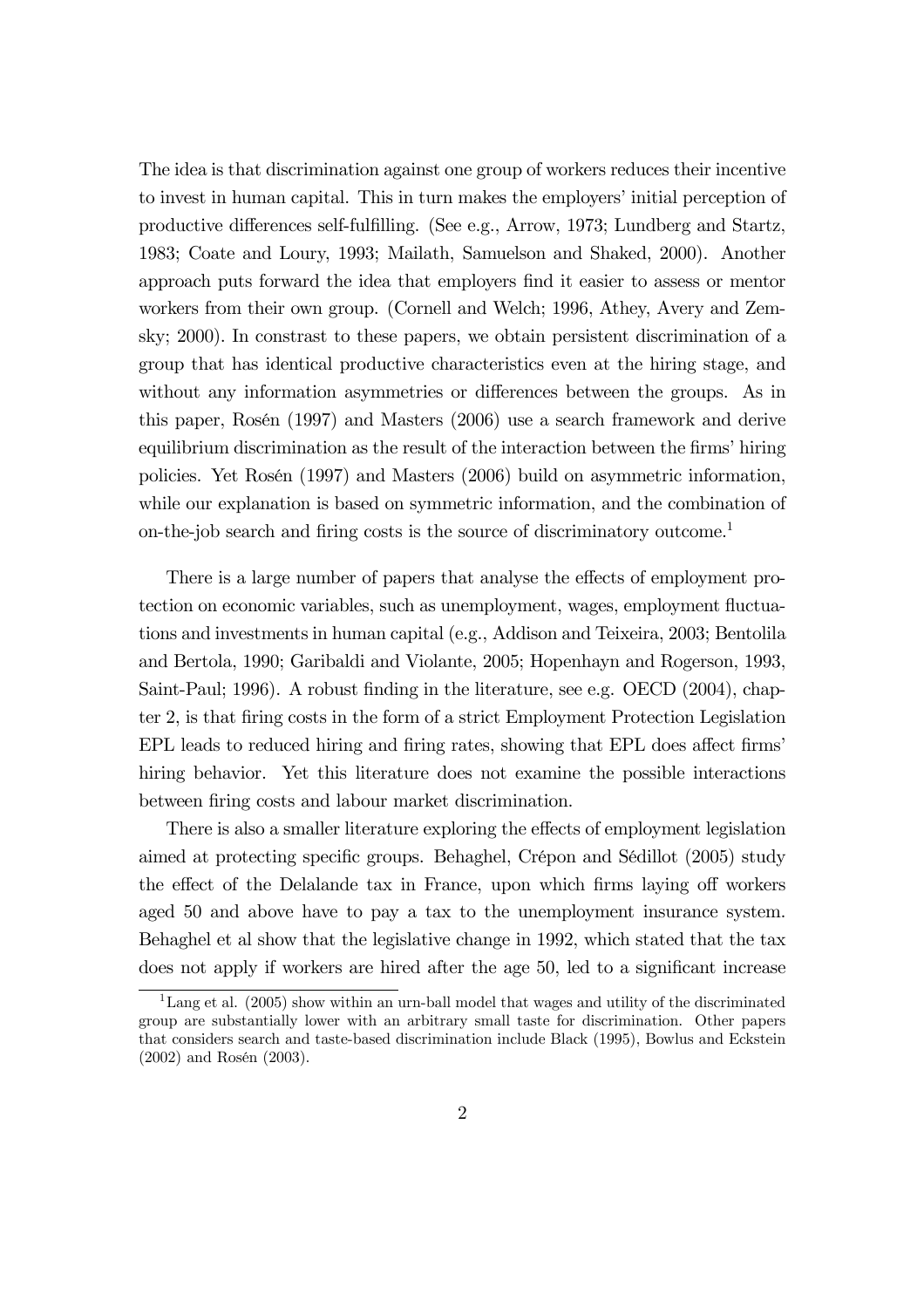The idea is that discrimination against one group of workers reduces their incentive to invest in human capital. This in turn makes the employers' initial perception of productive differences self-fulfilling. (See e.g., Arrow, 1973; Lundberg and Startz, 1983; Coate and Loury, 1993; Mailath, Samuelson and Shaked, 2000). Another approach puts forward the idea that employers find it easier to assess or mentor workers from their own group. (Cornell and Welch; 1996, Athey, Avery and Zemsky; 2000). In constrast to these papers, we obtain persistent discrimination of a group that has identical productive characteristics even at the hiring stage, and without any information asymmetries or differences between the groups. As in this paper, Rosén (1997) and Masters (2006) use a search framework and derive equilibrium discrimination as the result of the interaction between the firms' hiring policies. Yet Rosén (1997) and Masters (2006) build on asymmetric information, while our explanation is based on symmetric information, and the combination of on-the-job search and firing costs is the source of discriminatory outcome.[1]

There is a large number of papers that analyse the effects of employment protection on economic variables, such as unemployment, wages, employment fluctuations and investments in human capital (e.g., Addison and Teixeira, 2003; Bentolila and Bertola, 1990; Garibaldi and Violante, 2005; Hopenhayn and Rogerson, 1993, Saint-Paul; 1996). A robust finding in the literature, see e.g. OECD (2004), chapter 2, is that firing costs in the form of a strict Employment Protection Legislation EPL leads to reduced hiring and firing rates, showing that EPL does affect firms' hiring behavior. Yet this literature does not examine the possible interactions between firing costs and labour market discrimination.

There is also a smaller literature exploring the effects of employment legislation aimed at protecting specific groups. Behaghel, Crépon and Sédillot (2005) study the effect of the Delalande tax in France, upon which firms laying off workers aged 50 and above have to pay a tax to the unemployment insurance system. Behaghel et al show that the legislative change in 1992, which stated that the tax does not apply if workers are hired after the age 50, led to a significant increase

[1] Lang et al. (2005) show within an urn-ball model that wages and utility of the discriminated group are substantially lower with an arbitrary small taste for discrimination. Other papers that considers search and taste-based discrimination include Black (1995), Bowlus and Eckstein (2002) and Rosén (2003).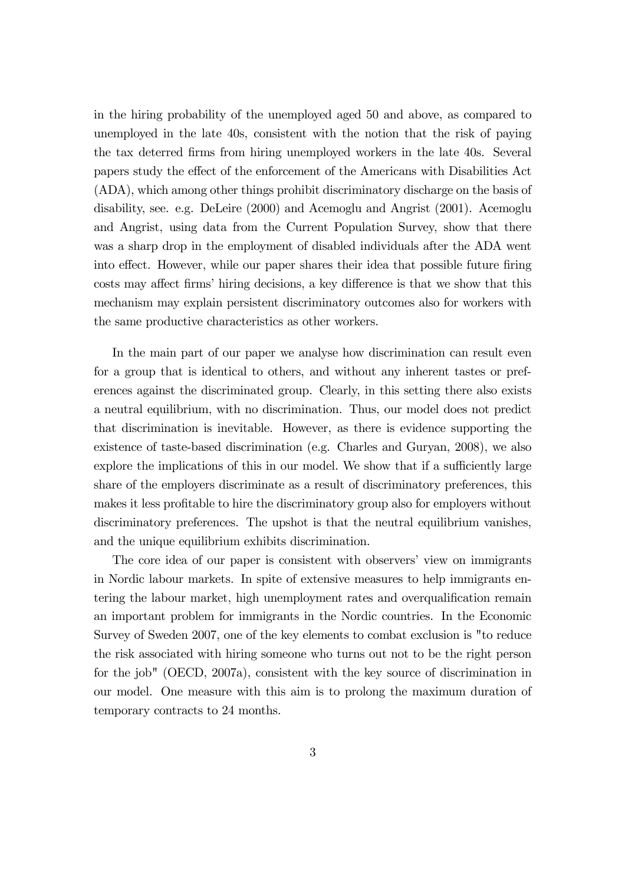in the hiring probability of the unemployed aged 50 and above, as compared to unemployed in the late 40s, consistent with the notion that the risk of paying the tax deterred firms from hiring unemployed workers in the late 40s. Several papers study the effect of the enforcement of the Americans with Disabilities Act (ADA), which among other things prohibit discriminatory discharge on the basis of disability, see. e.g. DeLeire (2000) and Acemoglu and Angrist (2001). Acemoglu and Angrist, using data from the Current Population Survey, show that there was a sharp drop in the employment of disabled individuals after the ADA went into effect. However, while our paper shares their idea that possible future firing costs may affect firms' hiring decisions, a key difference is that we show that this mechanism may explain persistent discriminatory outcomes also for workers with the same productive characteristics as other workers.

In the main part of our paper we analyse how discrimination can result even for a group that is identical to others, and without any inherent tastes or preferences against the discriminated group. Clearly, in this setting there also exists a neutral equilibrium, with no discrimination. Thus, our model does not predict that discrimination is inevitable. However, as there is evidence supporting the existence of taste-based discrimination (e.g. Charles and Guryan, 2008), we also explore the implications of this in our model. We show that if a sufficiently large share of the employers discriminate as a result of discriminatory preferences, this makes it less profitable to hire the discriminatory group also for employers without discriminatory preferences. The upshot is that the neutral equilibrium vanishes, and the unique equilibrium exhibits discrimination.

The core idea of our paper is consistent with observers' view on immigrants in Nordic labour markets. In spite of extensive measures to help immigrants entering the labour market, high unemployment rates and overqualification remain an important problem for immigrants in the Nordic countries. In the Economic Survey of Sweden 2007, one of the key elements to combat exclusion is "to reduce the risk associated with hiring someone who turns out not to be the right person for the job" (OECD, 2007a), consistent with the key source of discrimination in our model. One measure with this aim is to prolong the maximum duration of temporary contracts to 24 months.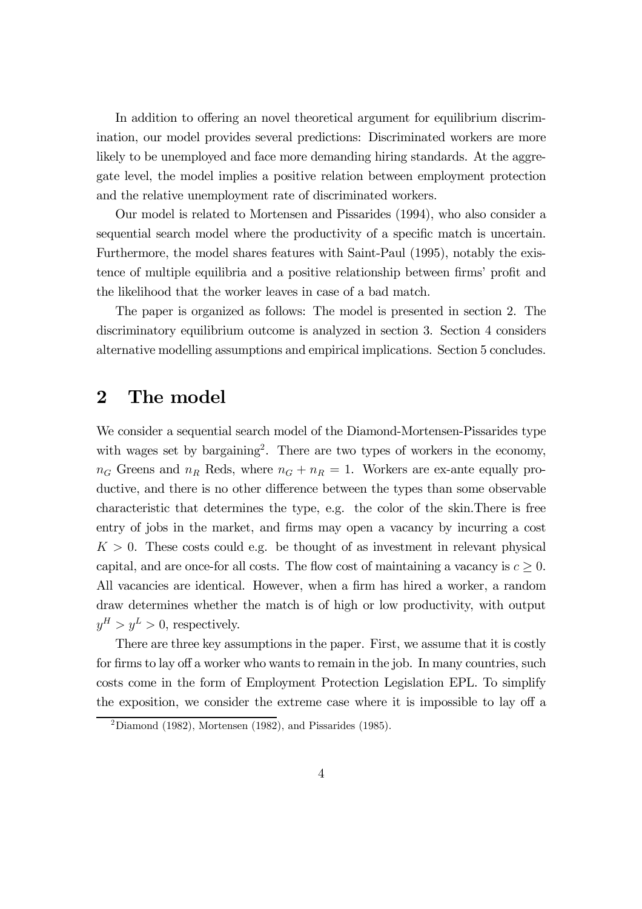In addition to offering an novel theoretical argument for equilibrium discrimination, our model provides several predictions: Discriminated workers are more likely to be unemployed and face more demanding hiring standards. At the aggregate level, the model implies a positive relation between employment protection and the relative unemployment rate of discriminated workers.

Our model is related to Mortensen and Pissarides (1994), who also consider a sequential search model where the productivity of a specific match is uncertain. Furthermore, the model shares features with Saint-Paul (1995), notably the existence of multiple equilibria and a positive relationship between firms' profit and the likelihood that the worker leaves in case of a bad match.

The paper is organized as follows: The model is presented in section 2. The discriminatory equilibrium outcome is analyzed in section 3. Section 4 considers alternative modelling assumptions and empirical implications. Section 5 concludes.

## 2 The model

We consider a sequential search model of the Diamond-Mortensen-Pissarides type with wages set by bargaining[2]. There are two types of workers in the economy, $n_G$ Greens and $n_R$ Reds, where $n_G + n_R = 1$. Workers are ex-ante equally productive, and there is no other difference between the types than some observable characteristic that determines the type, e.g. the color of the skin.There is free entry of jobs in the market, and firms may open a vacancy by incurring a cost $K > 0$. These costs could e.g. be thought of as investment in relevant physical capital, and are once-for all costs. The flow cost of maintaining a vacancy is $c \geq 0$. All vacancies are identical. However, when a firm has hired a worker, a random draw determines whether the match is of high or low productivity, with output $y^H > y^L > 0$, respectively.

There are three key assumptions in the paper. First, we assume that it is costly for firms to lay off a worker who wants to remain in the job. In many countries, such costs come in the form of Employment Protection Legislation EPL. To simplify the exposition, we consider the extreme case where it is impossible to lay off a

[2] Diamond (1982), Mortensen (1982), and Pissarides (1985).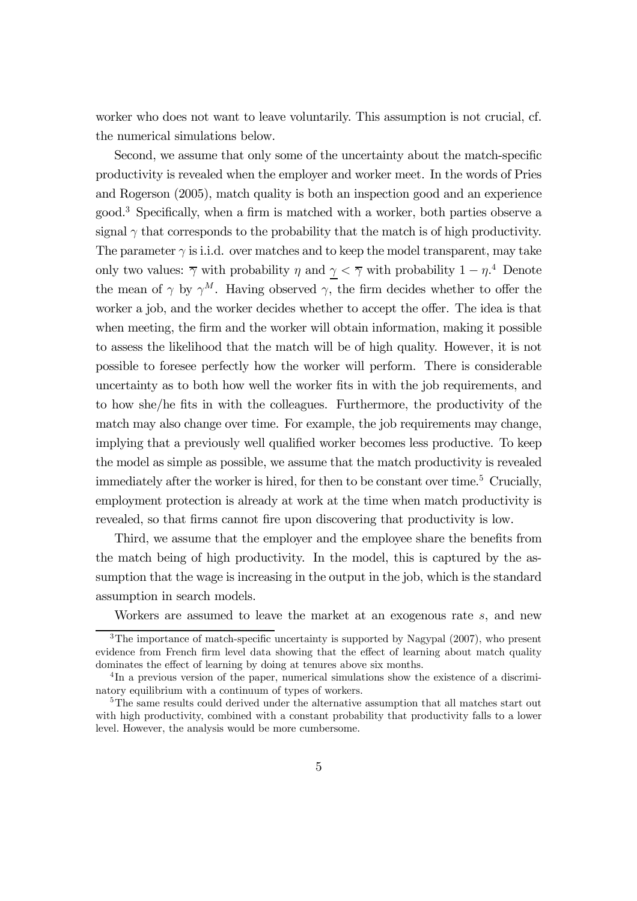worker who does not want to leave voluntarily. This assumption is not crucial, cf. the numerical simulations below.

Second, we assume that only some of the uncertainty about the match-specific productivity is revealed when the employer and worker meet. In the words of Pries and Rogerson (2005), match quality is both an inspection good and an experience good.[3] Specifically, when a firm is matched with a worker, both parties observe a signal $\gamma$ that corresponds to the probability that the match is of high productivity. The parameter $\gamma$ is i.i.d. over matches and to keep the model transparent, may take only two values: $\overline{\gamma}$ with probability $\eta$ and $\underline{\gamma} < \overline{\gamma}$ with probability $1 - \eta$.[4] Denote the mean of $\gamma$ by $\gamma^M$. Having observed $\gamma$, the firm decides whether to offer the worker a job, and the worker decides whether to accept the offer. The idea is that when meeting, the firm and the worker will obtain information, making it possible to assess the likelihood that the match will be of high quality. However, it is not possible to foresee perfectly how the worker will perform. There is considerable uncertainty as to both how well the worker fits in with the job requirements, and to how she/he fits in with the colleagues. Furthermore, the productivity of the match may also change over time. For example, the job requirements may change, implying that a previously well qualified worker becomes less productive. To keep the model as simple as possible, we assume that the match productivity is revealed immediately after the worker is hired, for then to be constant over time.[5] Crucially, employment protection is already at work at the time when match productivity is revealed, so that firms cannot fire upon discovering that productivity is low.

Third, we assume that the employer and the employee share the benefits from the match being of high productivity. In the model, this is captured by the assumption that the wage is increasing in the output in the job, which is the standard assumption in search models.

Workers are assumed to leave the market at an exogenous rate $s$, and new

[3] The importance of match-specific uncertainty is supported by Nagypal (2007), who present evidence from French firm level data showing that the effect of learning about match quality dominates the effect of learning by doing at tenures above six months.

[4] In a previous version of the paper, numerical simulations show the existence of a discriminatory equilibrium with a continuum of types of workers.

[5] The same results could derived under the alternative assumption that all matches start out with high productivity, combined with a constant probability that productivity falls to a lower level. However, the analysis would be more cumbersome.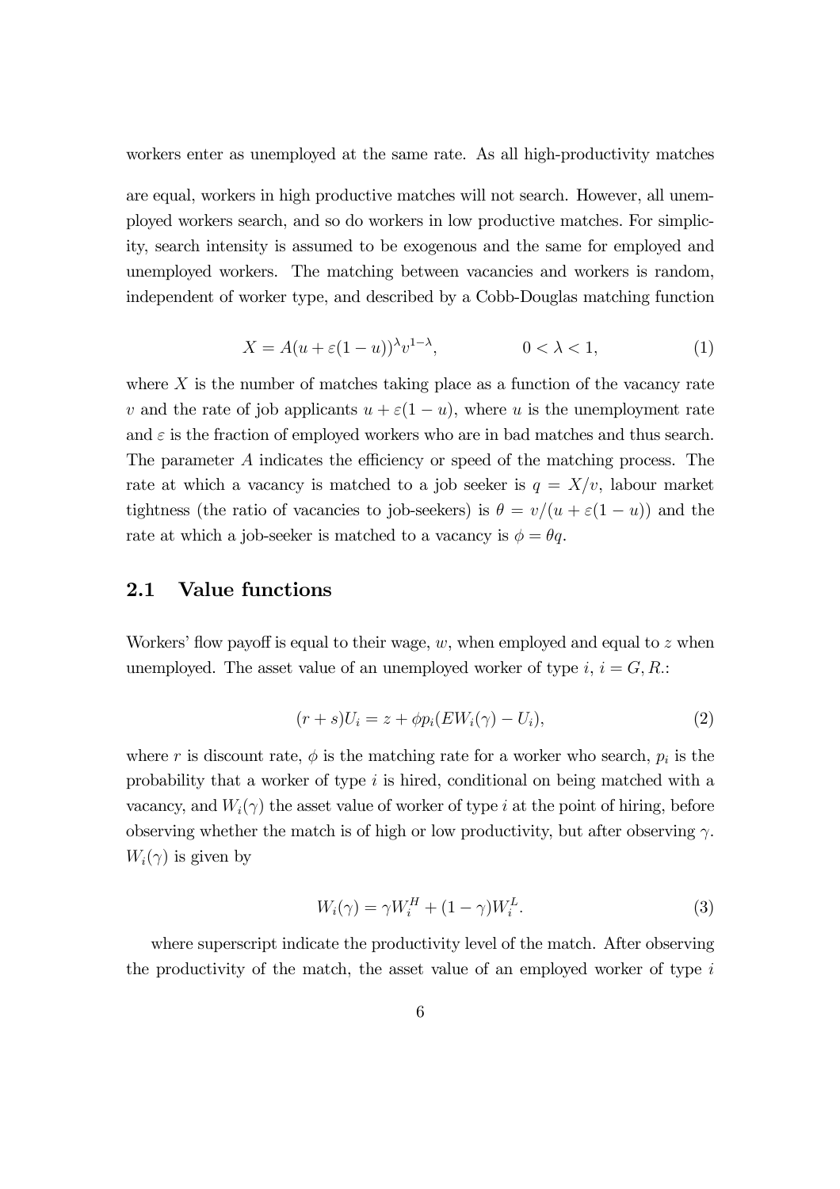workers enter as unemployed at the same rate. As all high-productivity matches

are equal, workers in high productive matches will not search. However, all unemployed workers search, and so do workers in low productive matches. For simplicity, search intensity is assumed to be exogenous and the same for employed and unemployed workers. The matching between vacancies and workers is random, independent of worker type, and described by a Cobb-Douglas matching function

$$X = A(u + \varepsilon(1-u))^{\lambda} v^{1-\lambda}, \qquad\qquad 0 < \lambda < 1, \tag{1}$$

where $X$ is the number of matches taking place as a function of the vacancy rate $v$ and the rate of job applicants $u + \varepsilon(1-u)$, where $u$ is the unemployment rate and $\varepsilon$ is the fraction of employed workers who are in bad matches and thus search. The parameter $A$ indicates the efficiency or speed of the matching process. The rate at which a vacancy is matched to a job seeker is $q = X/v$, labour market tightness (the ratio of vacancies to job-seekers) is $\theta = v/(u + \varepsilon(1-u))$ and the rate at which a job-seeker is matched to a vacancy is $\phi = \theta q$.

## 2.1 Value functions

Workers' flow payoff is equal to their wage, $w$, when employed and equal to $z$ when unemployed. The asset value of an unemployed worker of type $i$, $i = G, R$.:

$$(r + s)U_i = z + \phi p_i (EW_i(\gamma) - U_i), \tag{2}$$

where $r$ is discount rate, $\phi$ is the matching rate for a worker who search, $p_i$ is the probability that a worker of type $i$ is hired, conditional on being matched with a vacancy, and $W_i(\gamma)$ the asset value of worker of type $i$ at the point of hiring, before observing whether the match is of high or low productivity, but after observing $\gamma$. $W_i(\gamma)$ is given by

$$W_i(\gamma) = \gamma W_i^H + (1-\gamma) W_i^L. \tag{3}$$

where superscript indicate the productivity level of the match. After observing the productivity of the match, the asset value of an employed worker of type $i$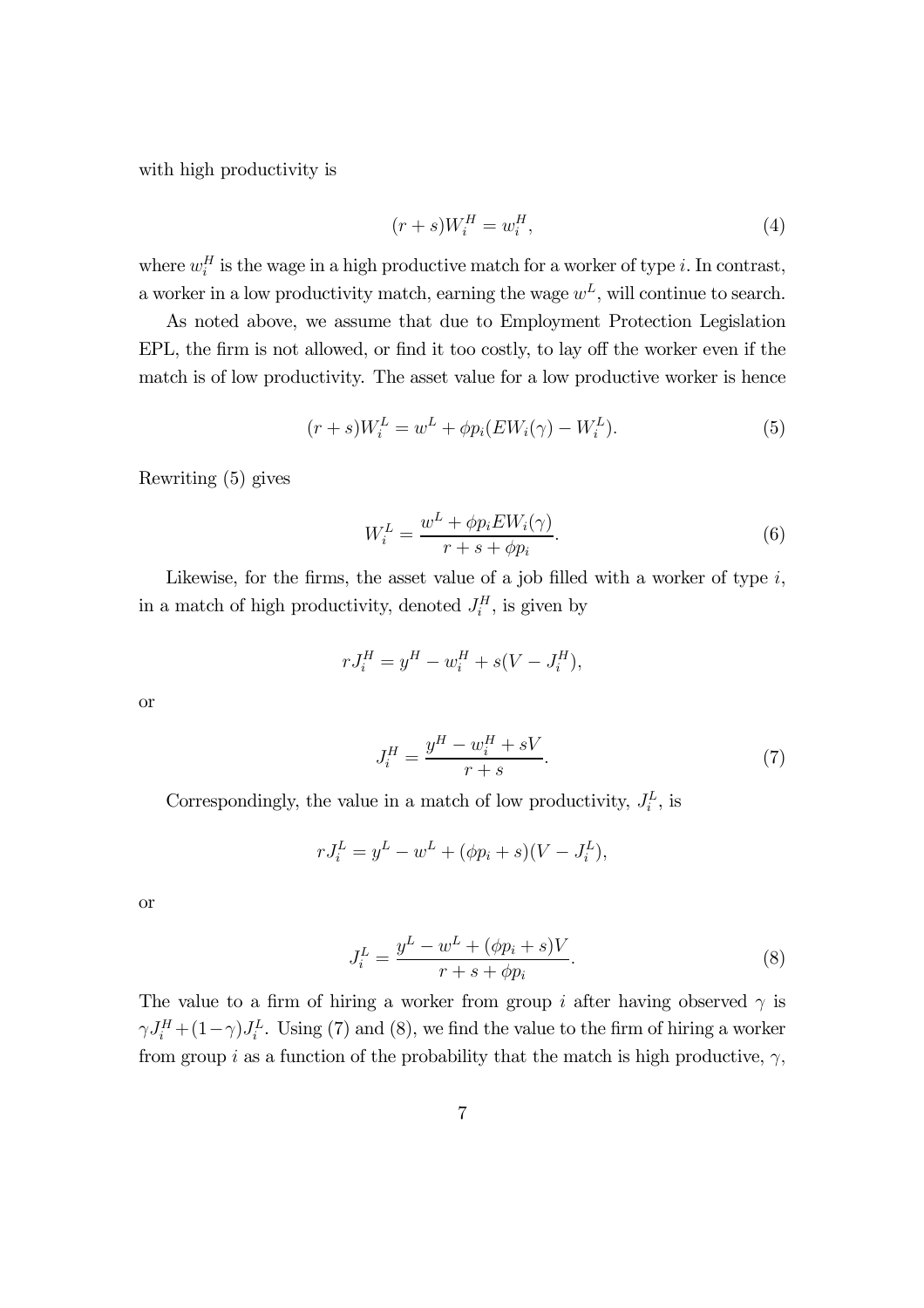with high productivity is

$$(r+s)W_i^H = w_i^H, \tag{4}$$

where $w_i^H$ is the wage in a high productive match for a worker of type $i$. In contrast, a worker in a low productivity match, earning the wage $w^L$, will continue to search.

As noted above, we assume that due to Employment Protection Legislation EPL, the firm is not allowed, or find it too costly, to lay off the worker even if the match is of low productivity. The asset value for a low productive worker is hence

$$(r+s)W_i^L = w^L + \phi p_i (EW_i(\gamma) - W_i^L). \tag{5}$$

Rewriting (5) gives

$$W_i^L = \frac{w^L + \phi p_i EW_i(\gamma)}{r + s + \phi p_i}. \tag{6}$$

Likewise, for the firms, the asset value of a job filled with a worker of type $i$, in a match of high productivity, denoted $J_i^H$, is given by

$$rJ_i^H = y^H - w_i^H + s(V - J_i^H),$$

or

$$J_i^H = \frac{y^H - w_i^H + sV}{r+s}. \tag{7}$$

Correspondingly, the value in a match of low productivity, $J_i^L$, is

$$rJ_i^L = y^L - w^L + (\phi p_i + s)(V - J_i^L),$$

or

$$J_i^L = \frac{y^L - w^L + (\phi p_i + s)V}{r + s + \phi p_i}. \tag{8}$$

The value to a firm of hiring a worker from group $i$ after having observed $\gamma$ is $\gamma J_i^H + (1-\gamma)J_i^L$. Using (7) and (8), we find the value to the firm of hiring a worker from group $i$ as a function of the probability that the match is high productive, $\gamma$,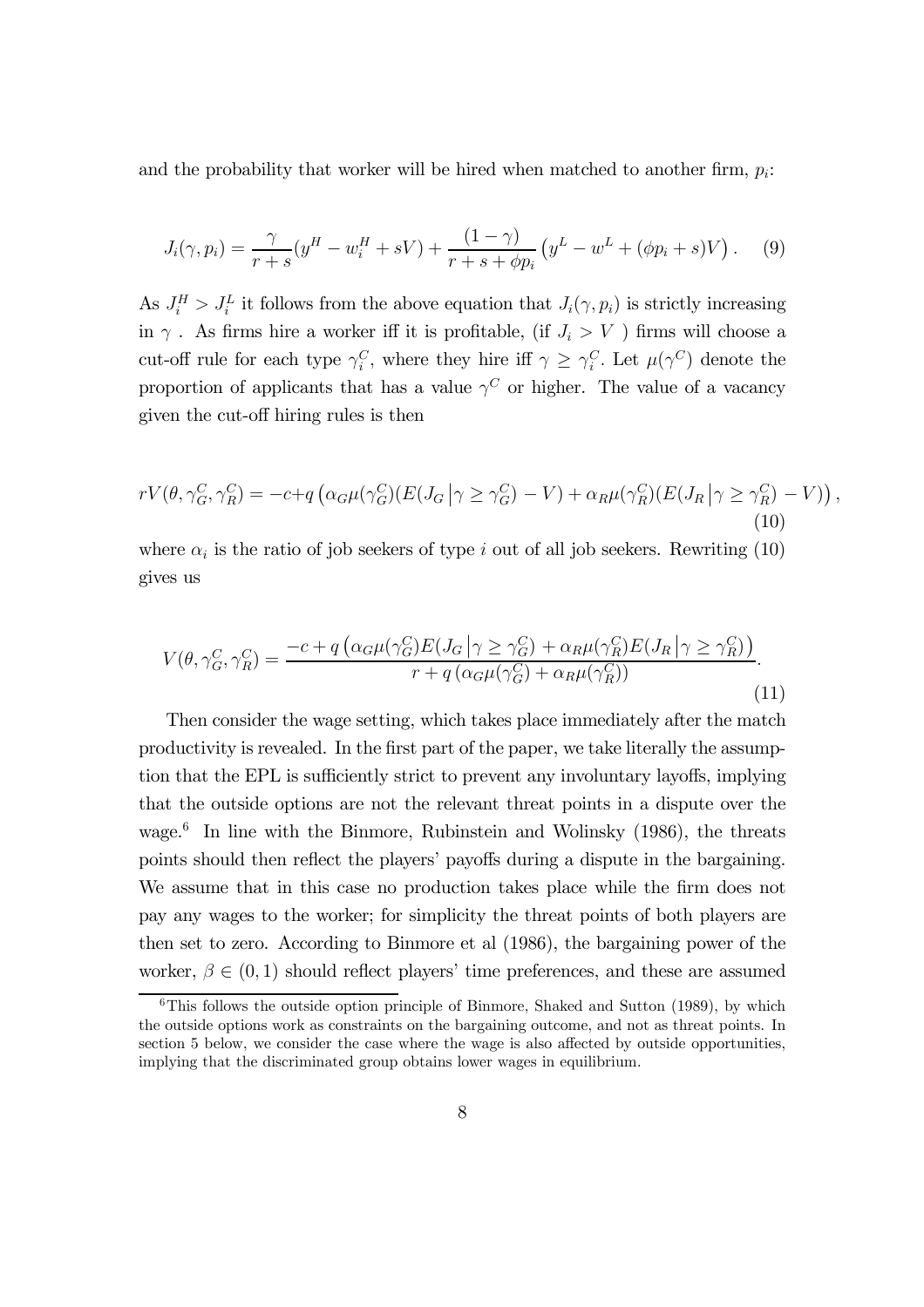and the probability that worker will be hired when matched to another firm, $p_i$:

$$J_i(\gamma, p_i) = \frac{\gamma}{r+s}(y^H - w_i^H + sV) + \frac{(1-\gamma)}{r+s+\phi p_i}\left(y^L - w^L + (\phi p_i + s)V\right). \quad (9)$$

As $J_i^H > J_i^L$ it follows from the above equation that $J_i(\gamma, p_i)$ is strictly increasing in $\gamma$ . As firms hire a worker iff it is profitable, (if $J_i > V$ ) firms will choose a cut-off rule for each type $\gamma_i^C$, where they hire iff $\gamma \geq \gamma_i^C$. Let $\mu(\gamma^C)$ denote the proportion of applicants that has a value $\gamma^C$ or higher. The value of a vacancy given the cut-off hiring rules is then

$$rV(\theta, \gamma_G^C, \gamma_R^C) = -c + q\left(\alpha_G \mu(\gamma_G^C)(E(J_G \left| \gamma \geq \gamma_G^C) - V) + \alpha_R \mu(\gamma_R^C)(E(J_R \right| \gamma \geq \gamma_R^C) - V)\right), \quad (10)$$

where $\alpha_i$ is the ratio of job seekers of type $i$ out of all job seekers. Rewriting (10) gives us

$$V(\theta, \gamma_G^C, \gamma_R^C) = \frac{-c + q\left(\alpha_G \mu(\gamma_G^C) E(J_G \left| \gamma \geq \gamma_G^C) + \alpha_R \mu(\gamma_R^C) E(J_R \right| \gamma \geq \gamma_R^C)\right)}{r + q\left(\alpha_G \mu(\gamma_G^C) + \alpha_R \mu(\gamma_R^C)\right)}. \quad (11)$$

Then consider the wage setting, which takes place immediately after the match productivity is revealed. In the first part of the paper, we take literally the assumption that the EPL is sufficiently strict to prevent any involuntary layoffs, implying that the outside options are not the relevant threat points in a dispute over the wage.[6] In line with the Binmore, Rubinstein and Wolinsky (1986), the threats points should then reflect the players' payoffs during a dispute in the bargaining. We assume that in this case no production takes place while the firm does not pay any wages to the worker; for simplicity the threat points of both players are then set to zero. According to Binmore et al (1986), the bargaining power of the worker, $\beta \in (0, 1)$ should reflect players' time preferences, and these are assumed

[6]This follows the outside option principle of Binmore, Shaked and Sutton (1989), by which the outside options work as constraints on the bargaining outcome, and not as threat points. In section 5 below, we consider the case where the wage is also affected by outside opportunities, implying that the discriminated group obtains lower wages in equilibrium.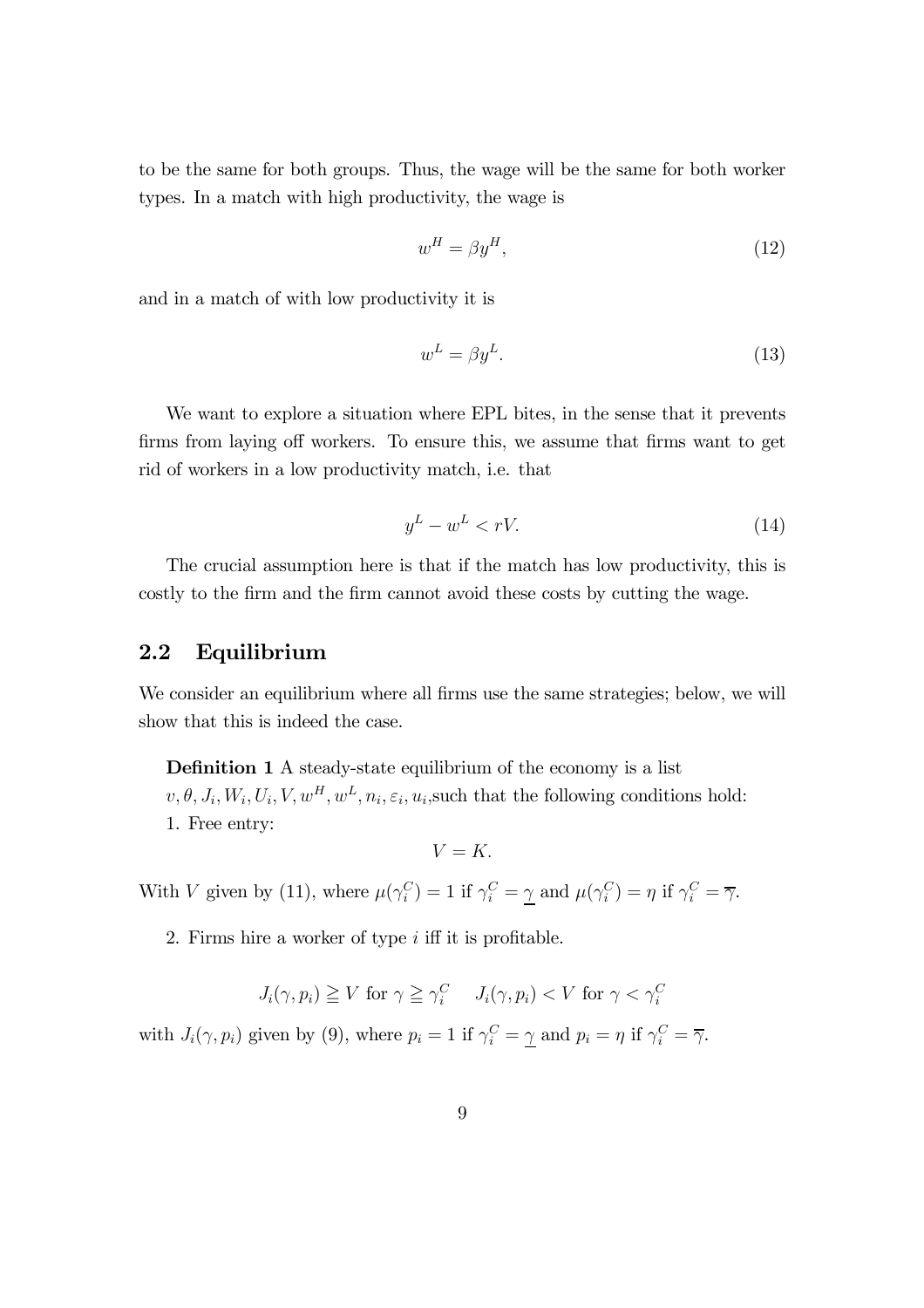to be the same for both groups. Thus, the wage will be the same for both worker types. In a match with high productivity, the wage is

$$w^H = \beta y^H, \tag{12}$$

and in a match of with low productivity it is

$$w^L = \beta y^L. \tag{13}$$

We want to explore a situation where EPL bites, in the sense that it prevents firms from laying off workers. To ensure this, we assume that firms want to get rid of workers in a low productivity match, i.e. that

$$y^L - w^L < rV. \tag{14}$$

The crucial assumption here is that if the match has low productivity, this is costly to the firm and the firm cannot avoid these costs by cutting the wage.

## 2.2 Equilibrium

We consider an equilibrium where all firms use the same strategies; below, we will show that this is indeed the case.

**Definition 1** A steady-state equilibrium of the economy is a list $v, \theta, J_i, W_i, U_i, V, w^H, w^L, n_i, \varepsilon_i, u_i$,such that the following conditions hold:
1. Free entry:

$$V = K.$$

With $V$ given by (11), where $\mu(\gamma_i^C) = 1$ if $\gamma_i^C = \underline{\gamma}$ and $\mu(\gamma_i^C) = \eta$ if $\gamma_i^C = \overline{\gamma}$.

2. Firms hire a worker of type $i$ iff it is profitable.

$$J_i(\gamma, p_i) \geqq V \text{ for } \gamma \geqq \gamma_i^C \quad J_i(\gamma, p_i) < V \text{ for } \gamma < \gamma_i^C$$

with $J_i(\gamma, p_i)$ given by (9), where $p_i = 1$ if $\gamma_i^C = \underline{\gamma}$ and $p_i = \eta$ if $\gamma_i^C = \overline{\gamma}$.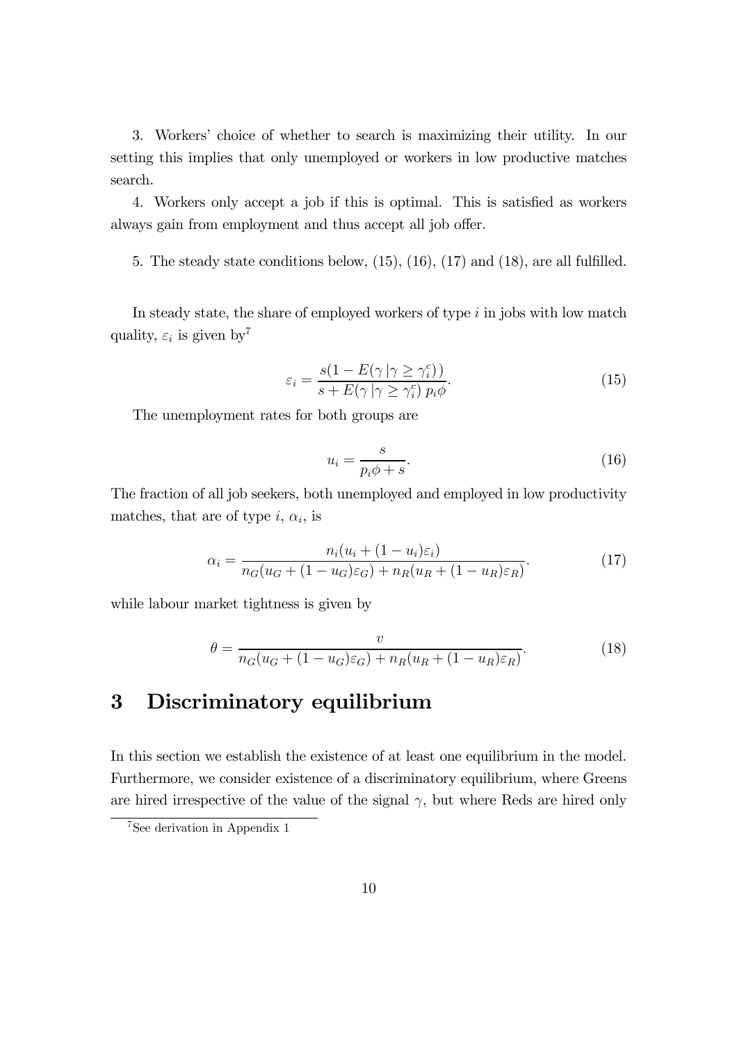3. Workers' choice of whether to search is maximizing their utility. In our setting this implies that only unemployed or workers in low productive matches search.

4. Workers only accept a job if this is optimal. This is satisfied as workers always gain from employment and thus accept all job offer.

5. The steady state conditions below, (15), (16), (17) and (18), are all fulfilled.

In steady state, the share of employed workers of type $i$ in jobs with low match quality, $\varepsilon_i$ is given by[7]

$$\varepsilon_i = \frac{s(1 - E(\gamma \,|\gamma \geq \gamma_i^c))}{s + E(\gamma \,|\gamma \geq \gamma_i^c)\, p_i \phi}. \tag{15}$$

The unemployment rates for both groups are

$$u_i = \frac{s}{p_i \phi + s}. \tag{16}$$

The fraction of all job seekers, both unemployed and employed in low productivity matches, that are of type $i$, $\alpha_i$, is

$$\alpha_i = \frac{n_i(u_i + (1 - u_i)\varepsilon_i)}{n_G(u_G + (1 - u_G)\varepsilon_G) + n_R(u_R + (1 - u_R)\varepsilon_R)}. \tag{17}$$

while labour market tightness is given by

$$\theta = \frac{v}{n_G(u_G + (1 - u_G)\varepsilon_G) + n_R(u_R + (1 - u_R)\varepsilon_R)}. \tag{18}$$

# 3 Discriminatory equilibrium

In this section we establish the existence of at least one equilibrium in the model. Furthermore, we consider existence of a discriminatory equilibrium, where Greens are hired irrespective of the value of the signal $\gamma$, but where Reds are hired only

[7] See derivation in Appendix 1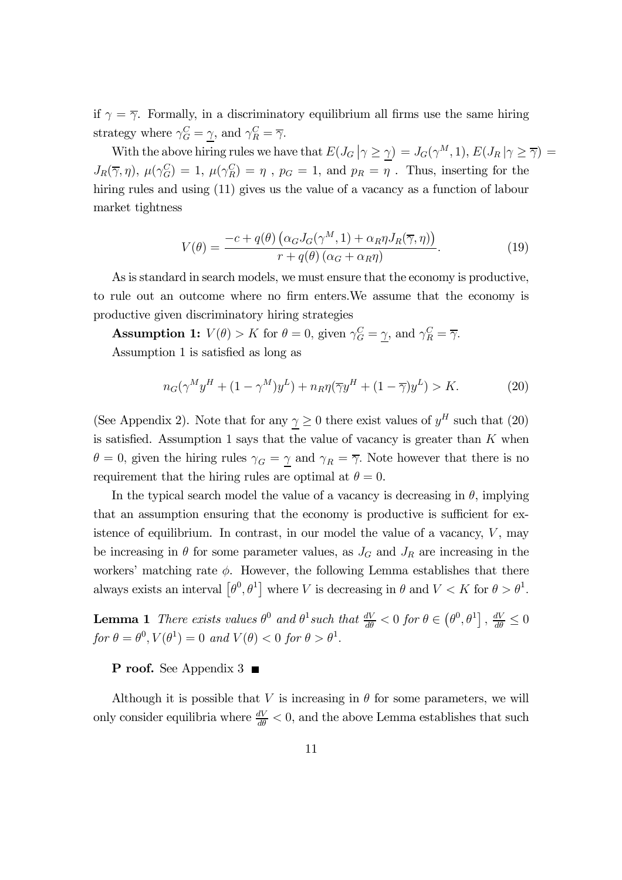if $\gamma = \overline{\gamma}$. Formally, in a discriminatory equilibrium all firms use the same hiring strategy where $\gamma_G^C = \underline{\gamma}$, and $\gamma_R^C = \overline{\gamma}$.

With the above hiring rules we have that $E(J_G \left| \gamma \geq \underline{\gamma}\right.) = J_G(\gamma^M, 1)$, $E(J_R \left| \gamma \geq \overline{\gamma}\right.) = J_R(\overline{\gamma}, \eta)$, $\mu(\gamma_G^C) = 1$, $\mu(\gamma_R^C) = \eta$ , $p_G = 1$, and $p_R = \eta$ . Thus, inserting for the hiring rules and using (11) gives us the value of a vacancy as a function of labour market tightness

$$V(\theta) = \frac{-c + q(\theta)\left(\alpha_G J_G(\gamma^M, 1) + \alpha_R \eta J_R(\overline{\gamma}, \eta)\right)}{r + q(\theta)\left(\alpha_G + \alpha_R \eta\right)}. \tag{19}$$

As is standard in search models, we must ensure that the economy is productive, to rule out an outcome where no firm enters.We assume that the economy is productive given discriminatory hiring strategies

**Assumption 1:** $V(\theta) > K$ for $\theta = 0$, given $\gamma_G^C = \underline{\gamma}$, and $\gamma_R^C = \overline{\gamma}$.

Assumption 1 is satisfied as long as

$$n_G(\gamma^M y^H + (1 - \gamma^M) y^L) + n_R \eta(\overline{\gamma} y^H + (1 - \overline{\gamma}) y^L) > K. \tag{20}$$

(See Appendix 2). Note that for any $\underline{\gamma} \geq 0$ there exist values of $y^H$ such that (20) is satisfied. Assumption 1 says that the value of vacancy is greater than $K$ when $\theta = 0$, given the hiring rules $\gamma_G = \underline{\gamma}$ and $\gamma_R = \overline{\gamma}$. Note however that there is no requirement that the hiring rules are optimal at $\theta = 0$.

In the typical search model the value of a vacancy is decreasing in $\theta$, implying that an assumption ensuring that the economy is productive is sufficient for existence of equilibrium. In contrast, in our model the value of a vacancy, $V$, may be increasing in $\theta$ for some parameter values, as $J_G$ and $J_R$ are increasing in the workers' matching rate $\phi$. However, the following Lemma establishes that there always exists an interval $\left[\theta^0, \theta^1\right]$ where $V$ is decreasing in $\theta$ and $V < K$ for $\theta > \theta^1$.

**Lemma 1** *There exists values $\theta^0$ and $\theta^1$such that $\frac{dV}{d\theta} < 0$ for $\theta \in \left(\theta^0, \theta^1\right]$, $\frac{dV}{d\theta} \leq 0$ for $\theta = \theta^0, V(\theta^1) = 0$ and $V(\theta) < 0$ for $\theta > \theta^1$.*

**P roof.** See Appendix 3 ■

Although it is possible that $V$ is increasing in $\theta$ for some parameters, we will only consider equilibria where $\frac{dV}{d\theta} < 0$, and the above Lemma establishes that such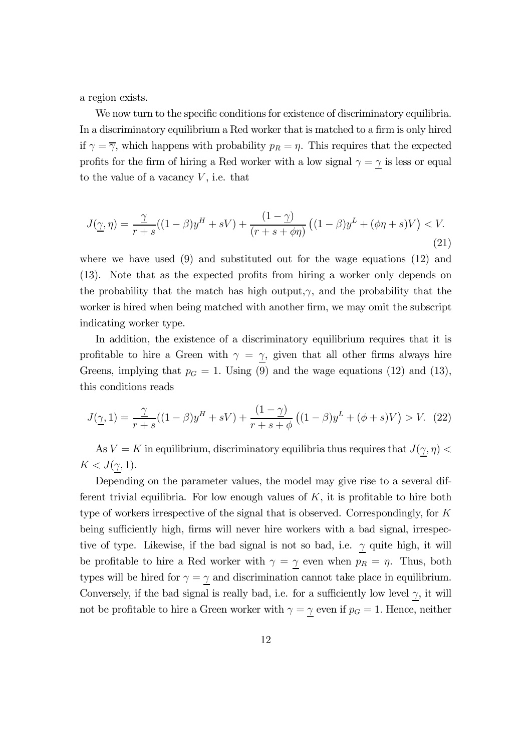a region exists.

We now turn to the specific conditions for existence of discriminatory equilibria. In a discriminatory equilibrium a Red worker that is matched to a firm is only hired if $\gamma = \overline{\gamma}$, which happens with probability $p_R = \eta$. This requires that the expected profits for the firm of hiring a Red worker with a low signal $\gamma = \underline{\gamma}$ is less or equal to the value of a vacancy $V$, i.e. that

$$J(\underline{\gamma}, \eta) = \frac{\underline{\gamma}}{r+s}((1-\beta)y^H + sV) + \frac{(1-\underline{\gamma})}{(r+s+\phi\eta)}\left((1-\beta)y^L + (\phi\eta + s)V\right) < V. \tag{21}$$

where we have used (9) and substituted out for the wage equations (12) and (13). Note that as the expected profits from hiring a worker only depends on the probability that the match has high output,$\gamma$, and the probability that the worker is hired when being matched with another firm, we may omit the subscript indicating worker type.

In addition, the existence of a discriminatory equilibrium requires that it is profitable to hire a Green with $\gamma = \underline{\gamma}$, given that all other firms always hire Greens, implying that $p_G = 1$. Using (9) and the wage equations (12) and (13), this conditions reads

$$J(\underline{\gamma}, 1) = \frac{\underline{\gamma}}{r+s}((1-\beta)y^H + sV) + \frac{(1-\underline{\gamma})}{r+s+\phi}\left((1-\beta)y^L + (\phi + s)V\right) > V. \tag{22}$$

As $V = K$ in equilibrium, discriminatory equilibria thus requires that $J(\underline{\gamma}, \eta) < K < J(\underline{\gamma}, 1)$.

Depending on the parameter values, the model may give rise to a several different trivial equilibria. For low enough values of $K$, it is profitable to hire both type of workers irrespective of the signal that is observed. Correspondingly, for $K$ being sufficiently high, firms will never hire workers with a bad signal, irrespective of type. Likewise, if the bad signal is not so bad, i.e. $\underline{\gamma}$ quite high, it will be profitable to hire a Red worker with $\gamma = \underline{\gamma}$ even when $p_R = \eta$. Thus, both types will be hired for $\gamma = \underline{\gamma}$ and discrimination cannot take place in equilibrium. Conversely, if the bad signal is really bad, i.e. for a sufficiently low level $\underline{\gamma}$, it will not be profitable to hire a Green worker with $\gamma = \underline{\gamma}$ even if $p_G = 1$. Hence, neither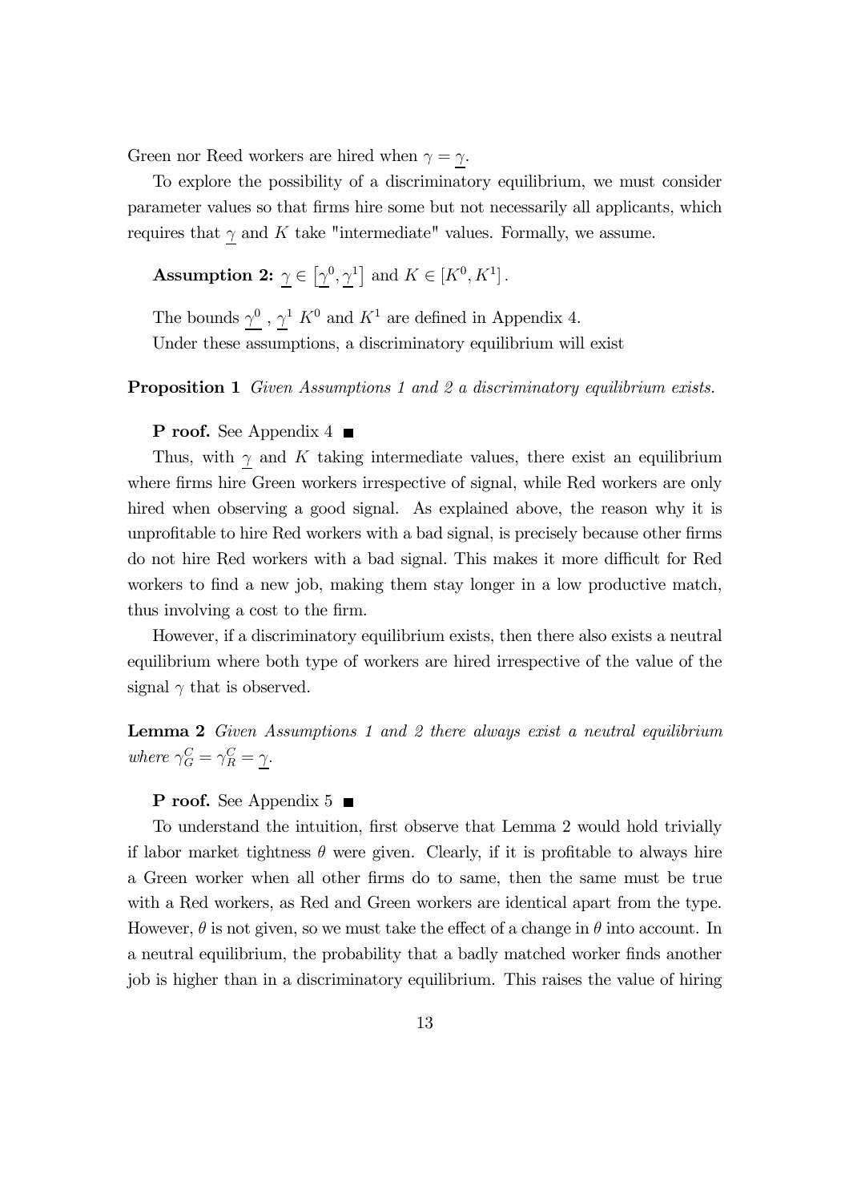Green nor Reed workers are hired when $\gamma = \underline{\gamma}$.

To explore the possibility of a discriminatory equilibrium, we must consider parameter values so that firms hire some but not necessarily all applicants, which requires that $\underline{\gamma}$ and $K$ take "intermediate" values. Formally, we assume.

**Assumption 2:** $\underline{\gamma} \in \left[\underline{\gamma}^0, \underline{\gamma}^1\right]$ and $K \in \left[K^0, K^1\right]$.

The bounds $\underline{\gamma}^0$ , $\underline{\gamma}^1$ $K^0$ and $K^1$ are defined in Appendix 4.

Under these assumptions, a discriminatory equilibrium will exist

**Proposition 1** *Given Assumptions 1 and 2 a discriminatory equilibrium exists.*

**P roof.** See Appendix 4 ■

Thus, with $\underline{\gamma}$ and $K$ taking intermediate values, there exist an equilibrium where firms hire Green workers irrespective of signal, while Red workers are only hired when observing a good signal. As explained above, the reason why it is unprofitable to hire Red workers with a bad signal, is precisely because other firms do not hire Red workers with a bad signal. This makes it more difficult for Red workers to find a new job, making them stay longer in a low productive match, thus involving a cost to the firm.

However, if a discriminatory equilibrium exists, then there also exists a neutral equilibrium where both type of workers are hired irrespective of the value of the signal $\gamma$ that is observed.

**Lemma 2** *Given Assumptions 1 and 2 there always exist a neutral equilibrium where $\gamma_G^C = \gamma_R^C = \underline{\gamma}$.*

**P roof.** See Appendix 5 ■

To understand the intuition, first observe that Lemma 2 would hold trivially if labor market tightness $\theta$ were given. Clearly, if it is profitable to always hire a Green worker when all other firms do to same, then the same must be true with a Red workers, as Red and Green workers are identical apart from the type. However, $\theta$ is not given, so we must take the effect of a change in $\theta$ into account. In a neutral equilibrium, the probability that a badly matched worker finds another job is higher than in a discriminatory equilibrium. This raises the value of hiring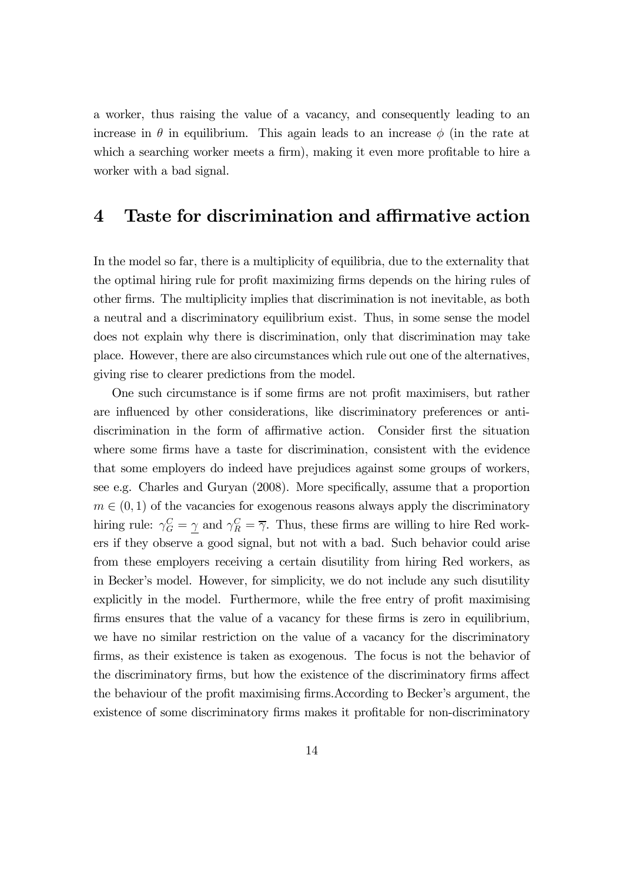a worker, thus raising the value of a vacancy, and consequently leading to an increase in $\theta$ in equilibrium. This again leads to an increase $\phi$ (in the rate at which a searching worker meets a firm), making it even more profitable to hire a worker with a bad signal.

# 4 Taste for discrimination and affirmative action

In the model so far, there is a multiplicity of equilibria, due to the externality that the optimal hiring rule for profit maximizing firms depends on the hiring rules of other firms. The multiplicity implies that discrimination is not inevitable, as both a neutral and a discriminatory equilibrium exist. Thus, in some sense the model does not explain why there is discrimination, only that discrimination may take place. However, there are also circumstances which rule out one of the alternatives, giving rise to clearer predictions from the model.

One such circumstance is if some firms are not profit maximisers, but rather are influenced by other considerations, like discriminatory preferences or anti-discrimination in the form of affirmative action. Consider first the situation where some firms have a taste for discrimination, consistent with the evidence that some employers do indeed have prejudices against some groups of workers, see e.g. Charles and Guryan (2008). More specifically, assume that a proportion $m \in (0, 1)$ of the vacancies for exogenous reasons always apply the discriminatory hiring rule: $\gamma_G^C = \underline{\gamma}$ and $\gamma_R^C = \overline{\gamma}$. Thus, these firms are willing to hire Red workers if they observe a good signal, but not with a bad. Such behavior could arise from these employers receiving a certain disutility from hiring Red workers, as in Becker's model. However, for simplicity, we do not include any such disutility explicitly in the model. Furthermore, while the free entry of profit maximising firms ensures that the value of a vacancy for these firms is zero in equilibrium, we have no similar restriction on the value of a vacancy for the discriminatory firms, as their existence is taken as exogenous. The focus is not the behavior of the discriminatory firms, but how the existence of the discriminatory firms affect the behaviour of the profit maximising firms.According to Becker's argument, the existence of some discriminatory firms makes it profitable for non-discriminatory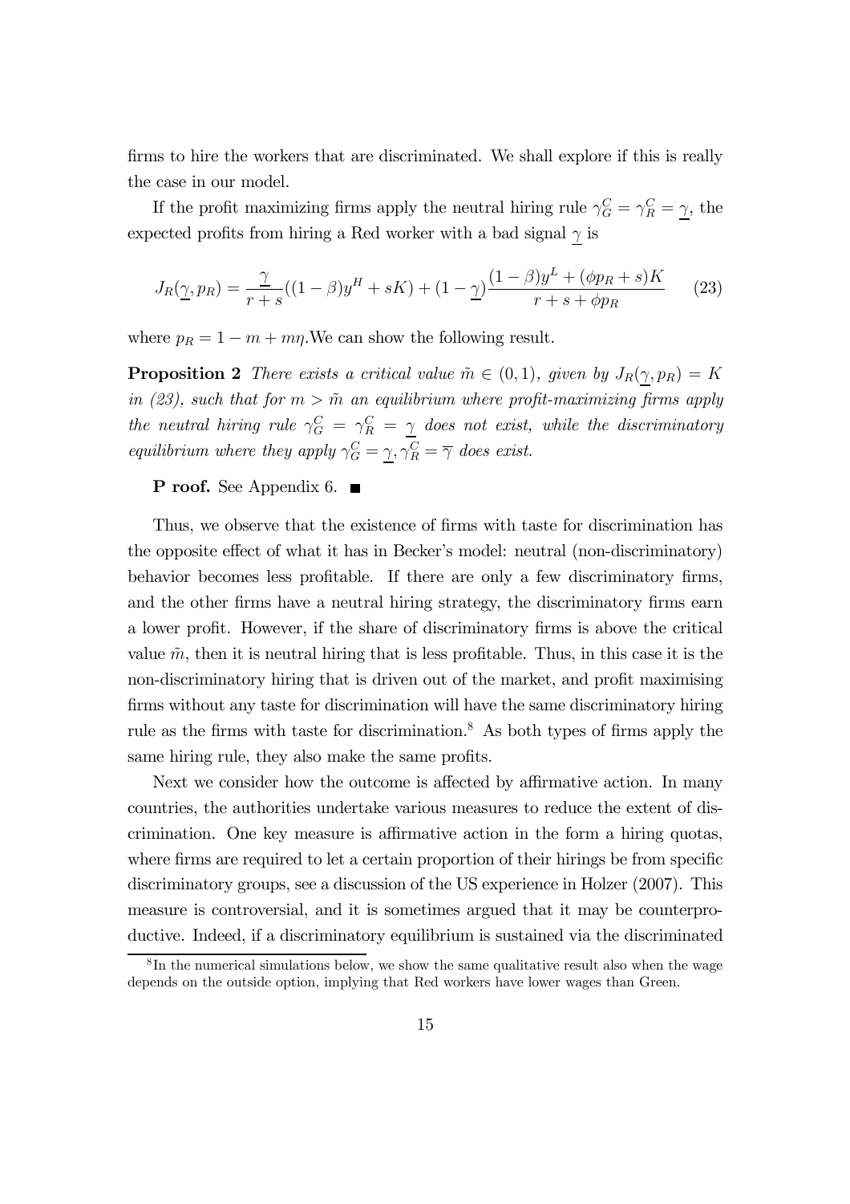firms to hire the workers that are discriminated. We shall explore if this is really the case in our model.

If the profit maximizing firms apply the neutral hiring rule $\gamma_G^C = \gamma_R^C = \underline{\gamma}$, the expected profits from hiring a Red worker with a bad signal $\underline{\gamma}$ is

$$J_R(\underline{\gamma}, p_R) = \frac{\underline{\gamma}}{r+s}((1-\beta)y^H + sK) + (1-\underline{\gamma})\frac{(1-\beta)y^L + (\phi p_R + s)K}{r+s+\phi p_R} \tag{23}$$

where $p_R = 1 - m + m\eta$.We can show the following result.

**Proposition 2** *There exists a critical value $\tilde{m} \in (0,1)$, given by $J_R(\underline{\gamma}, p_R) = K$ in (23), such that for $m > \tilde{m}$ an equilibrium where profit-maximizing firms apply the neutral hiring rule $\gamma_G^C = \gamma_R^C = \underline{\gamma}$ does not exist, while the discriminatory equilibrium where they apply $\gamma_G^C = \underline{\gamma}, \gamma_R^C = \overline{\gamma}$ does exist.*

**P roof.** See Appendix 6. ■

Thus, we observe that the existence of firms with taste for discrimination has the opposite effect of what it has in Becker's model: neutral (non-discriminatory) behavior becomes less profitable. If there are only a few discriminatory firms, and the other firms have a neutral hiring strategy, the discriminatory firms earn a lower profit. However, if the share of discriminatory firms is above the critical value $\tilde{m}$, then it is neutral hiring that is less profitable. Thus, in this case it is the non-discriminatory hiring that is driven out of the market, and profit maximising firms without any taste for discrimination will have the same discriminatory hiring rule as the firms with taste for discrimination.[8] As both types of firms apply the same hiring rule, they also make the same profits.

Next we consider how the outcome is affected by affirmative action. In many countries, the authorities undertake various measures to reduce the extent of discrimination. One key measure is affirmative action in the form a hiring quotas, where firms are required to let a certain proportion of their hirings be from specific discriminatory groups, see a discussion of the US experience in Holzer (2007). This measure is controversial, and it is sometimes argued that it may be counterproductive. Indeed, if a discriminatory equilibrium is sustained via the discriminated

[8] In the numerical simulations below, we show the same qualitative result also when the wage depends on the outside option, implying that Red workers have lower wages than Green.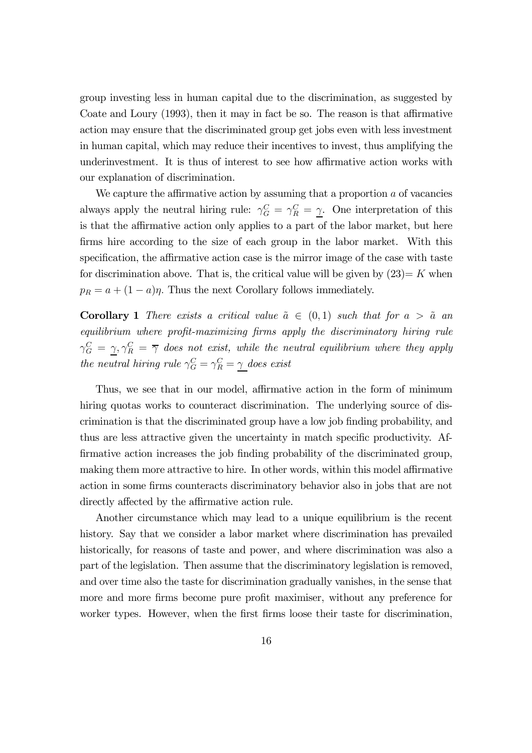group investing less in human capital due to the discrimination, as suggested by Coate and Loury (1993), then it may in fact be so. The reason is that affirmative action may ensure that the discriminated group get jobs even with less investment in human capital, which may reduce their incentives to invest, thus amplifying the underinvestment. It is thus of interest to see how affirmative action works with our explanation of discrimination.

We capture the affirmative action by assuming that a proportion $a$ of vacancies always apply the neutral hiring rule: $\gamma_G^C = \gamma_R^C = \underline{\gamma}$. One interpretation of this is that the affirmative action only applies to a part of the labor market, but here firms hire according to the size of each group in the labor market. With this specification, the affirmative action case is the mirror image of the case with taste for discrimination above. That is, the critical value will be given by $(23) = K$ when $p_R = a + (1-a)\eta$. Thus the next Corollary follows immediately.

**Corollary 1** *There exists a critical value $\tilde{a} \in (0,1)$ such that for $a > \tilde{a}$ an equilibrium where profit-maximizing firms apply the discriminatory hiring rule $\gamma_G^C = \underline{\gamma}, \gamma_R^C = \overline{\gamma}$ does not exist, while the neutral equilibrium where they apply the neutral hiring rule $\gamma_G^C = \gamma_R^C = \underline{\gamma}$ does exist*

Thus, we see that in our model, affirmative action in the form of minimum hiring quotas works to counteract discrimination. The underlying source of discrimination is that the discriminated group have a low job finding probability, and thus are less attractive given the uncertainty in match specific productivity. Affirmative action increases the job finding probability of the discriminated group, making them more attractive to hire. In other words, within this model affirmative action in some firms counteracts discriminatory behavior also in jobs that are not directly affected by the affirmative action rule.

Another circumstance which may lead to a unique equilibrium is the recent history. Say that we consider a labor market where discrimination has prevailed historically, for reasons of taste and power, and where discrimination was also a part of the legislation. Then assume that the discriminatory legislation is removed, and over time also the taste for discrimination gradually vanishes, in the sense that more and more firms become pure profit maximiser, without any preference for worker types. However, when the first firms loose their taste for discrimination,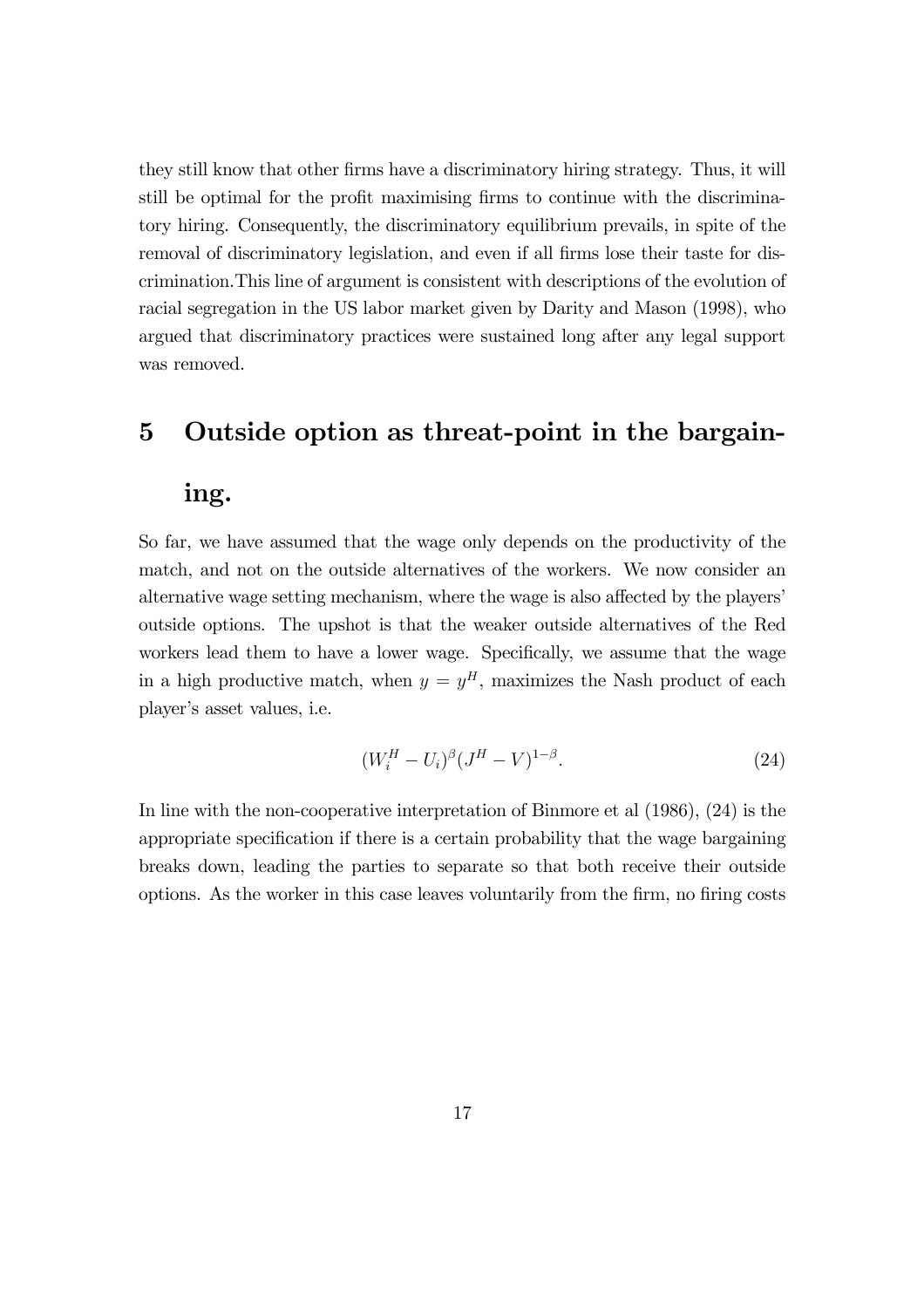they still know that other firms have a discriminatory hiring strategy. Thus, it will still be optimal for the profit maximising firms to continue with the discriminatory hiring. Consequently, the discriminatory equilibrium prevails, in spite of the removal of discriminatory legislation, and even if all firms lose their taste for discrimination.This line of argument is consistent with descriptions of the evolution of racial segregation in the US labor market given by Darity and Mason (1998), who argued that discriminatory practices were sustained long after any legal support was removed.

# 5 Outside option as threat-point in the bargaining.

So far, we have assumed that the wage only depends on the productivity of the match, and not on the outside alternatives of the workers. We now consider an alternative wage setting mechanism, where the wage is also affected by the players' outside options. The upshot is that the weaker outside alternatives of the Red workers lead them to have a lower wage. Specifically, we assume that the wage in a high productive match, when $y = y^H$, maximizes the Nash product of each player's asset values, i.e.

$$(W_i^H - U_i)^\beta (J^H - V)^{1-\beta}. \tag{24}$$

In line with the non-cooperative interpretation of Binmore et al (1986), (24) is the appropriate specification if there is a certain probability that the wage bargaining breaks down, leading the parties to separate so that both receive their outside options. As the worker in this case leaves voluntarily from the firm, no firing costs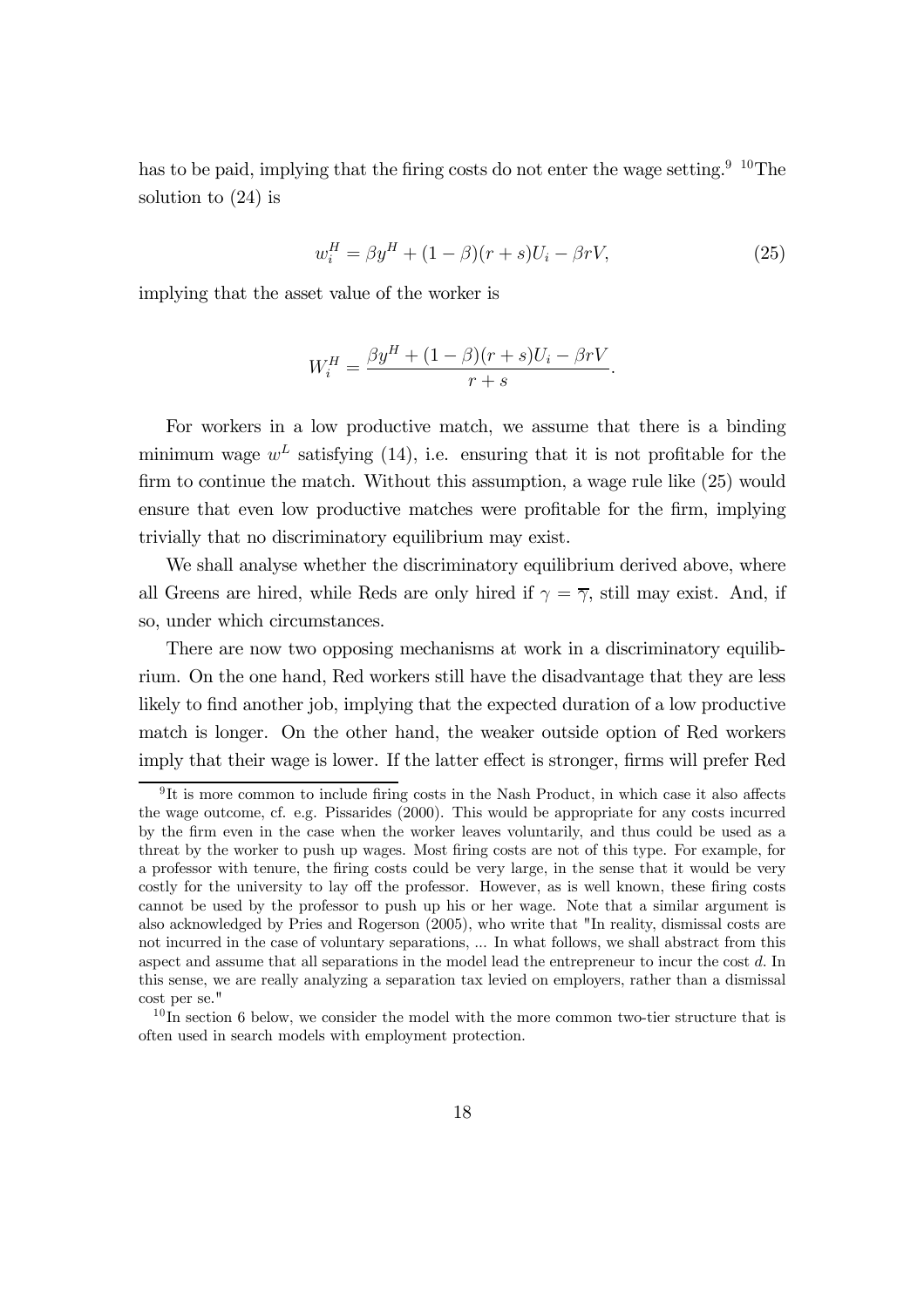has to be paid, implying that the firing costs do not enter the wage setting.[9] [10]The solution to (24) is

$$w_i^H = \beta y^H + (1-\beta)(r+s)U_i - \beta rV, \tag{25}$$

implying that the asset value of the worker is

$$W_i^H = \frac{\beta y^H + (1-\beta)(r+s)U_i - \beta rV}{r+s}.$$

For workers in a low productive match, we assume that there is a binding minimum wage $w^L$ satisfying (14), i.e. ensuring that it is not profitable for the firm to continue the match. Without this assumption, a wage rule like (25) would ensure that even low productive matches were profitable for the firm, implying trivially that no discriminatory equilibrium may exist.

We shall analyse whether the discriminatory equilibrium derived above, where all Greens are hired, while Reds are only hired if $\gamma = \overline{\gamma}$, still may exist. And, if so, under which circumstances.

There are now two opposing mechanisms at work in a discriminatory equilibrium. On the one hand, Red workers still have the disadvantage that they are less likely to find another job, implying that the expected duration of a low productive match is longer. On the other hand, the weaker outside option of Red workers imply that their wage is lower. If the latter effect is stronger, firms will prefer Red

[9] It is more common to include firing costs in the Nash Product, in which case it also affects the wage outcome, cf. e.g. Pissarides (2000). This would be appropriate for any costs incurred by the firm even in the case when the worker leaves voluntarily, and thus could be used as a threat by the worker to push up wages. Most firing costs are not of this type. For example, for a professor with tenure, the firing costs could be very large, in the sense that it would be very costly for the university to lay off the professor. However, as is well known, these firing costs cannot be used by the professor to push up his or her wage. Note that a similar argument is also acknowledged by Pries and Rogerson (2005), who write that "In reality, dismissal costs are not incurred in the case of voluntary separations, ... In what follows, we shall abstract from this aspect and assume that all separations in the model lead the entrepreneur to incur the cost $d$. In this sense, we are really analyzing a separation tax levied on employers, rather than a dismissal cost per se."

[10] In section 6 below, we consider the model with the more common two-tier structure that is often used in search models with employment protection.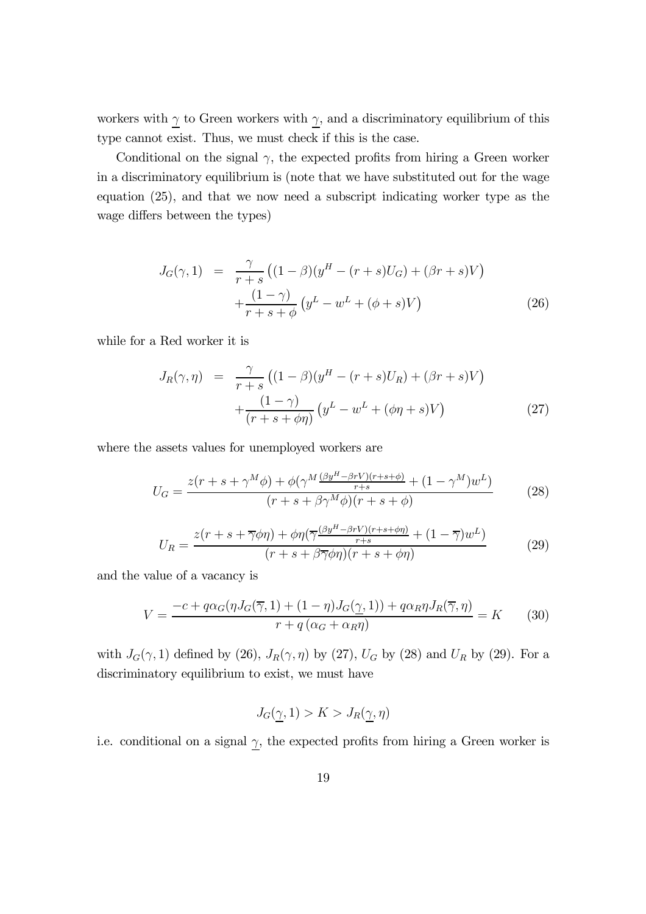workers with $\underline{\gamma}$ to Green workers with $\underline{\gamma}$, and a discriminatory equilibrium of this type cannot exist. Thus, we must check if this is the case.

Conditional on the signal $\gamma$, the expected profits from hiring a Green worker in a discriminatory equilibrium is (note that we have substituted out for the wage equation (25), and that we now need a subscript indicating worker type as the wage differs between the types)

$$
\begin{aligned}
J_G(\gamma, 1) &= \frac{\gamma}{r+s}\left((1-\beta)(y^H - (r+s)U_G) + (\beta r + s)V\right) \\
&\quad + \frac{(1-\gamma)}{r+s+\phi}\left(y^L - w^L + (\phi + s)V\right) 
\end{aligned} \tag{26}
$$

while for a Red worker it is

$$
\begin{aligned}
J_R(\gamma, \eta) &= \frac{\gamma}{r+s}\left((1-\beta)(y^H - (r+s)U_R) + (\beta r + s)V\right) \\
&\quad + \frac{(1-\gamma)}{(r+s+\phi\eta)}\left(y^L - w^L + (\phi\eta + s)V\right) 
\end{aligned} \tag{27}
$$

where the assets values for unemployed workers are

$$
U_G = \frac{z(r+s+\gamma^M\phi) + \phi(\gamma^M \frac{(\beta y^H - \beta r V)(r+s+\phi)}{r+s} + (1-\gamma^M)w^L)}{(r+s+\beta\gamma^M\phi)(r+s+\phi)} \tag{28}
$$

$$
U_R = \frac{z(r+s+\overline{\gamma}\phi\eta) + \phi\eta(\overline{\gamma}\frac{(\beta y^H - \beta r V)(r+s+\phi\eta)}{r+s} + (1-\overline{\gamma})w^L)}{(r+s+\beta\overline{\gamma}\phi\eta)(r+s+\phi\eta)} \tag{29}
$$

and the value of a vacancy is

$$
V = \frac{-c + q\alpha_G(\eta J_G(\overline{\gamma}, 1) + (1-\eta)J_G(\underline{\gamma}, 1)) + q\alpha_R\eta J_R(\overline{\gamma}, \eta)}{r + q\left(\alpha_G + \alpha_R\eta\right)} = K \tag{30}
$$

with $J_G(\gamma, 1)$ defined by (26), $J_R(\gamma, \eta)$ by (27), $U_G$ by (28) and $U_R$ by (29). For a discriminatory equilibrium to exist, we must have

$$
J_G(\underline{\gamma}, 1) > K > J_R(\underline{\gamma}, \eta)
$$

i.e. conditional on a signal $\underline{\gamma}$, the expected profits from hiring a Green worker is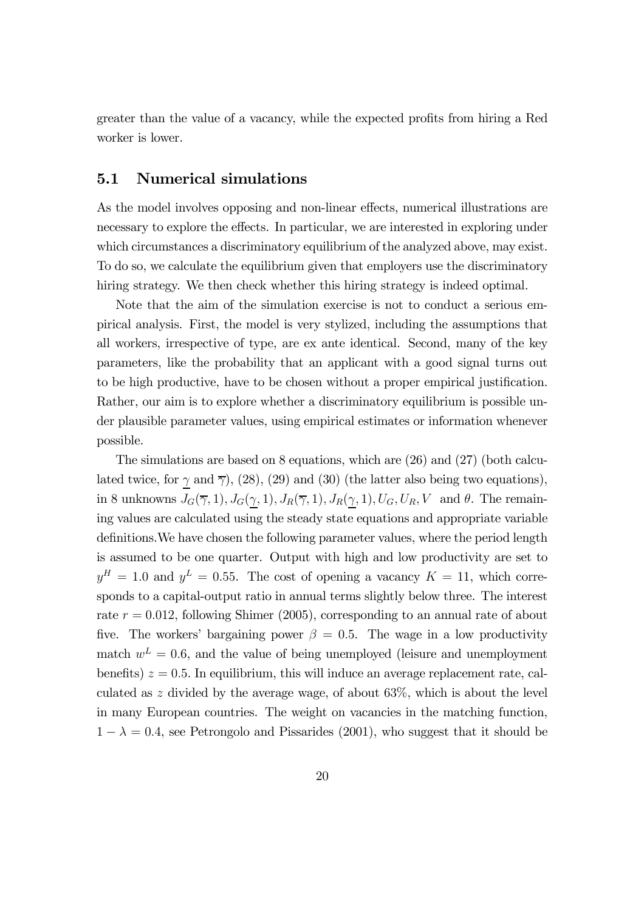greater than the value of a vacancy, while the expected profits from hiring a Red worker is lower.

## 5.1 Numerical simulations

As the model involves opposing and non-linear effects, numerical illustrations are necessary to explore the effects. In particular, we are interested in exploring under which circumstances a discriminatory equilibrium of the analyzed above, may exist. To do so, we calculate the equilibrium given that employers use the discriminatory hiring strategy. We then check whether this hiring strategy is indeed optimal.

Note that the aim of the simulation exercise is not to conduct a serious empirical analysis. First, the model is very stylized, including the assumptions that all workers, irrespective of type, are ex ante identical. Second, many of the key parameters, like the probability that an applicant with a good signal turns out to be high productive, have to be chosen without a proper empirical justification. Rather, our aim is to explore whether a discriminatory equilibrium is possible under plausible parameter values, using empirical estimates or information whenever possible.

The simulations are based on 8 equations, which are (26) and (27) (both calculated twice, for $\underline{\gamma}$ and $\overline{\gamma}$), (28), (29) and (30) (the latter also being two equations), in 8 unknowns $J_G(\overline{\gamma}, 1), J_G(\underline{\gamma}, 1), J_R(\overline{\gamma}, 1), J_R(\underline{\gamma}, 1), U_G, U_R, V$ and $\theta$. The remaining values are calculated using the steady state equations and appropriate variable definitions.We have chosen the following parameter values, where the period length is assumed to be one quarter. Output with high and low productivity are set to $y^H = 1.0$ and $y^L = 0.55$. The cost of opening a vacancy $K = 11$, which corresponds to a capital-output ratio in annual terms slightly below three. The interest rate $r = 0.012$, following Shimer (2005), corresponding to an annual rate of about five. The workers' bargaining power $\beta = 0.5$. The wage in a low productivity match $w^L = 0.6$, and the value of being unemployed (leisure and unemployment benefits) $z = 0.5$. In equilibrium, this will induce an average replacement rate, calculated as $z$ divided by the average wage, of about 63%, which is about the level in many European countries. The weight on vacancies in the matching function, $1 - \lambda = 0.4$, see Petrongolo and Pissarides (2001), who suggest that it should be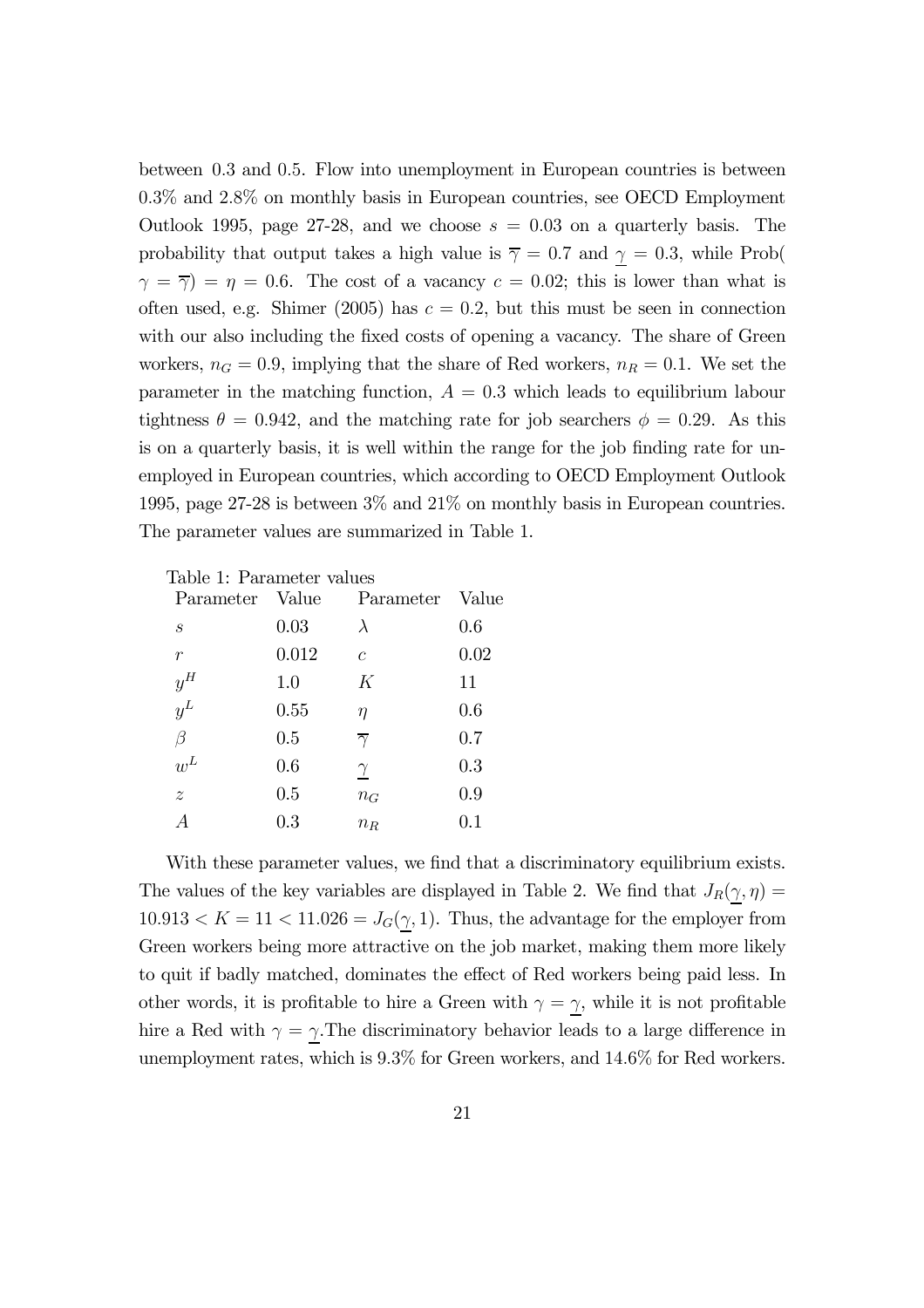between 0.3 and 0.5. Flow into unemployment in European countries is between 0.3% and 2.8% on monthly basis in European countries, see OECD Employment Outlook 1995, page 27-28, and we choose $s = 0.03$ on a quarterly basis. The probability that output takes a high value is $\overline{\gamma} = 0.7$ and $\underline{\gamma} = 0.3$, while Prob( $\gamma = \overline{\gamma}) = \eta = 0.6$. The cost of a vacancy $c = 0.02$; this is lower than what is often used, e.g. Shimer (2005) has $c = 0.2$, but this must be seen in connection with our also including the fixed costs of opening a vacancy. The share of Green workers, $n_G = 0.9$, implying that the share of Red workers, $n_R = 0.1$. We set the parameter in the matching function, $A = 0.3$ which leads to equilibrium labour tightness $\theta = 0.942$, and the matching rate for job searchers $\phi = 0.29$. As this is on a quarterly basis, it is well within the range for the job finding rate for unemployed in European countries, which according to OECD Employment Outlook 1995, page 27-28 is between 3% and 21% on monthly basis in European countries. The parameter values are summarized in Table 1.

Table 1: Parameter values

| Parameter | Value | Parameter | Value |
|---|---|---|---|
| $s$ | 0.03 | $\lambda$ | 0.6 |
| $r$ | 0.012 | $c$ | 0.02 |
| $y^H$ | 1.0 | $K$ | 11 |
| $y^L$ | 0.55 | $\eta$ | 0.6 |
| $\beta$ | 0.5 | $\overline{\gamma}$ | 0.7 |
| $w^L$ | 0.6 | $\underline{\gamma}$ | 0.3 |
| $z$ | 0.5 | $n_G$ | 0.9 |
| $A$ | 0.3 | $n_R$ | 0.1 |

With these parameter values, we find that a discriminatory equilibrium exists. The values of the key variables are displayed in Table 2. We find that $J_R(\underline{\gamma}, \eta) = 10.913 < K = 11 < 11.026 = J_G(\underline{\gamma}, 1)$. Thus, the advantage for the employer from Green workers being more attractive on the job market, making them more likely to quit if badly matched, dominates the effect of Red workers being paid less. In other words, it is profitable to hire a Green with $\gamma = \underline{\gamma}$, while it is not profitable hire a Red with $\gamma = \underline{\gamma}$.The discriminatory behavior leads to a large difference in unemployment rates, which is 9.3% for Green workers, and 14.6% for Red workers.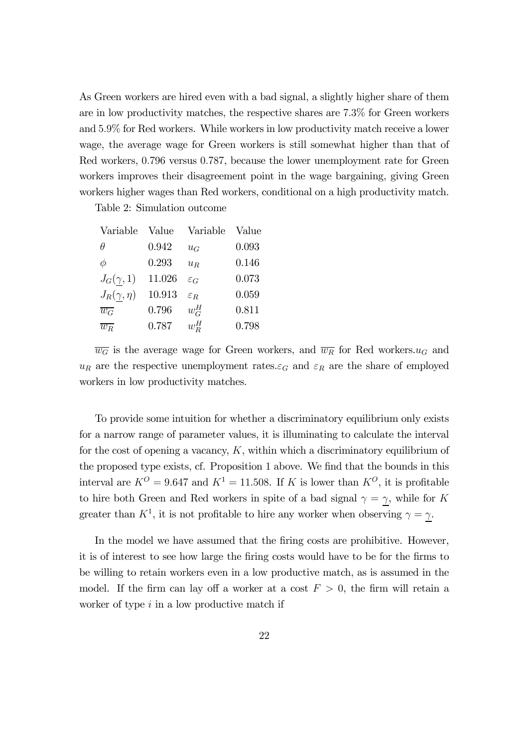As Green workers are hired even with a bad signal, a slightly higher share of them are in low productivity matches, the respective shares are 7.3% for Green workers and 5.9% for Red workers. While workers in low productivity match receive a lower wage, the average wage for Green workers is still somewhat higher than that of Red workers, 0.796 versus 0.787, because the lower unemployment rate for Green workers improves their disagreement point in the wage bargaining, giving Green workers higher wages than Red workers, conditional on a high productivity match.

Table 2: Simulation outcome

| Variable | Value | Variable | Value |
|---|---|---|---|
| $\theta$ | 0.942 | $u_G$ | 0.093 |
| $\phi$ | 0.293 | $u_R$ | 0.146 |
| $J_G(\underline{\gamma}, 1)$ | 11.026 | $\varepsilon_G$ | 0.073 |
| $J_R(\underline{\gamma}, \eta)$ | 10.913 | $\varepsilon_R$ | 0.059 |
| $\overline{w_G}$ | 0.796 | $w_G^H$ | 0.811 |
| $\overline{w_R}$ | 0.787 | $w_R^H$ | 0.798 |

$\overline{w_G}$ is the average wage for Green workers, and $\overline{w_R}$ for Red workers. $u_G$ and $u_R$ are the respective unemployment rates. $\varepsilon_G$ and $\varepsilon_R$ are the share of employed workers in low productivity matches.

To provide some intuition for whether a discriminatory equilibrium only exists for a narrow range of parameter values, it is illuminating to calculate the interval for the cost of opening a vacancy, $K$, within which a discriminatory equilibrium of the proposed type exists, cf. Proposition 1 above. We find that the bounds in this interval are $K^O = 9.647$ and $K^1 = 11.508$. If $K$ is lower than $K^O$, it is profitable to hire both Green and Red workers in spite of a bad signal $\gamma = \underline{\gamma}$, while for $K$ greater than $K^1$, it is not profitable to hire any worker when observing $\gamma = \underline{\gamma}$.

In the model we have assumed that the firing costs are prohibitive. However, it is of interest to see how large the firing costs would have to be for the firms to be willing to retain workers even in a low productive match, as is assumed in the model. If the firm can lay off a worker at a cost $F > 0$, the firm will retain a worker of type $i$ in a low productive match if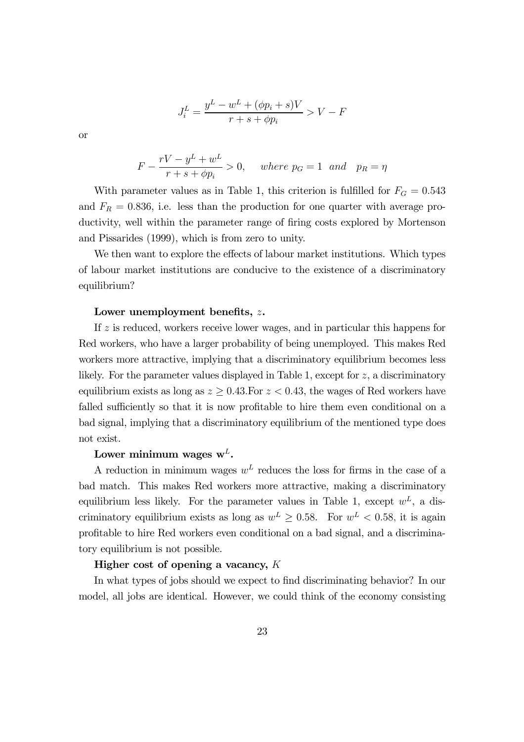$$J_i^L = \frac{y^L - w^L + (\phi p_i + s)V}{r + s + \phi p_i} > V - F$$

or

$$F - \frac{rV - y^L + w^L}{r + s + \phi p_i} > 0, \quad \textit{where } p_G = 1 \textit{ and } \quad p_R = \eta$$

With parameter values as in Table 1, this criterion is fulfilled for $F_G = 0.543$ and $F_R = 0.836$, i.e. less than the production for one quarter with average productivity, well within the parameter range of firing costs explored by Mortenson and Pissarides (1999), which is from zero to unity.

We then want to explore the effects of labour market institutions. Which types of labour market institutions are conducive to the existence of a discriminatory equilibrium?

**Lower unemployment benefits, $z$.**

If $z$ is reduced, workers receive lower wages, and in particular this happens for Red workers, who have a larger probability of being unemployed. This makes Red workers more attractive, implying that a discriminatory equilibrium becomes less likely. For the parameter values displayed in Table 1, except for $z$, a discriminatory equilibrium exists as long as $z \geq 0.43$.For $z < 0.43$, the wages of Red workers have falled sufficiently so that it is now profitable to hire them even conditional on a bad signal, implying that a discriminatory equilibrium of the mentioned type does not exist.

**Lower minimum wages $\mathbf{w}^L$.**

A reduction in minimum wages $w^L$ reduces the loss for firms in the case of a bad match. This makes Red workers more attractive, making a discriminatory equilibrium less likely. For the parameter values in Table 1, except $w^L$, a discriminatory equilibrium exists as long as $w^L \geq 0.58$. For $w^L < 0.58$, it is again profitable to hire Red workers even conditional on a bad signal, and a discriminatory equilibrium is not possible.

**Higher cost of opening a vacancy, $K$**

In what types of jobs should we expect to find discriminating behavior? In our model, all jobs are identical. However, we could think of the economy consisting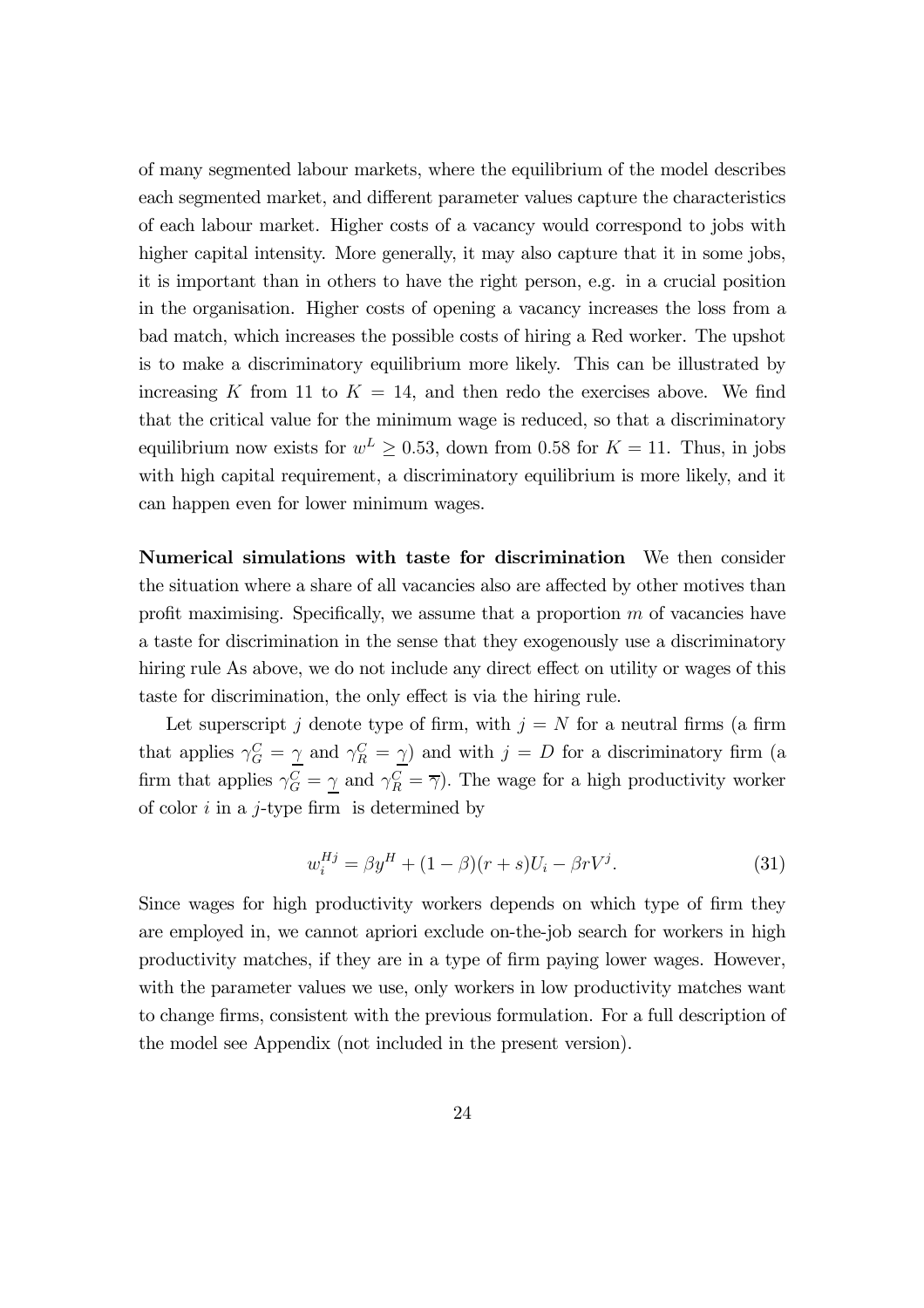of many segmented labour markets, where the equilibrium of the model describes each segmented market, and different parameter values capture the characteristics of each labour market. Higher costs of a vacancy would correspond to jobs with higher capital intensity. More generally, it may also capture that it in some jobs, it is important than in others to have the right person, e.g. in a crucial position in the organisation. Higher costs of opening a vacancy increases the loss from a bad match, which increases the possible costs of hiring a Red worker. The upshot is to make a discriminatory equilibrium more likely. This can be illustrated by increasing $K$ from 11 to $K = 14$, and then redo the exercises above. We find that the critical value for the minimum wage is reduced, so that a discriminatory equilibrium now exists for $w^L \geq 0.53$, down from 0.58 for $K = 11$. Thus, in jobs with high capital requirement, a discriminatory equilibrium is more likely, and it can happen even for lower minimum wages.

**Numerical simulations with taste for discrimination** We then consider the situation where a share of all vacancies also are affected by other motives than profit maximising. Specifically, we assume that a proportion $m$ of vacancies have a taste for discrimination in the sense that they exogenously use a discriminatory hiring rule As above, we do not include any direct effect on utility or wages of this taste for discrimination, the only effect is via the hiring rule.

Let superscript $j$ denote type of firm, with $j = N$ for a neutral firms (a firm that applies $\gamma_G^C = \underline{\gamma}$ and $\gamma_R^C = \underline{\gamma}$) and with $j = D$ for a discriminatory firm (a firm that applies $\gamma_G^C = \underline{\gamma}$ and $\gamma_R^C = \overline{\gamma}$). The wage for a high productivity worker of color $i$ in a $j$-type firm is determined by

$$w_i^{Hj} = \beta y^H + (1 - \beta)(r + s)U_i - \beta r V^j. \tag{31}$$

Since wages for high productivity workers depends on which type of firm they are employed in, we cannot apriori exclude on-the-job search for workers in high productivity matches, if they are in a type of firm paying lower wages. However, with the parameter values we use, only workers in low productivity matches want to change firms, consistent with the previous formulation. For a full description of the model see Appendix (not included in the present version).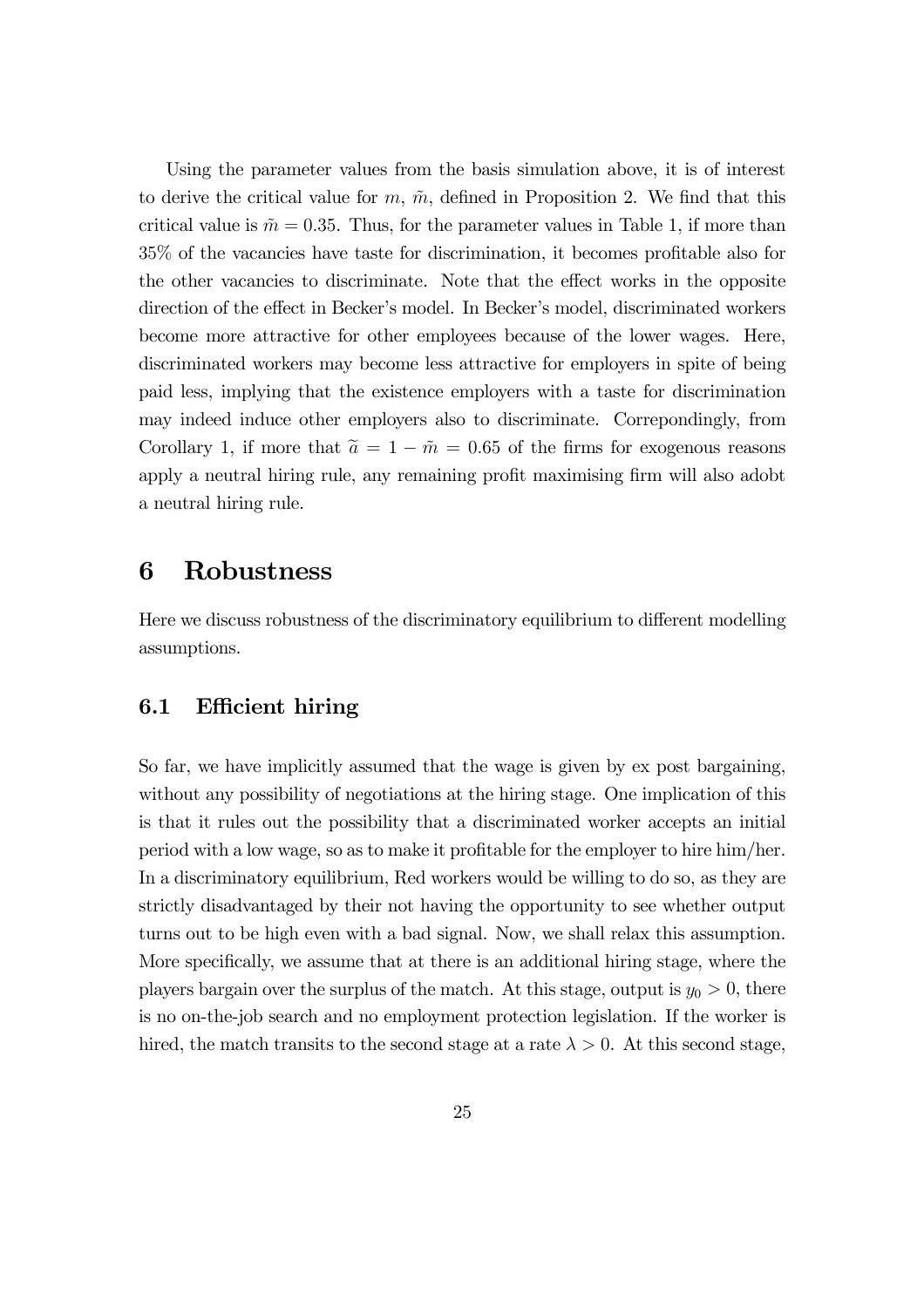Using the parameter values from the basis simulation above, it is of interest to derive the critical value for $m$, $\tilde{m}$, defined in Proposition 2. We find that this critical value is $\tilde{m} = 0.35$. Thus, for the parameter values in Table 1, if more than 35% of the vacancies have taste for discrimination, it becomes profitable also for the other vacancies to discriminate. Note that the effect works in the opposite direction of the effect in Becker's model. In Becker's model, discriminated workers become more attractive for other employees because of the lower wages. Here, discriminated workers may become less attractive for employers in spite of being paid less, implying that the existence employers with a taste for discrimination may indeed induce other employers also to discriminate. Correpondingly, from Corollary 1, if more that $\widetilde{a} = 1 - \tilde{m} = 0.65$ of the firms for exogenous reasons apply a neutral hiring rule, any remaining profit maximising firm will also adobt a neutral hiring rule.

# 6 Robustness

Here we discuss robustness of the discriminatory equilibrium to different modelling assumptions.

## 6.1 Efficient hiring

So far, we have implicitly assumed that the wage is given by ex post bargaining, without any possibility of negotiations at the hiring stage. One implication of this is that it rules out the possibility that a discriminated worker accepts an initial period with a low wage, so as to make it profitable for the employer to hire him/her. In a discriminatory equilibrium, Red workers would be willing to do so, as they are strictly disadvantaged by their not having the opportunity to see whether output turns out to be high even with a bad signal. Now, we shall relax this assumption. More specifically, we assume that at there is an additional hiring stage, where the players bargain over the surplus of the match. At this stage, output is $y_0 > 0$, there is no on-the-job search and no employment protection legislation. If the worker is hired, the match transits to the second stage at a rate $\lambda > 0$. At this second stage,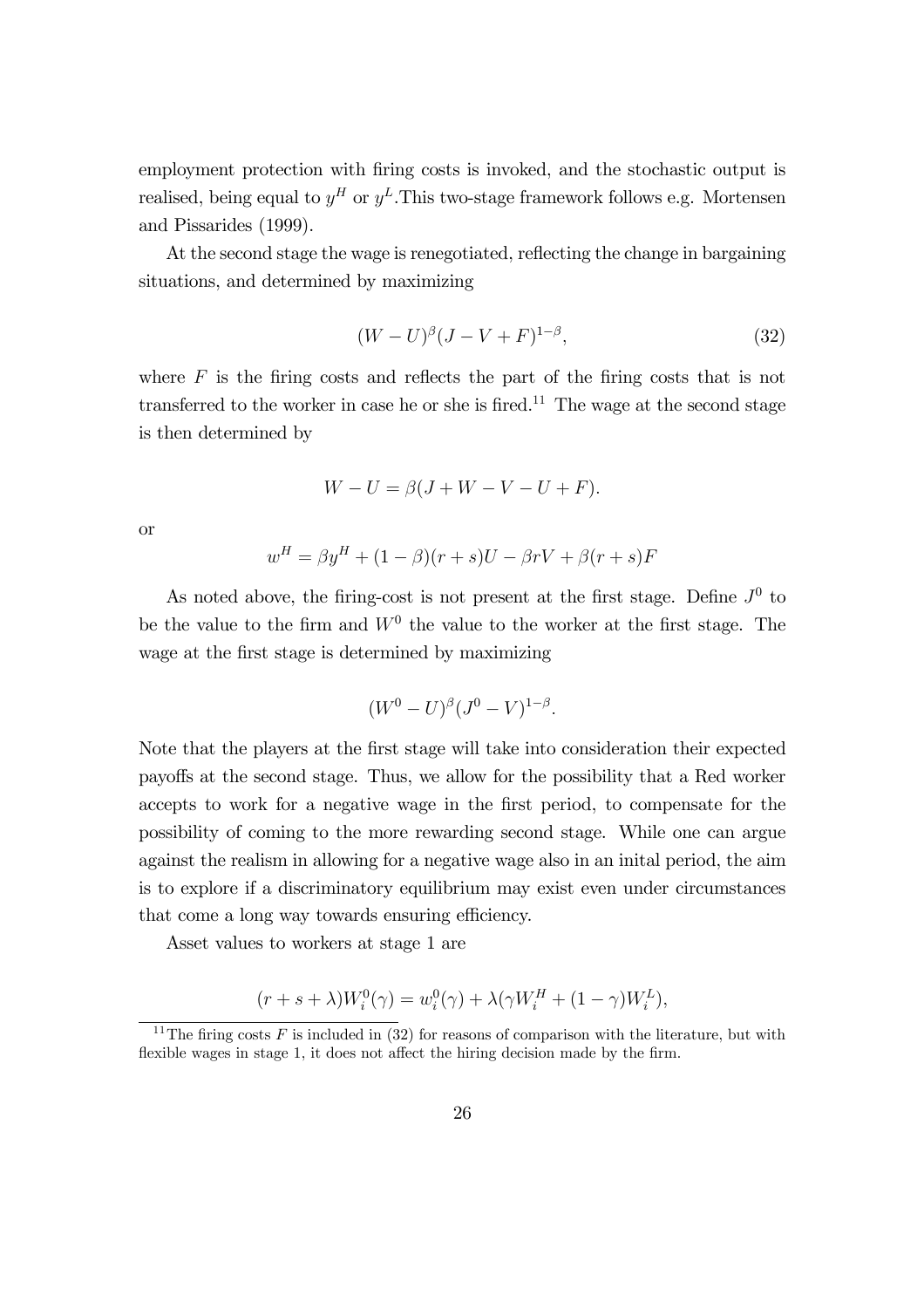employment protection with firing costs is invoked, and the stochastic output is realised, being equal to $y^H$ or $y^L$.This two-stage framework follows e.g. Mortensen and Pissarides (1999).

At the second stage the wage is renegotiated, reflecting the change in bargaining situations, and determined by maximizing

$$(W-U)^{\beta}(J-V+F)^{1-\beta}, \tag{32}$$

where $F$ is the firing costs and reflects the part of the firing costs that is not transferred to the worker in case he or she is fired.[11] The wage at the second stage is then determined by

$$W-U=\beta(J+W-V-U+F).$$

or

$$w^H=\beta y^H+(1-\beta)(r+s)U-\beta rV+\beta(r+s)F$$

As noted above, the firing-cost is not present at the first stage. Define $J^0$ to be the value to the firm and $W^0$ the value to the worker at the first stage. The wage at the first stage is determined by maximizing

$$(W^0-U)^{\beta}(J^0-V)^{1-\beta}.$$

Note that the players at the first stage will take into consideration their expected payoffs at the second stage. Thus, we allow for the possibility that a Red worker accepts to work for a negative wage in the first period, to compensate for the possibility of coming to the more rewarding second stage. While one can argue against the realism in allowing for a negative wage also in an inital period, the aim is to explore if a discriminatory equilibrium may exist even under circumstances that come a long way towards ensuring efficiency.

Asset values to workers at stage 1 are

$$(r+s+\lambda)W_i^0(\gamma)=w_i^0(\gamma)+\lambda(\gamma W_i^H+(1-\gamma)W_i^L),$$

[11] The firing costs $F$ is included in (32) for reasons of comparison with the literature, but with flexible wages in stage 1, it does not affect the hiring decision made by the firm.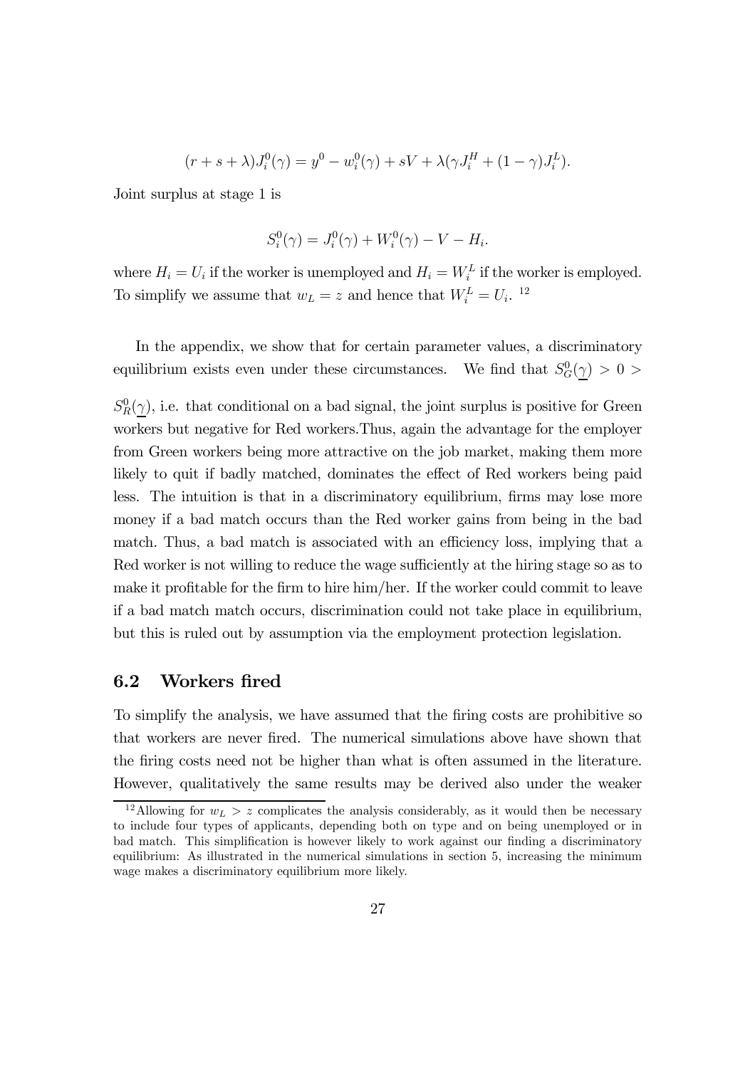$$(r + s + \lambda)J_i^0(\gamma) = y^0 - w_i^0(\gamma) + sV + \lambda(\gamma J_i^H + (1-\gamma)J_i^L).$$

Joint surplus at stage 1 is

$$S_i^0(\gamma) = J_i^0(\gamma) + W_i^0(\gamma) - V - H_i.$$

where $H_i = U_i$ if the worker is unemployed and $H_i = W_i^L$ if the worker is employed. To simplify we assume that $w_L = z$ and hence that $W_i^L = U_i$.[12]

In the appendix, we show that for certain parameter values, a discriminatory equilibrium exists even under these circumstances. We find that $S_G^0(\underline{\gamma}) > 0 > S_R^0(\underline{\gamma})$, i.e. that conditional on a bad signal, the joint surplus is positive for Green workers but negative for Red workers.Thus, again the advantage for the employer from Green workers being more attractive on the job market, making them more likely to quit if badly matched, dominates the effect of Red workers being paid less. The intuition is that in a discriminatory equilibrium, firms may lose more money if a bad match occurs than the Red worker gains from being in the bad match. Thus, a bad match is associated with an efficiency loss, implying that a Red worker is not willing to reduce the wage sufficiently at the hiring stage so as to make it profitable for the firm to hire him/her. If the worker could commit to leave if a bad match match occurs, discrimination could not take place in equilibrium, but this is ruled out by assumption via the employment protection legislation.

## 6.2 Workers fired

To simplify the analysis, we have assumed that the firing costs are prohibitive so that workers are never fired. The numerical simulations above have shown that the firing costs need not be higher than what is often assumed in the literature. However, qualitatively the same results may be derived also under the weaker

[12] Allowing for $w_L > z$ complicates the analysis considerably, as it would then be necessary to include four types of applicants, depending both on type and on being unemployed or in bad match. This simplification is however likely to work against our finding a discriminatory equilibrium: As illustrated in the numerical simulations in section 5, increasing the minimum wage makes a discriminatory equilibrium more likely.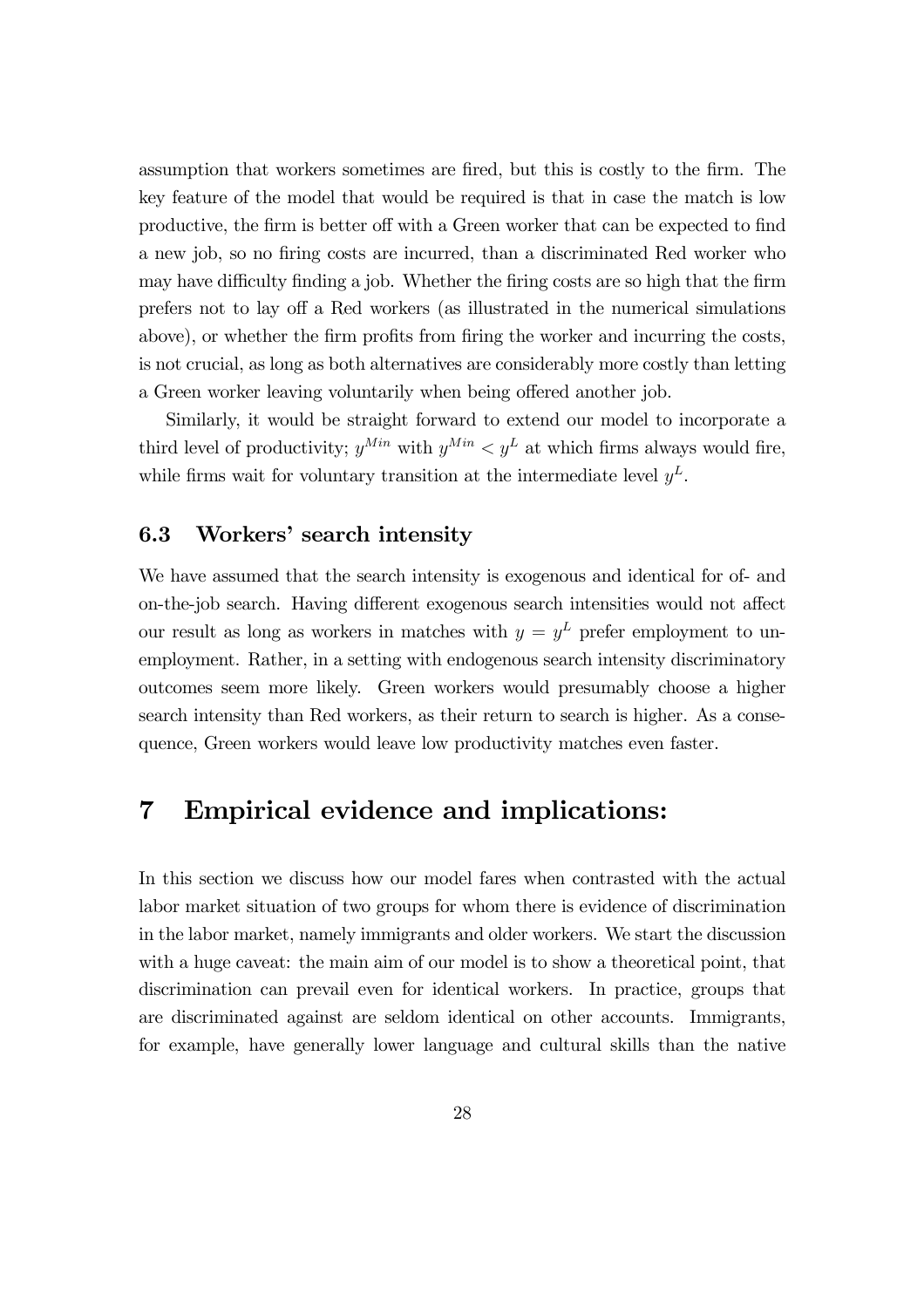assumption that workers sometimes are fired, but this is costly to the firm. The key feature of the model that would be required is that in case the match is low productive, the firm is better off with a Green worker that can be expected to find a new job, so no firing costs are incurred, than a discriminated Red worker who may have difficulty finding a job. Whether the firing costs are so high that the firm prefers not to lay off a Red workers (as illustrated in the numerical simulations above), or whether the firm profits from firing the worker and incurring the costs, is not crucial, as long as both alternatives are considerably more costly than letting a Green worker leaving voluntarily when being offered another job.

Similarly, it would be straight forward to extend our model to incorporate a third level of productivity; $y^{Min}$ with $y^{Min} < y^L$ at which firms always would fire, while firms wait for voluntary transition at the intermediate level $y^L$.

### 6.3 Workers' search intensity

We have assumed that the search intensity is exogenous and identical for of- and on-the-job search. Having different exogenous search intensities would not affect our result as long as workers in matches with $y = y^L$ prefer employment to unemployment. Rather, in a setting with endogenous search intensity discriminatory outcomes seem more likely. Green workers would presumably choose a higher search intensity than Red workers, as their return to search is higher. As a consequence, Green workers would leave low productivity matches even faster.

## 7 Empirical evidence and implications:

In this section we discuss how our model fares when contrasted with the actual labor market situation of two groups for whom there is evidence of discrimination in the labor market, namely immigrants and older workers. We start the discussion with a huge caveat: the main aim of our model is to show a theoretical point, that discrimination can prevail even for identical workers. In practice, groups that are discriminated against are seldom identical on other accounts. Immigrants, for example, have generally lower language and cultural skills than the native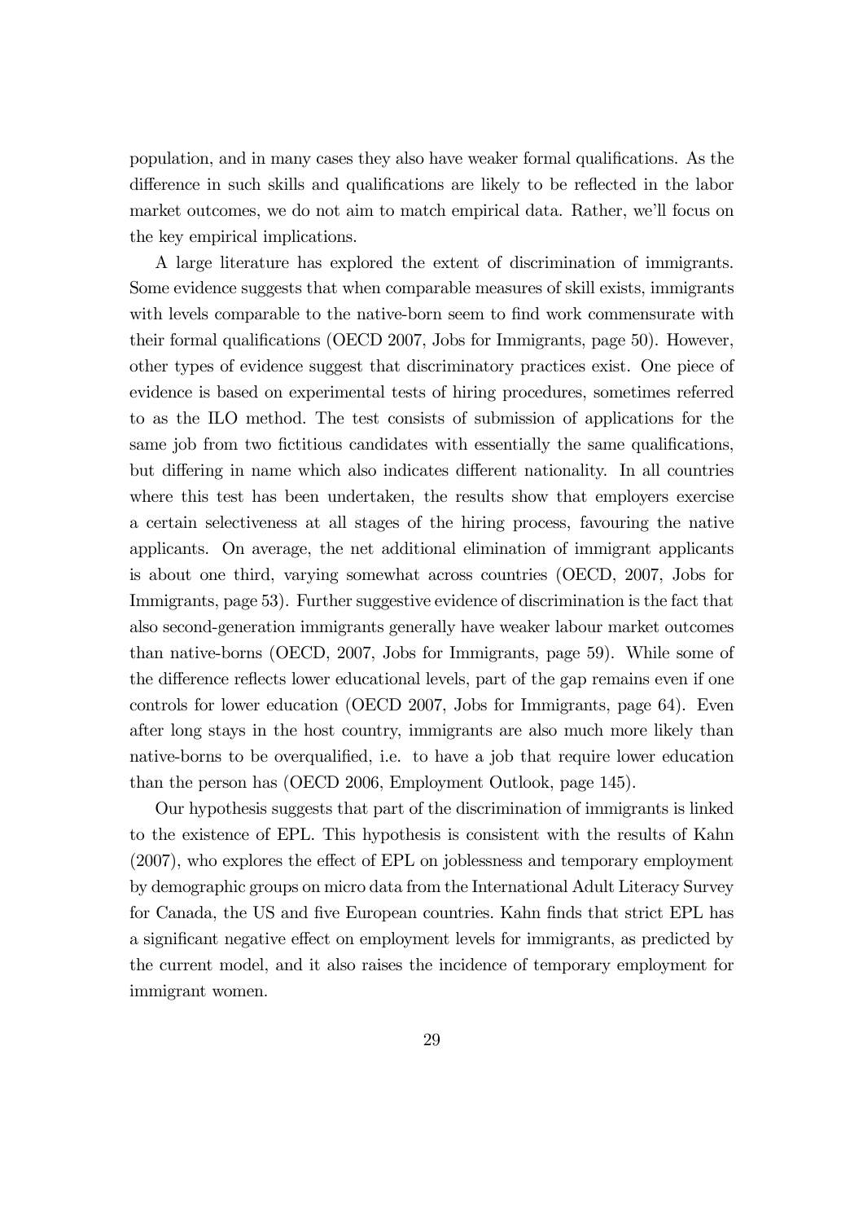population, and in many cases they also have weaker formal qualifications. As the difference in such skills and qualifications are likely to be reflected in the labor market outcomes, we do not aim to match empirical data. Rather, we'll focus on the key empirical implications.

A large literature has explored the extent of discrimination of immigrants. Some evidence suggests that when comparable measures of skill exists, immigrants with levels comparable to the native-born seem to find work commensurate with their formal qualifications (OECD 2007, Jobs for Immigrants, page 50). However, other types of evidence suggest that discriminatory practices exist. One piece of evidence is based on experimental tests of hiring procedures, sometimes referred to as the ILO method. The test consists of submission of applications for the same job from two fictitious candidates with essentially the same qualifications, but differing in name which also indicates different nationality. In all countries where this test has been undertaken, the results show that employers exercise a certain selectiveness at all stages of the hiring process, favouring the native applicants. On average, the net additional elimination of immigrant applicants is about one third, varying somewhat across countries (OECD, 2007, Jobs for Immigrants, page 53). Further suggestive evidence of discrimination is the fact that also second-generation immigrants generally have weaker labour market outcomes than native-borns (OECD, 2007, Jobs for Immigrants, page 59). While some of the difference reflects lower educational levels, part of the gap remains even if one controls for lower education (OECD 2007, Jobs for Immigrants, page 64). Even after long stays in the host country, immigrants are also much more likely than native-borns to be overqualified, i.e. to have a job that require lower education than the person has (OECD 2006, Employment Outlook, page 145).

Our hypothesis suggests that part of the discrimination of immigrants is linked to the existence of EPL. This hypothesis is consistent with the results of Kahn (2007), who explores the effect of EPL on joblessness and temporary employment by demographic groups on micro data from the International Adult Literacy Survey for Canada, the US and five European countries. Kahn finds that strict EPL has a significant negative effect on employment levels for immigrants, as predicted by the current model, and it also raises the incidence of temporary employment for immigrant women.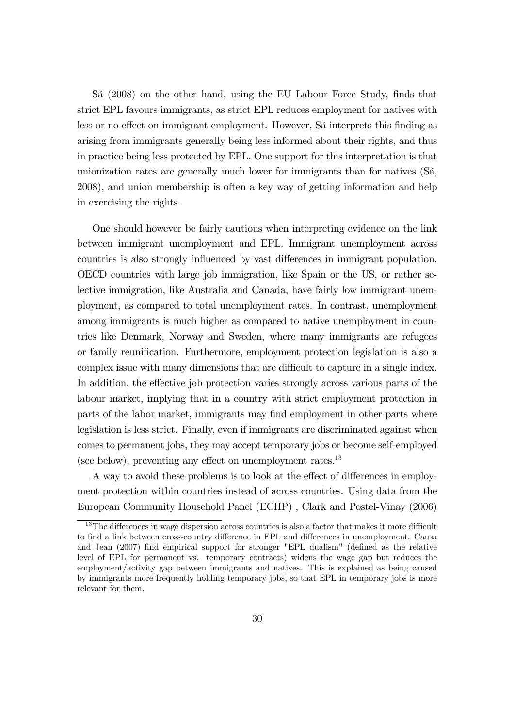Sá (2008) on the other hand, using the EU Labour Force Study, finds that strict EPL favours immigrants, as strict EPL reduces employment for natives with less or no effect on immigrant employment. However, Sá interprets this finding as arising from immigrants generally being less informed about their rights, and thus in practice being less protected by EPL. One support for this interpretation is that unionization rates are generally much lower for immigrants than for natives (Sá, 2008), and union membership is often a key way of getting information and help in exercising the rights.

One should however be fairly cautious when interpreting evidence on the link between immigrant unemployment and EPL. Immigrant unemployment across countries is also strongly influenced by vast differences in immigrant population. OECD countries with large job immigration, like Spain or the US, or rather selective immigration, like Australia and Canada, have fairly low immigrant unemployment, as compared to total unemployment rates. In contrast, unemployment among immigrants is much higher as compared to native unemployment in countries like Denmark, Norway and Sweden, where many immigrants are refugees or family reunification. Furthermore, employment protection legislation is also a complex issue with many dimensions that are difficult to capture in a single index. In addition, the effective job protection varies strongly across various parts of the labour market, implying that in a country with strict employment protection in parts of the labor market, immigrants may find employment in other parts where legislation is less strict. Finally, even if immigrants are discriminated against when comes to permanent jobs, they may accept temporary jobs or become self-employed (see below), preventing any effect on unemployment rates.[13]

A way to avoid these problems is to look at the effect of differences in employment protection within countries instead of across countries. Using data from the European Community Household Panel (ECHP) , Clark and Postel-Vinay (2006)

[13] The differences in wage dispersion across countries is also a factor that makes it more difficult to find a link between cross-country difference in EPL and differences in unemployment. Causa and Jean (2007) find empirical support for stronger "EPL dualism" (defined as the relative level of EPL for permanent vs. temporary contracts) widens the wage gap but reduces the employment/activity gap between immigrants and natives. This is explained as being caused by immigrants more frequently holding temporary jobs, so that EPL in temporary jobs is more relevant for them.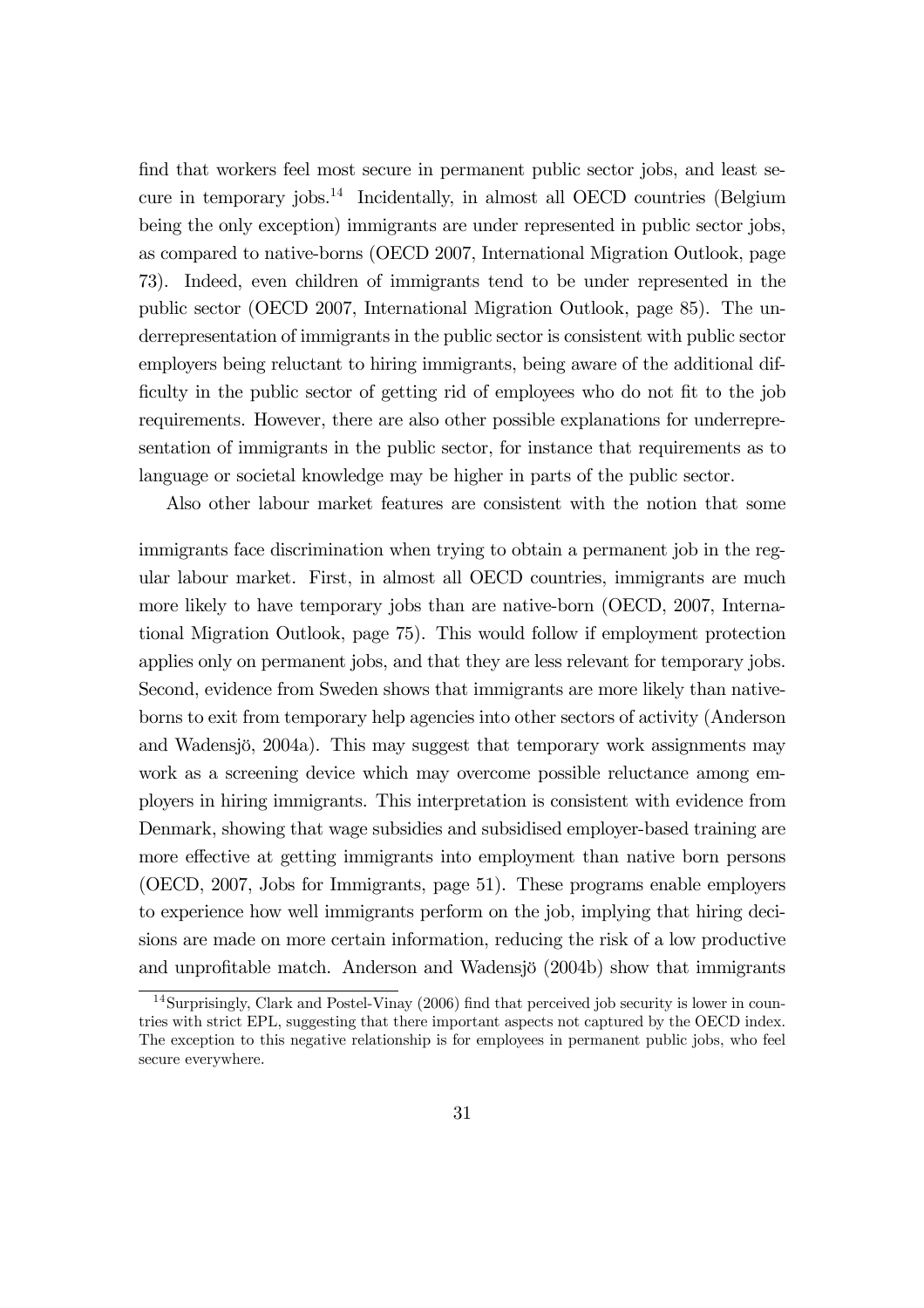find that workers feel most secure in permanent public sector jobs, and least secure in temporary jobs.[14] Incidentally, in almost all OECD countries (Belgium being the only exception) immigrants are under represented in public sector jobs, as compared to native-borns (OECD 2007, International Migration Outlook, page 73). Indeed, even children of immigrants tend to be under represented in the public sector (OECD 2007, International Migration Outlook, page 85). The underrepresentation of immigrants in the public sector is consistent with public sector employers being reluctant to hiring immigrants, being aware of the additional difficulty in the public sector of getting rid of employees who do not fit to the job requirements. However, there are also other possible explanations for underrepresentation of immigrants in the public sector, for instance that requirements as to language or societal knowledge may be higher in parts of the public sector.

Also other labour market features are consistent with the notion that some immigrants face discrimination when trying to obtain a permanent job in the regular labour market. First, in almost all OECD countries, immigrants are much more likely to have temporary jobs than are native-born (OECD, 2007, International Migration Outlook, page 75). This would follow if employment protection applies only on permanent jobs, and that they are less relevant for temporary jobs. Second, evidence from Sweden shows that immigrants are more likely than native-borns to exit from temporary help agencies into other sectors of activity (Anderson and Wadensjö, 2004a). This may suggest that temporary work assignments may work as a screening device which may overcome possible reluctance among employers in hiring immigrants. This interpretation is consistent with evidence from Denmark, showing that wage subsidies and subsidised employer-based training are more effective at getting immigrants into employment than native born persons (OECD, 2007, Jobs for Immigrants, page 51). These programs enable employers to experience how well immigrants perform on the job, implying that hiring decisions are made on more certain information, reducing the risk of a low productive and unprofitable match. Anderson and Wadensjö (2004b) show that immigrants

[14] Surprisingly, Clark and Postel-Vinay (2006) find that perceived job security is lower in countries with strict EPL, suggesting that there important aspects not captured by the OECD index. The exception to this negative relationship is for employees in permanent public jobs, who feel secure everywhere.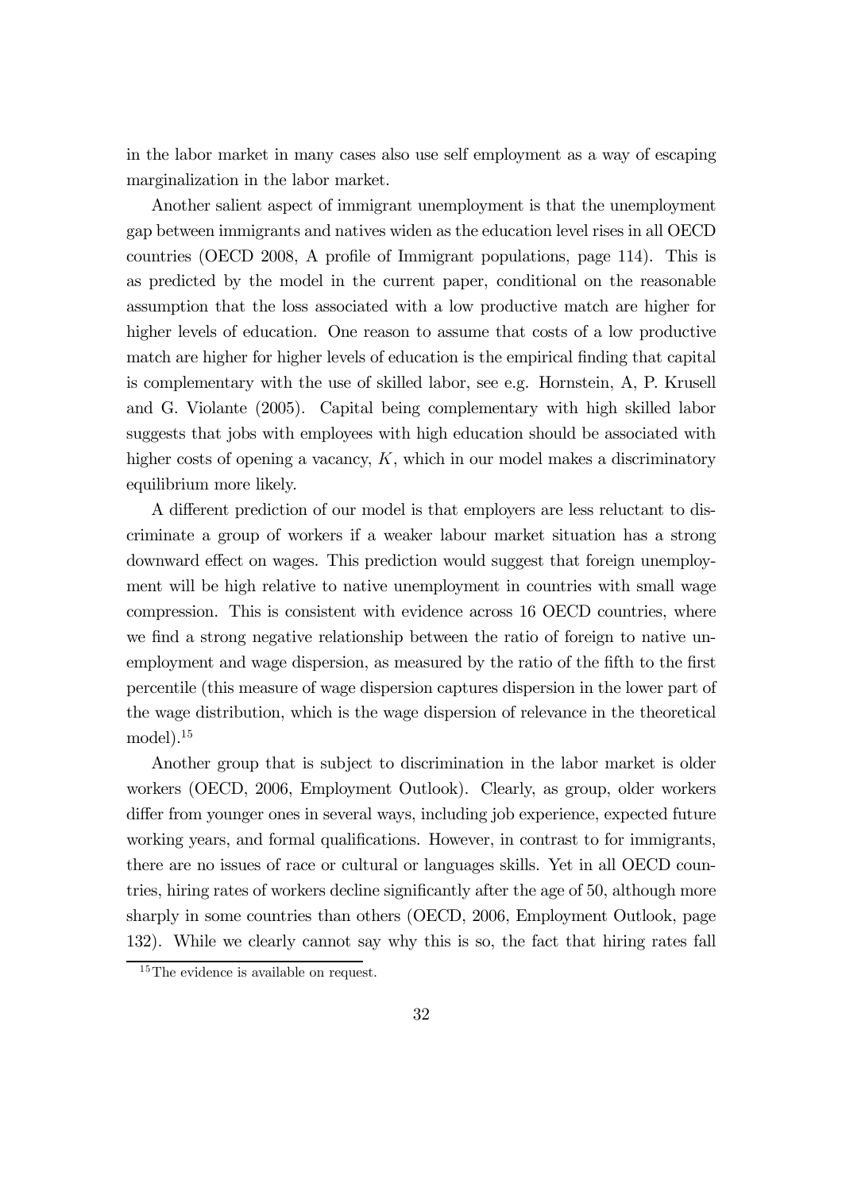in the labor market in many cases also use self employment as a way of escaping marginalization in the labor market.

Another salient aspect of immigrant unemployment is that the unemployment gap between immigrants and natives widen as the education level rises in all OECD countries (OECD 2008, A profile of Immigrant populations, page 114). This is as predicted by the model in the current paper, conditional on the reasonable assumption that the loss associated with a low productive match are higher for higher levels of education. One reason to assume that costs of a low productive match are higher for higher levels of education is the empirical finding that capital is complementary with the use of skilled labor, see e.g. Hornstein, A, P. Krusell and G. Violante (2005). Capital being complementary with high skilled labor suggests that jobs with employees with high education should be associated with higher costs of opening a vacancy, $K$, which in our model makes a discriminatory equilibrium more likely.

A different prediction of our model is that employers are less reluctant to discriminate a group of workers if a weaker labour market situation has a strong downward effect on wages. This prediction would suggest that foreign unemployment will be high relative to native unemployment in countries with small wage compression. This is consistent with evidence across 16 OECD countries, where we find a strong negative relationship between the ratio of foreign to native unemployment and wage dispersion, as measured by the ratio of the fifth to the first percentile (this measure of wage dispersion captures dispersion in the lower part of the wage distribution, which is the wage dispersion of relevance in the theoretical model).[15]

Another group that is subject to discrimination in the labor market is older workers (OECD, 2006, Employment Outlook). Clearly, as group, older workers differ from younger ones in several ways, including job experience, expected future working years, and formal qualifications. However, in contrast to for immigrants, there are no issues of race or cultural or languages skills. Yet in all OECD countries, hiring rates of workers decline significantly after the age of 50, although more sharply in some countries than others (OECD, 2006, Employment Outlook, page 132). While we clearly cannot say why this is so, the fact that hiring rates fall

[15] The evidence is available on request.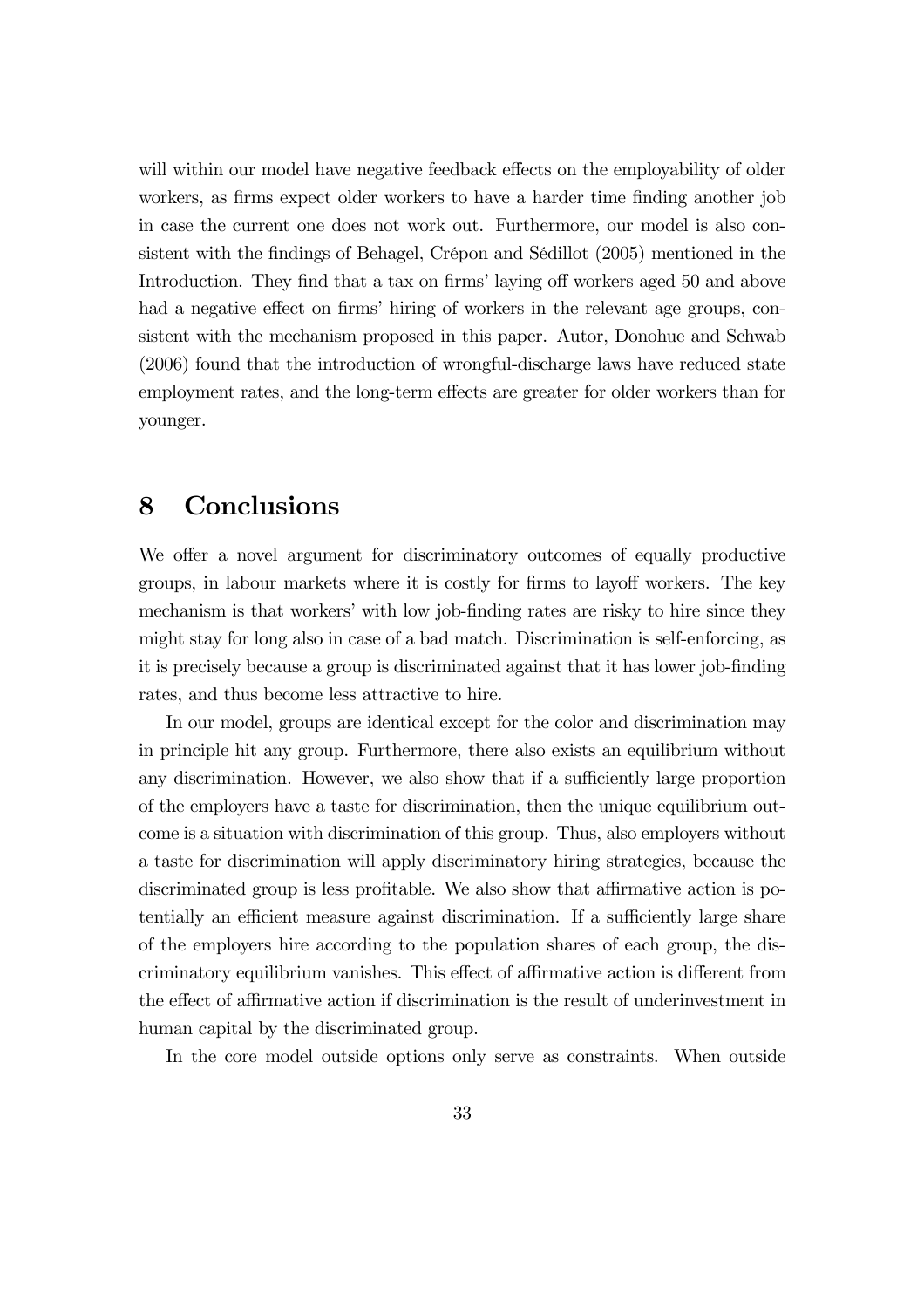will within our model have negative feedback effects on the employability of older workers, as firms expect older workers to have a harder time finding another job in case the current one does not work out. Furthermore, our model is also consistent with the findings of Behagel, Crépon and Sédillot (2005) mentioned in the Introduction. They find that a tax on firms' laying off workers aged 50 and above had a negative effect on firms' hiring of workers in the relevant age groups, consistent with the mechanism proposed in this paper. Autor, Donohue and Schwab (2006) found that the introduction of wrongful-discharge laws have reduced state employment rates, and the long-term effects are greater for older workers than for younger.

# 8 Conclusions

We offer a novel argument for discriminatory outcomes of equally productive groups, in labour markets where it is costly for firms to layoff workers. The key mechanism is that workers' with low job-finding rates are risky to hire since they might stay for long also in case of a bad match. Discrimination is self-enforcing, as it is precisely because a group is discriminated against that it has lower job-finding rates, and thus become less attractive to hire.

In our model, groups are identical except for the color and discrimination may in principle hit any group. Furthermore, there also exists an equilibrium without any discrimination. However, we also show that if a sufficiently large proportion of the employers have a taste for discrimination, then the unique equilibrium outcome is a situation with discrimination of this group. Thus, also employers without a taste for discrimination will apply discriminatory hiring strategies, because the discriminated group is less profitable. We also show that affirmative action is potentially an efficient measure against discrimination. If a sufficiently large share of the employers hire according to the population shares of each group, the discriminatory equilibrium vanishes. This effect of affirmative action is different from the effect of affirmative action if discrimination is the result of underinvestment in human capital by the discriminated group.

In the core model outside options only serve as constraints. When outside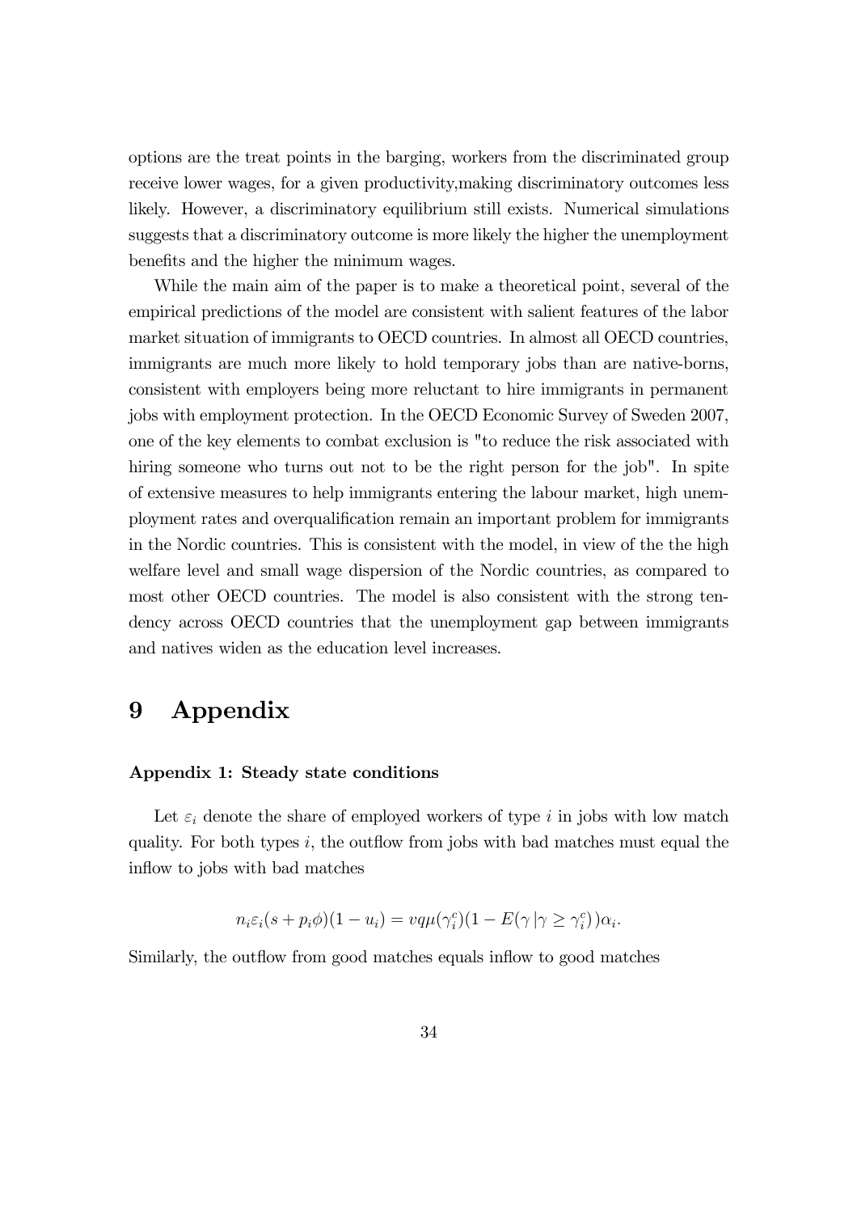options are the treat points in the barging, workers from the discriminated group receive lower wages, for a given productivity,making discriminatory outcomes less likely. However, a discriminatory equilibrium still exists. Numerical simulations suggests that a discriminatory outcome is more likely the higher the unemployment benefits and the higher the minimum wages.

While the main aim of the paper is to make a theoretical point, several of the empirical predictions of the model are consistent with salient features of the labor market situation of immigrants to OECD countries. In almost all OECD countries, immigrants are much more likely to hold temporary jobs than are native-borns, consistent with employers being more reluctant to hire immigrants in permanent jobs with employment protection. In the OECD Economic Survey of Sweden 2007, one of the key elements to combat exclusion is "to reduce the risk associated with hiring someone who turns out not to be the right person for the job". In spite of extensive measures to help immigrants entering the labour market, high unemployment rates and overqualification remain an important problem for immigrants in the Nordic countries. This is consistent with the model, in view of the the high welfare level and small wage dispersion of the Nordic countries, as compared to most other OECD countries. The model is also consistent with the strong tendency across OECD countries that the unemployment gap between immigrants and natives widen as the education level increases.

# 9 Appendix

**Appendix 1: Steady state conditions**

Let $\varepsilon_i$ denote the share of employed workers of type $i$ in jobs with low match quality. For both types $i$, the outflow from jobs with bad matches must equal the inflow to jobs with bad matches

$$n_i \varepsilon_i (s + p_i \phi)(1 - u_i) = vq\mu(\gamma_i^c)(1 - E(\gamma \,|\gamma \geq \gamma_i^c))\alpha_i.$$

Similarly, the outflow from good matches equals inflow to good matches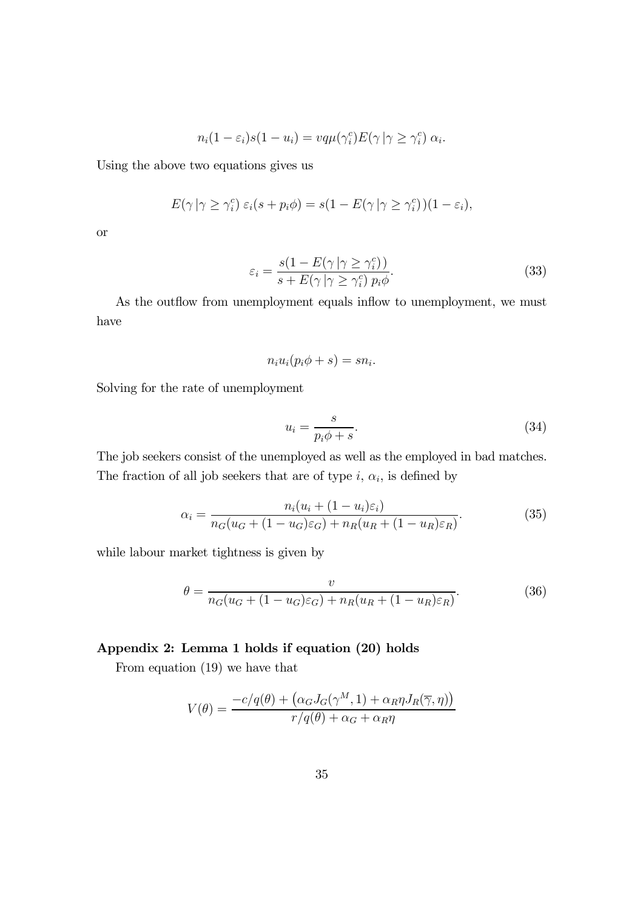$$n_i(1-\varepsilon_i)s(1-u_i) = vq\mu(\gamma_i^c)E(\gamma \,|\gamma \geq \gamma_i^c)\,\alpha_i.$$

Using the above two equations gives us

$$E(\gamma \,|\gamma \geq \gamma_i^c)\,\varepsilon_i(s + p_i\phi) = s(1 - E(\gamma \,|\gamma \geq \gamma_i^c))(1-\varepsilon_i),$$

or

$$\varepsilon_i = \frac{s(1 - E(\gamma \,|\gamma \geq \gamma_i^c))}{s + E(\gamma \,|\gamma \geq \gamma_i^c)\,p_i\phi}. \tag{33}$$

As the outflow from unemployment equals inflow to unemployment, we must have

$$n_i u_i(p_i\phi + s) = sn_i.$$

Solving for the rate of unemployment

$$u_i = \frac{s}{p_i\phi + s}. \tag{34}$$

The job seekers consist of the unemployed as well as the employed in bad matches. The fraction of all job seekers that are of type $i$, $\alpha_i$, is defined by

$$\alpha_i = \frac{n_i(u_i + (1-u_i)\varepsilon_i)}{n_G(u_G + (1-u_G)\varepsilon_G) + n_R(u_R + (1-u_R)\varepsilon_R)}. \tag{35}$$

while labour market tightness is given by

$$\theta = \frac{v}{n_G(u_G + (1-u_G)\varepsilon_G) + n_R(u_R + (1-u_R)\varepsilon_R)}. \tag{36}$$

## Appendix 2: Lemma 1 holds if equation (20) holds

From equation (19) we have that

$$V(\theta) = \frac{-c/q(\theta) + \left(\alpha_G J_G(\gamma^M, 1) + \alpha_R \eta J_R(\overline{\gamma}, \eta)\right)}{r/q(\theta) + \alpha_G + \alpha_R\eta}$$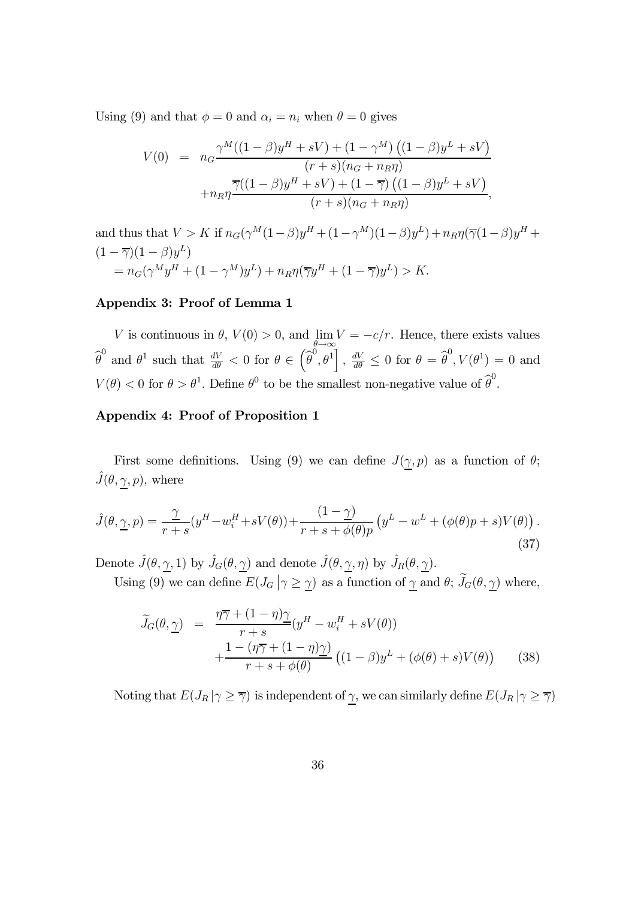Using (9) and that $\phi = 0$ and $\alpha_i = n_i$ when $\theta = 0$ gives

$$
\begin{aligned}
V(0) &= n_G \frac{\gamma^M((1-\beta)y^H + sV) + (1-\gamma^M)\left((1-\beta)y^L + sV\right)}{(r+s)(n_G + n_R\eta)} \\
&\quad + n_R\eta \frac{\overline{\gamma}((1-\beta)y^H + sV) + (1-\overline{\gamma})\left((1-\beta)y^L + sV\right)}{(r+s)(n_G + n_R\eta)},
\end{aligned}
$$

and thus that $V > K$ if $n_G(\gamma^M(1-\beta)y^H + (1-\gamma^M)(1-\beta)y^L) + n_R\eta(\overline{\gamma}(1-\beta)y^H + (1-\overline{\gamma})(1-\beta)y^L)$
$= n_G(\gamma^M y^H + (1-\gamma^M)y^L) + n_R\eta(\overline{\gamma}y^H + (1-\overline{\gamma})y^L) > K.$

### Appendix 3: Proof of Lemma 1

$V$ is continuous in $\theta$, $V(0) > 0$, and $\lim_{\theta\to\infty} V = -c/r$. Hence, there exists values $\widehat{\theta}^0$ and $\theta^1$ such that $\frac{dV}{d\theta} < 0$ for $\theta \in \left(\widehat{\theta}^0, \theta^1\right]$, $\frac{dV}{d\theta} \leq 0$ for $\theta = \widehat{\theta}^0, V(\theta^1) = 0$ and $V(\theta) < 0$ for $\theta > \theta^1$. Define $\theta^0$ to be the smallest non-negative value of $\widehat{\theta}^0$.

### Appendix 4: Proof of Proposition 1

First some definitions. Using (9) we can define $J(\underline{\gamma}, p)$ as a function of $\theta$; $\hat{J}(\theta, \underline{\gamma}, p)$, where

$$
\hat{J}(\theta, \underline{\gamma}, p) = \frac{\underline{\gamma}}{r+s}(y^H - w_i^H + sV(\theta)) + \frac{(1-\underline{\gamma})}{r+s+\phi(\theta)p}\left(y^L - w^L + (\phi(\theta)p + s)V(\theta)\right). \tag{37}
$$

Denote $\hat{J}(\theta, \underline{\gamma}, 1)$ by $\hat{J}_G(\theta, \underline{\gamma})$ and denote $\hat{J}(\theta, \underline{\gamma}, \eta)$ by $\hat{J}_R(\theta, \underline{\gamma})$.

Using (9) we can define $E(J_G\,|\gamma \geq \underline{\gamma})$ as a function of $\underline{\gamma}$ and $\theta$; $\widetilde{J}_G(\theta, \underline{\gamma})$ where,

$$
\begin{aligned}
\widetilde{J}_G(\theta, \underline{\gamma}) &= \frac{\eta\overline{\gamma} + (1-\eta)\underline{\gamma}}{r+s}(y^H - w_i^H + sV(\theta)) \\
&\quad + \frac{1 - (\eta\overline{\gamma} + (1-\eta)\underline{\gamma})}{r+s+\phi(\theta)}\left((1-\beta)y^L + (\phi(\theta) + s)V(\theta)\right)
\end{aligned} \tag{38}
$$

Noting that $E(J_R\,|\gamma \geq \overline{\gamma})$ is independent of $\underline{\gamma}$, we can similarly define $E(J_R\,|\gamma \geq \overline{\gamma})$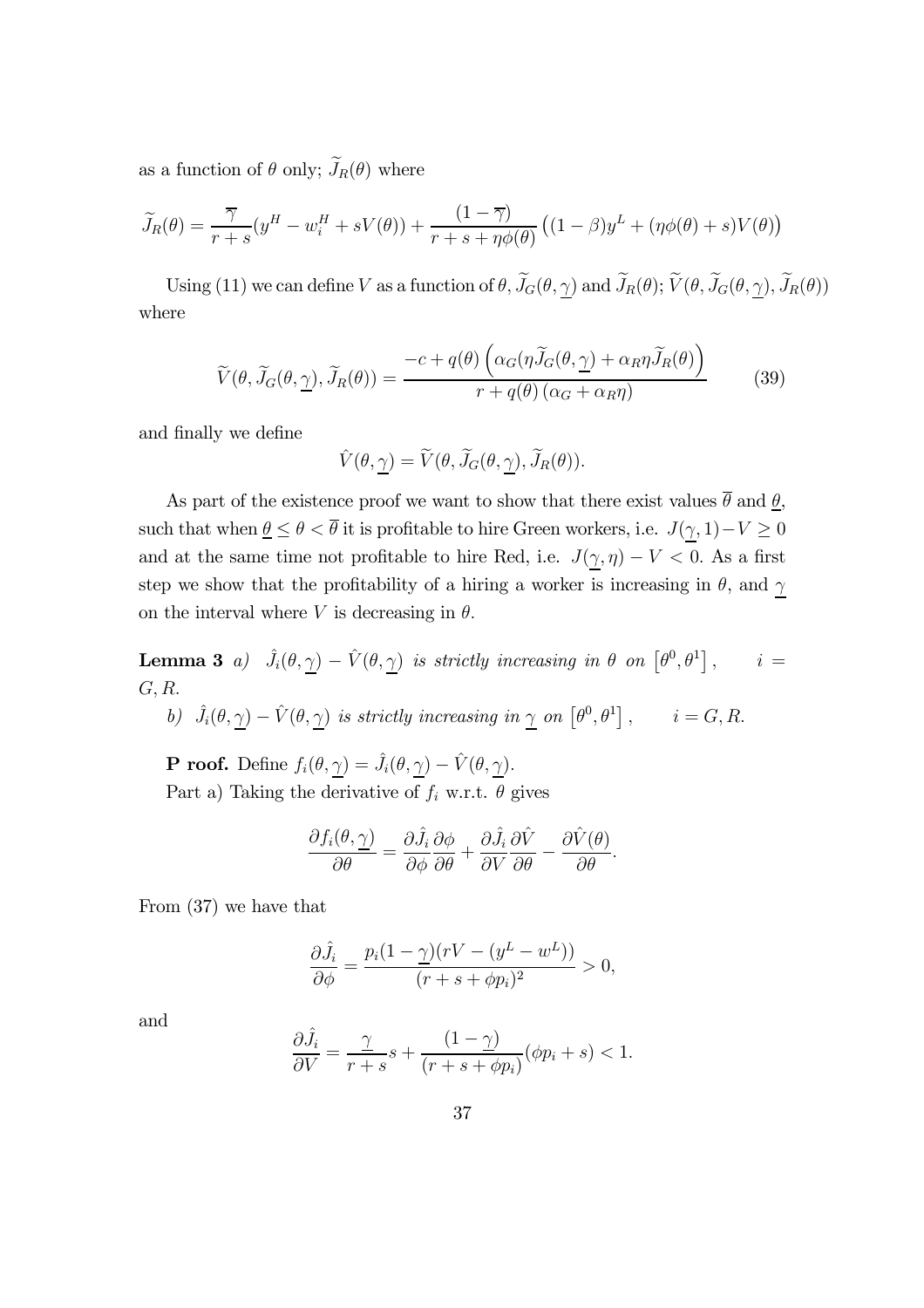as a function of $\theta$ only; $\widetilde{J}_R(\theta)$ where

$$\widetilde{J}_R(\theta) = \frac{\overline{\gamma}}{r+s}(y^H - w_i^H + sV(\theta)) + \frac{(1-\overline{\gamma})}{r+s+\eta\phi(\theta)}\left((1-\beta)y^L + (\eta\phi(\theta)+s)V(\theta)\right)$$

Using (11) we can define $V$ as a function of $\theta$, $\widetilde{J}_G(\theta, \underline{\gamma})$ and $\widetilde{J}_R(\theta)$; $\widetilde{V}(\theta, \widetilde{J}_G(\theta, \underline{\gamma}), \widetilde{J}_R(\theta))$ where

$$\widetilde{V}(\theta, \widetilde{J}_G(\theta, \underline{\gamma}), \widetilde{J}_R(\theta)) = \frac{-c + q(\theta)\left(\alpha_G(\eta \widetilde{J}_G(\theta, \underline{\gamma}) + \alpha_R \eta \widetilde{J}_R(\theta)\right)}{r + q(\theta)\left(\alpha_G + \alpha_R \eta\right)} \tag{39}$$

and finally we define

$$\hat{V}(\theta, \underline{\gamma}) = \widetilde{V}(\theta, \widetilde{J}_G(\theta, \underline{\gamma}), \widetilde{J}_R(\theta)).$$

As part of the existence proof we want to show that there exist values $\overline{\theta}$ and $\underline{\theta}$, such that when $\underline{\theta} \leq \theta < \overline{\theta}$ it is profitable to hire Green workers, i.e. $J(\underline{\gamma}, 1) - V \geq 0$ and at the same time not profitable to hire Red, i.e. $J(\underline{\gamma}, \eta) - V < 0$. As a first step we show that the profitability of a hiring a worker is increasing in $\theta$, and $\underline{\gamma}$ on the interval where $V$ is decreasing in $\theta$.

**Lemma 3** *a)* $\hat{J}_i(\theta, \underline{\gamma}) - \hat{V}(\theta, \underline{\gamma})$ *is strictly increasing in* $\theta$ *on* $\left[\theta^0, \theta^1\right]$, $\quad i = G, R$.

*b)* $\hat{J}_i(\theta, \underline{\gamma}) - \hat{V}(\theta, \underline{\gamma})$ *is strictly increasing in* $\underline{\gamma}$ *on* $\left[\theta^0, \theta^1\right]$, $\quad i = G, R$.

**P roof.** Define $f_i(\theta, \underline{\gamma}) = \hat{J}_i(\theta, \underline{\gamma}) - \hat{V}(\theta, \underline{\gamma})$.

Part a) Taking the derivative of $f_i$ w.r.t. $\theta$ gives

$$\frac{\partial f_i(\theta, \underline{\gamma})}{\partial \theta} = \frac{\partial \hat{J}_i}{\partial \phi}\frac{\partial \phi}{\partial \theta} + \frac{\partial \hat{J}_i}{\partial V}\frac{\partial \hat{V}}{\partial \theta} - \frac{\partial \hat{V}(\theta)}{\partial \theta}.$$

From (37) we have that

$$\frac{\partial \hat{J}_i}{\partial \phi} = \frac{p_i(1-\underline{\gamma})(rV - (y^L - w^L))}{(r+s+\phi p_i)^2} > 0,$$

and

$$\frac{\partial \hat{J}_i}{\partial V} = \frac{\underline{\gamma}}{r+s}s + \frac{(1-\underline{\gamma})}{(r+s+\phi p_i)}(\phi p_i + s) < 1.$$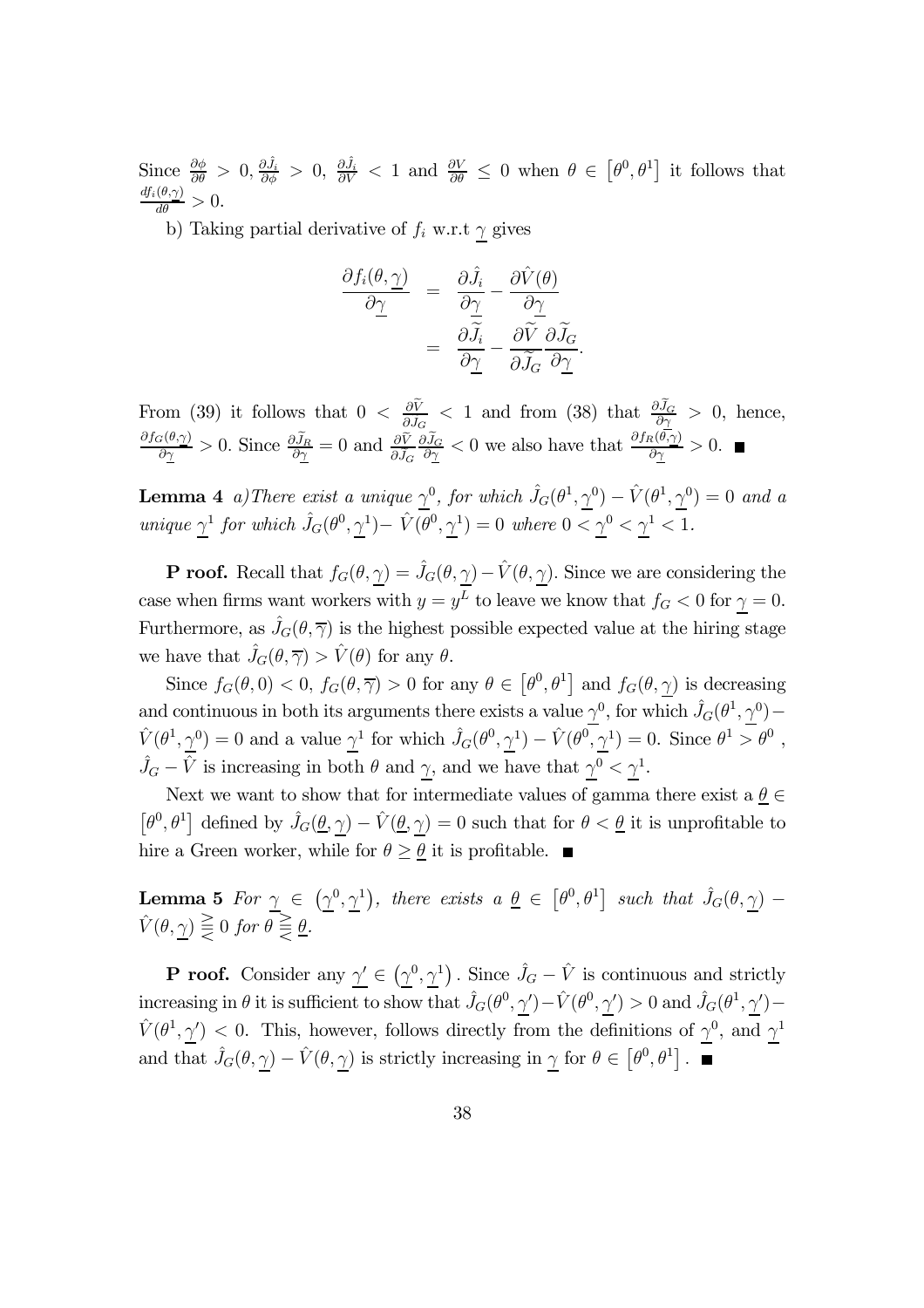Since $\frac{\partial \phi}{\partial \theta} > 0, \frac{\partial \hat{J}_i}{\partial \phi} > 0, \frac{\partial \hat{J}_i}{\partial V} < 1$ and $\frac{\partial V}{\partial \theta} \leq 0$ when $\theta \in [\theta^0, \theta^1]$ it follows that $\frac{df_i(\theta,\underline{\gamma})}{d\theta} > 0$.

b) Taking partial derivative of $f_i$ w.r.t $\underline{\gamma}$ gives

$$
\begin{aligned}
\frac{\partial f_i(\theta,\underline{\gamma})}{\partial \underline{\gamma}} &= \frac{\partial \hat{J}_i}{\partial \underline{\gamma}} - \frac{\partial \hat{V}(\theta)}{\partial \underline{\gamma}} \\
&= \frac{\partial \widetilde{J}_i}{\partial \underline{\gamma}} - \frac{\partial \widetilde{V}}{\partial \widetilde{J}_G} \frac{\partial \widetilde{J}_G}{\partial \underline{\gamma}}.
\end{aligned}
$$

From (39) it follows that $0 < \frac{\partial \widetilde{V}}{\partial \widetilde{J}_G} < 1$ and from (38) that $\frac{\partial \widetilde{J}_G}{\partial \underline{\gamma}} > 0$, hence, $\frac{\partial f_G(\theta,\underline{\gamma})}{\partial \underline{\gamma}} > 0$. Since $\frac{\partial \widetilde{J}_R}{\partial \underline{\gamma}} = 0$ and $\frac{\partial \widetilde{V}}{\partial \widetilde{J}_G} \frac{\partial \widetilde{J}_G}{\partial \underline{\gamma}} < 0$ we also have that $\frac{\partial f_R(\theta,\underline{\gamma})}{\partial \underline{\gamma}} > 0$. ∎

**Lemma 4** *a) There exist a unique $\underline{\gamma}^0$, for which $\hat{J}_G(\theta^1, \underline{\gamma}^0) - \hat{V}(\theta^1, \underline{\gamma}^0) = 0$ and a unique $\underline{\gamma}^1$ for which $\hat{J}_G(\theta^0, \underline{\gamma}^1) - \hat{V}(\theta^0, \underline{\gamma}^1) = 0$ where $0 < \underline{\gamma}^0 < \underline{\gamma}^1 < 1$.*

**P roof.** Recall that $f_G(\theta, \underline{\gamma}) = \hat{J}_G(\theta, \underline{\gamma}) - \hat{V}(\theta, \underline{\gamma})$. Since we are considering the case when firms want workers with $y = y^L$ to leave we know that $f_G < 0$ for $\underline{\gamma} = 0$. Furthermore, as $\hat{J}_G(\theta, \overline{\gamma})$ is the highest possible expected value at the hiring stage we have that $\hat{J}_G(\theta, \overline{\gamma}) > \hat{V}(\theta)$ for any $\theta$.

Since $f_G(\theta, 0) < 0$, $f_G(\theta, \overline{\gamma}) > 0$ for any $\theta \in [\theta^0, \theta^1]$ and $f_G(\theta, \underline{\gamma})$ is decreasing and continuous in both its arguments there exists a value $\underline{\gamma}^0$, for which $\hat{J}_G(\theta^1, \underline{\gamma}^0) - \hat{V}(\theta^1, \underline{\gamma}^0) = 0$ and a value $\underline{\gamma}^1$ for which $\hat{J}_G(\theta^0, \underline{\gamma}^1) - \hat{V}(\theta^0, \underline{\gamma}^1) = 0$. Since $\theta^1 > \theta^0$ , $\hat{J}_G - \hat{V}$ is increasing in both $\theta$ and $\underline{\gamma}$, and we have that $\underline{\gamma}^0 < \underline{\gamma}^1$.

Next we want to show that for intermediate values of gamma there exist a $\underline{\theta} \in [\theta^0, \theta^1]$ defined by $\hat{J}_G(\underline{\theta}, \underline{\gamma}) - \hat{V}(\underline{\theta}, \underline{\gamma}) = 0$ such that for $\theta < \underline{\theta}$ it is unprofitable to hire a Green worker, while for $\theta \geq \underline{\theta}$ it is profitable. ∎

**Lemma 5** *For $\underline{\gamma} \in (\underline{\gamma}^0, \underline{\gamma}^1)$, there exists a $\underline{\theta} \in [\theta^0, \theta^1]$ such that $\hat{J}_G(\theta, \underline{\gamma}) - \hat{V}(\theta, \underline{\gamma}) \gtreqless 0$ for $\theta \gtreqless \underline{\theta}$.*

**P roof.** Consider any $\underline{\gamma}' \in (\underline{\gamma}^0, \underline{\gamma}^1)$. Since $\hat{J}_G - \hat{V}$ is continuous and strictly increasing in $\theta$ it is sufficient to show that $\hat{J}_G(\theta^0, \underline{\gamma}') - \hat{V}(\theta^0, \underline{\gamma}') > 0$ and $\hat{J}_G(\theta^1, \underline{\gamma}') - \hat{V}(\theta^1, \underline{\gamma}') < 0$. This, however, follows directly from the definitions of $\underline{\gamma}^0$, and $\underline{\gamma}^1$ and that $\hat{J}_G(\theta, \underline{\gamma}) - \hat{V}(\theta, \underline{\gamma})$ is strictly increasing in $\underline{\gamma}$ for $\theta \in [\theta^0, \theta^1]$. ∎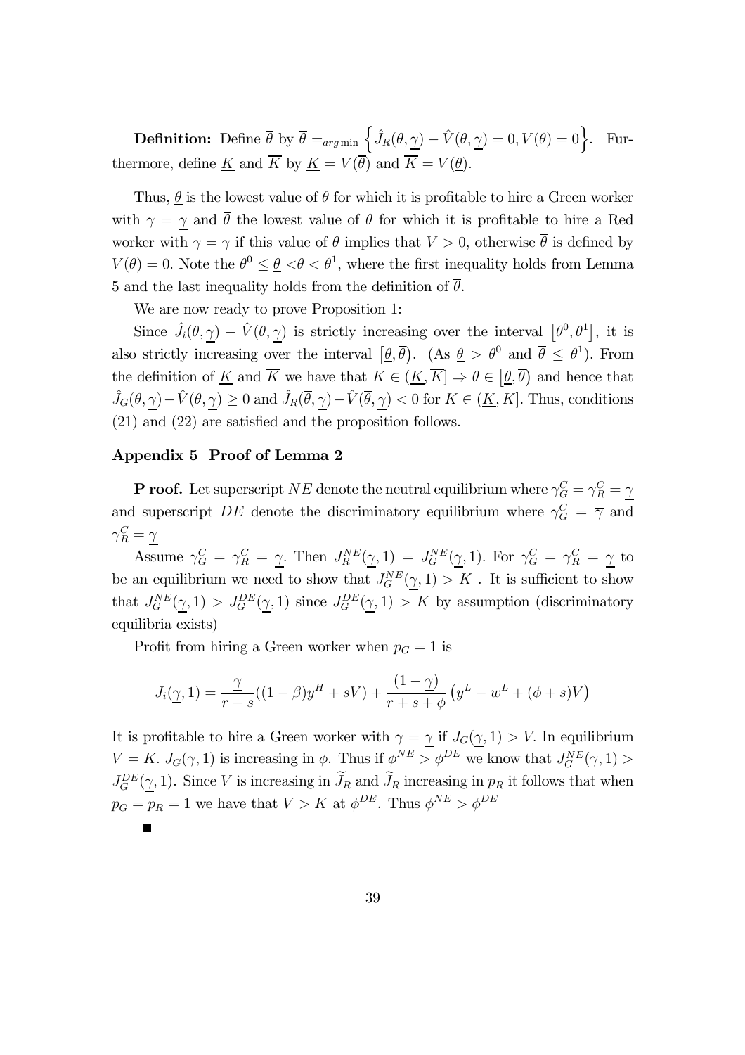**Definition:** Define $\overline{\theta}$ by $\overline{\theta} =_{arg\min} \left\{ \hat{J}_R(\theta, \underline{\gamma}) - \hat{V}(\theta, \underline{\gamma}) = 0, V(\theta) = 0 \right\}$. Furthermore, define $\underline{K}$ and $\overline{K}$ by $\underline{K} = V(\overline{\theta})$ and $\overline{K} = V(\underline{\theta})$.

Thus, $\underline{\theta}$ is the lowest value of $\theta$ for which it is profitable to hire a Green worker with $\gamma = \underline{\gamma}$ and $\overline{\theta}$ the lowest value of $\theta$ for which it is profitable to hire a Red worker with $\gamma = \underline{\gamma}$ if this value of $\theta$ implies that $V > 0$, otherwise $\overline{\theta}$ is defined by $V(\overline{\theta}) = 0$. Note the $\theta^0 \leq \underline{\theta} < \overline{\theta} < \theta^1$, where the first inequality holds from Lemma 5 and the last inequality holds from the definition of $\overline{\theta}$.

We are now ready to prove Proposition 1:

Since $\hat{J}_i(\theta, \underline{\gamma}) - \hat{V}(\theta, \underline{\gamma})$ is strictly increasing over the interval $\left[\theta^0, \theta^1\right]$, it is also strictly increasing over the interval $\left[\underline{\theta}, \overline{\theta}\right)$. (As $\underline{\theta} > \theta^0$ and $\overline{\theta} \leq \theta^1$). From the definition of $\underline{K}$ and $\overline{K}$ we have that $K \in (\underline{K}, \overline{K}] \Rightarrow \theta \in \left[\underline{\theta}, \overline{\theta}\right)$ and hence that $\hat{J}_G(\theta, \underline{\gamma}) - \hat{V}(\theta, \underline{\gamma}) \geq 0$ and $\hat{J}_R(\overline{\theta}, \underline{\gamma}) - \hat{V}(\overline{\theta}, \underline{\gamma}) < 0$ for $K \in (\underline{K}, \overline{K}]$. Thus, conditions (21) and (22) are satisfied and the proposition follows.

### Appendix 5 Proof of Lemma 2

**P roof.** Let superscript $NE$ denote the neutral equilibrium where $\gamma_G^C = \gamma_R^C = \underline{\gamma}$ and superscript $DE$ denote the discriminatory equilibrium where $\gamma_G^C = \overline{\gamma}$ and $\gamma_R^C = \underline{\gamma}$

Assume $\gamma_G^C = \gamma_R^C = \underline{\gamma}$. Then $J_R^{NE}(\underline{\gamma}, 1) = J_G^{NE}(\underline{\gamma}, 1)$. For $\gamma_G^C = \gamma_R^C = \underline{\gamma}$ to be an equilibrium we need to show that $J_G^{NE}(\underline{\gamma}, 1) > K$ . It is sufficient to show that $J_G^{NE}(\underline{\gamma}, 1) > J_G^{DE}(\underline{\gamma}, 1)$ since $J_G^{DE}(\underline{\gamma}, 1) > K$ by assumption (discriminatory equilibria exists)

Profit from hiring a Green worker when $p_G = 1$ is

$$J_i(\underline{\gamma}, 1) = \frac{\underline{\gamma}}{r+s}((1-\beta)y^H + sV) + \frac{(1-\underline{\gamma})}{r+s+\phi}\left(y^L - w^L + (\phi + s)V\right)$$

It is profitable to hire a Green worker with $\gamma = \underline{\gamma}$ if $J_G(\underline{\gamma}, 1) > V$. In equilibrium $V = K$. $J_G(\underline{\gamma}, 1)$ is increasing in $\phi$. Thus if $\phi^{NE} > \phi^{DE}$ we know that $J_G^{NE}(\underline{\gamma}, 1) > J_G^{DE}(\underline{\gamma}, 1)$. Since $V$ is increasing in $\widetilde{J}_R$ and $\widetilde{J}_R$ increasing in $p_R$ it follows that when $p_G = p_R = 1$ we have that $V > K$ at $\phi^{DE}$. Thus $\phi^{NE} > \phi^{DE}$

■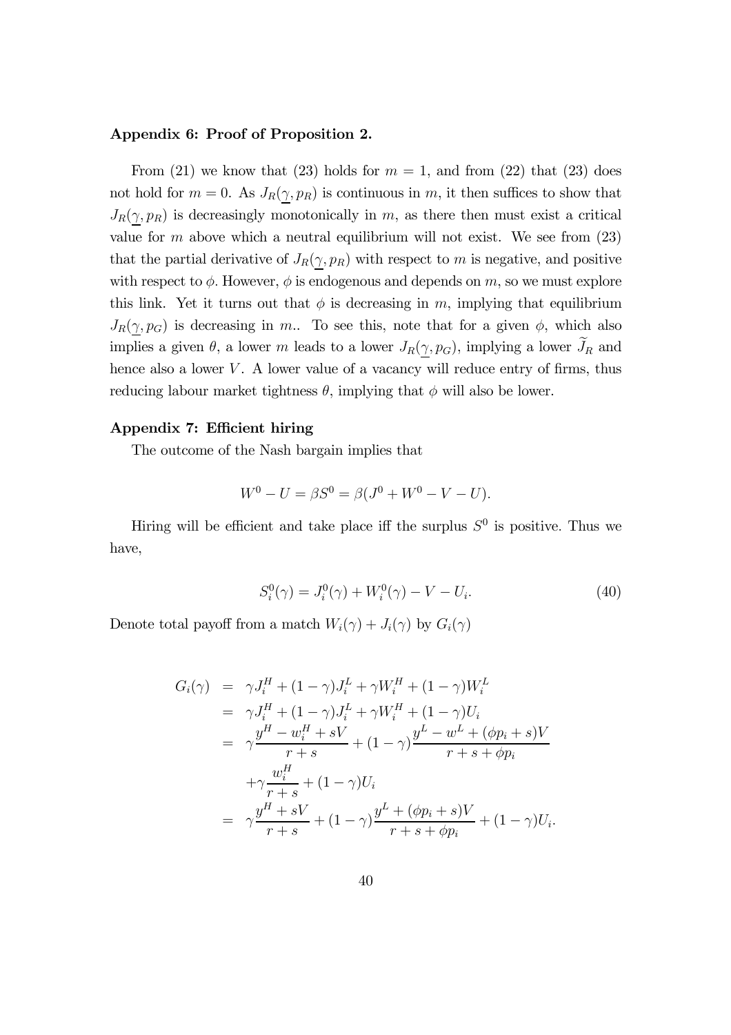**Appendix 6: Proof of Proposition 2.**

From (21) we know that (23) holds for $m = 1$, and from (22) that (23) does not hold for $m = 0$. As $J_R(\underline{\gamma}, p_R)$ is continuous in $m$, it then suffices to show that $J_R(\underline{\gamma}, p_R)$ is decreasingly monotonically in $m$, as there then must exist a critical value for $m$ above which a neutral equilibrium will not exist. We see from (23) that the partial derivative of $J_R(\underline{\gamma}, p_R)$ with respect to $m$ is negative, and positive with respect to $\phi$. However, $\phi$ is endogenous and depends on $m$, so we must explore this link. Yet it turns out that $\phi$ is decreasing in $m$, implying that equilibrium $J_R(\underline{\gamma}, p_G)$ is decreasing in $m$.. To see this, note that for a given $\phi$, which also implies a given $\theta$, a lower $m$ leads to a lower $J_R(\underline{\gamma}, p_G)$, implying a lower $\widetilde{J}_R$ and hence also a lower $V$. A lower value of a vacancy will reduce entry of firms, thus reducing labour market tightness $\theta$, implying that $\phi$ will also be lower.

**Appendix 7: Efficient hiring**

The outcome of the Nash bargain implies that

$$W^0 - U = \beta S^0 = \beta(J^0 + W^0 - V - U).$$

Hiring will be efficient and take place iff the surplus $S^0$ is positive. Thus we have,

$$S_i^0(\gamma) = J_i^0(\gamma) + W_i^0(\gamma) - V - U_i. \tag{40}$$

Denote total payoff from a match $W_i(\gamma) + J_i(\gamma)$ by $G_i(\gamma)$

$$\begin{aligned}
G_i(\gamma) &= \gamma J_i^H + (1-\gamma)J_i^L + \gamma W_i^H + (1-\gamma)W_i^L \\
&= \gamma J_i^H + (1-\gamma)J_i^L + \gamma W_i^H + (1-\gamma)U_i \\
&= \gamma \frac{y^H - w_i^H + sV}{r+s} + (1-\gamma)\frac{y^L - w^L + (\phi p_i + s)V}{r + s + \phi p_i} \\
&\quad + \gamma \frac{w_i^H}{r+s} + (1-\gamma)U_i \\
&= \gamma \frac{y^H + sV}{r+s} + (1-\gamma)\frac{y^L + (\phi p_i + s)V}{r+s+\phi p_i} + (1-\gamma)U_i.
\end{aligned}$$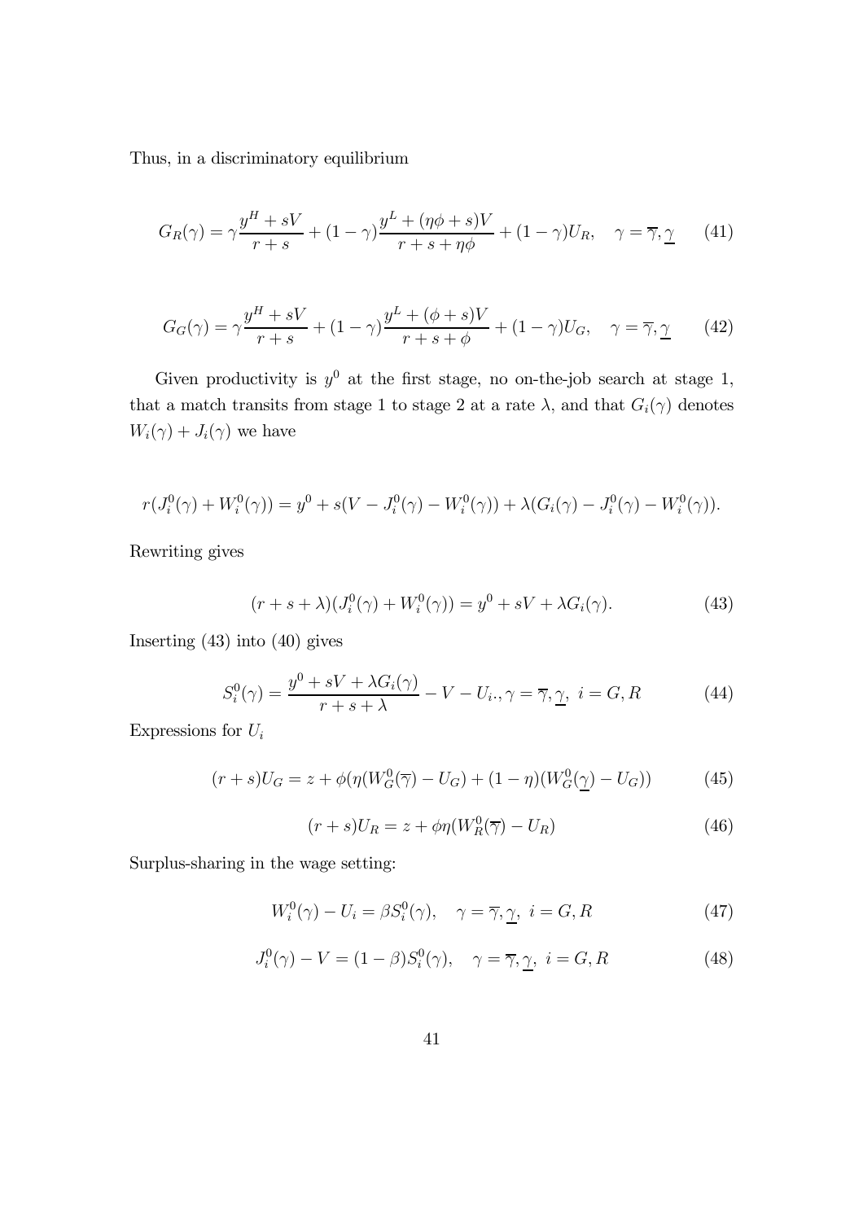Thus, in a discriminatory equilibrium

$$G_R(\gamma) = \gamma \frac{y^H + sV}{r+s} + (1-\gamma)\frac{y^L + (\eta\phi + s)V}{r+s+\eta\phi} + (1-\gamma)U_R, \quad \gamma = \overline{\gamma}, \underline{\gamma} \tag{41}$$

$$G_G(\gamma) = \gamma \frac{y^H + sV}{r+s} + (1-\gamma)\frac{y^L + (\phi + s)V}{r+s+\phi} + (1-\gamma)U_G, \quad \gamma = \overline{\gamma}, \underline{\gamma} \tag{42}$$

Given productivity is $y^0$ at the first stage, no on-the-job search at stage 1, that a match transits from stage 1 to stage 2 at a rate $\lambda$, and that $G_i(\gamma)$ denotes $W_i(\gamma) + J_i(\gamma)$ we have

$$r(J_i^0(\gamma) + W_i^0(\gamma)) = y^0 + s(V - J_i^0(\gamma) - W_i^0(\gamma)) + \lambda(G_i(\gamma) - J_i^0(\gamma) - W_i^0(\gamma)).$$

Rewriting gives

$$(r+s+\lambda)(J_i^0(\gamma) + W_i^0(\gamma)) = y^0 + sV + \lambda G_i(\gamma). \tag{43}$$

Inserting (43) into (40) gives

$$S_i^0(\gamma) = \frac{y^0 + sV + \lambda G_i(\gamma)}{r+s+\lambda} - V - U_i., \gamma = \overline{\gamma}, \underline{\gamma}, \ i = G, R \tag{44}$$

Expressions for $U_i$

$$(r+s)U_G = z + \phi(\eta(W_G^0(\overline{\gamma}) - U_G) + (1-\eta)(W_G^0(\underline{\gamma}) - U_G)) \tag{45}$$

$$(r+s)U_R = z + \phi\eta(W_R^0(\overline{\gamma}) - U_R) \tag{46}$$

Surplus-sharing in the wage setting:

$$W_i^0(\gamma) - U_i = \beta S_i^0(\gamma), \quad \gamma = \overline{\gamma}, \underline{\gamma}, \ i = G, R \tag{47}$$

$$J_i^0(\gamma) - V = (1-\beta)S_i^0(\gamma), \quad \gamma = \overline{\gamma}, \underline{\gamma}, \ i = G, R \tag{48}$$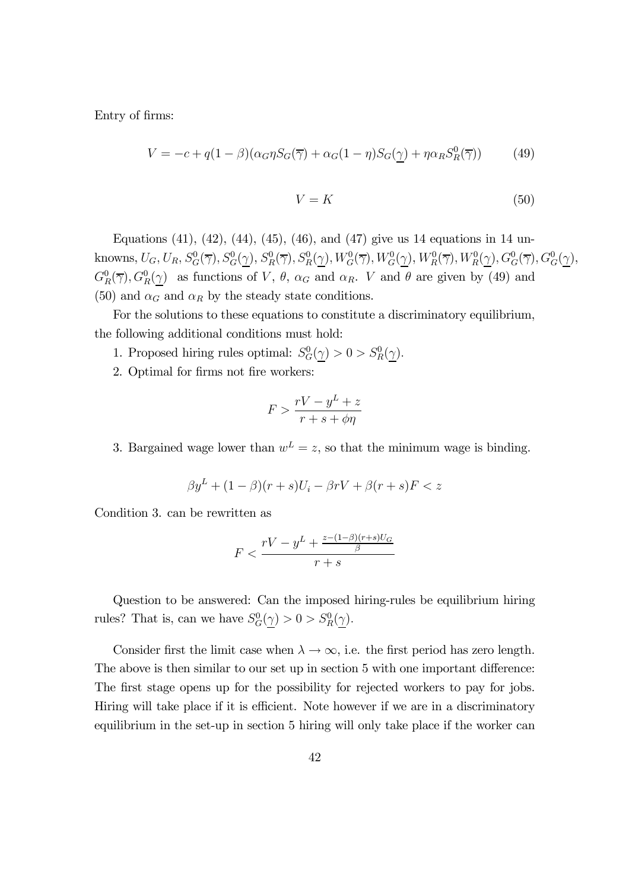Entry of firms:

$$V = -c + q(1-\beta)(\alpha_G \eta S_G(\overline{\gamma}) + \alpha_G(1-\eta)S_G(\underline{\gamma}) + \eta \alpha_R S_R^0(\overline{\gamma})) \tag{49}$$

$$V = K \tag{50}$$

Equations (41), (42), (44), (45), (46), and (47) give us 14 equations in 14 unknowns, $U_G, U_R, S_G^0(\overline{\gamma}), S_G^0(\underline{\gamma}), S_R^0(\overline{\gamma}), S_R^0(\underline{\gamma}), W_G^0(\overline{\gamma}), W_G^0(\underline{\gamma}), W_R^0(\overline{\gamma}), W_R^0(\underline{\gamma}), G_G^0(\overline{\gamma}), G_G^0(\underline{\gamma}), G_R^0(\overline{\gamma}), G_R^0(\underline{\gamma})$ as functions of $V$, $\theta$, $\alpha_G$ and $\alpha_R$. $V$ and $\theta$ are given by (49) and (50) and $\alpha_G$ and $\alpha_R$ by the steady state conditions.

For the solutions to these equations to constitute a discriminatory equilibrium, the following additional conditions must hold:

1. Proposed hiring rules optimal: $S_G^0(\underline{\gamma}) > 0 > S_R^0(\underline{\gamma})$.
2. Optimal for firms not fire workers:

$$F > \frac{rV - y^L + z}{r + s + \phi\eta}$$

3. Bargained wage lower than $w^L = z$, so that the minimum wage is binding.

$$\beta y^L + (1-\beta)(r+s)U_i - \beta rV + \beta(r+s)F < z$$

Condition 3. can be rewritten as

$$F < \frac{rV - y^L + \frac{z-(1-\beta)(r+s)U_G}{\beta}}{r+s}$$

Question to be answered: Can the imposed hiring-rules be equilibrium hiring rules? That is, can we have $S_G^0(\underline{\gamma}) > 0 > S_R^0(\underline{\gamma})$.

Consider first the limit case when $\lambda \to \infty$, i.e. the first period has zero length. The above is then similar to our set up in section 5 with one important difference: The first stage opens up for the possibility for rejected workers to pay for jobs. Hiring will take place if it is efficient. Note however if we are in a discriminatory equilibrium in the set-up in section 5 hiring will only take place if the worker can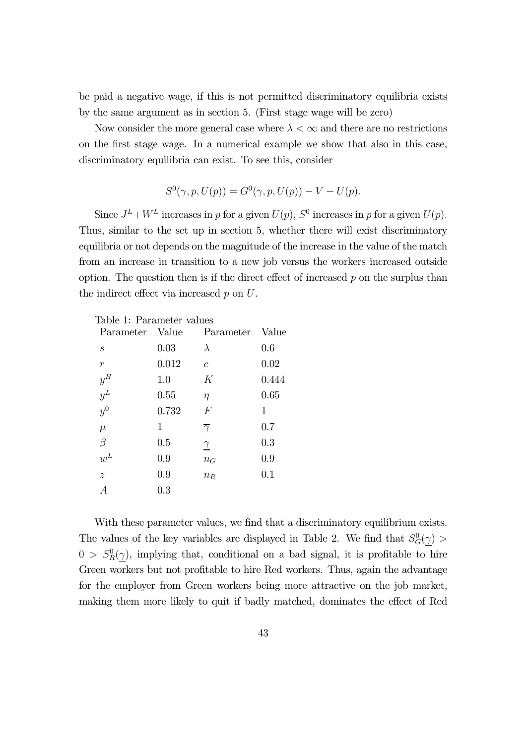be paid a negative wage, if this is not permitted discriminatory equilibria exists by the same argument as in section 5. (First stage wage will be zero)

Now consider the more general case where $\lambda < \infty$ and there are no restrictions on the first stage wage. In a numerical example we show that also in this case, discriminatory equilibria can exist. To see this, consider

$$S^0(\gamma, p, U(p)) = G^0(\gamma, p, U(p)) - V - U(p).$$

Since $J^L + W^L$ increases in $p$ for a given $U(p)$, $S^0$ increases in $p$ for a given $U(p)$. Thus, similar to the set up in section 5, whether there will exist discriminatory equilibria or not depends on the magnitude of the increase in the value of the match from an increase in transition to a new job versus the workers increased outside option. The question then is if the direct effect of increased $p$ on the surplus than the indirect effect via increased $p$ on $U$.

Table 1: Parameter values

| Parameter | Value | Parameter | Value |
|---|---|---|---|
| $s$ | 0.03 | $\lambda$ | 0.6 |
| $r$ | 0.012 | $c$ | 0.02 |
| $y^H$ | 1.0 | $K$ | 0.444 |
| $y^L$ | 0.55 | $\eta$ | 0.65 |
| $y^0$ | 0.732 | $F$ | 1 |
| $\mu$ | 1 | $\overline{\gamma}$ | 0.7 |
| $\beta$ | 0.5 | $\underline{\gamma}$ | 0.3 |
| $w^L$ | 0.9 | $n_G$ | 0.9 |
| $z$ | 0.9 | $n_R$ | 0.1 |
| $A$ | 0.3 | | |

With these parameter values, we find that a discriminatory equilibrium exists. The values of the key variables are displayed in Table 2. We find that $S_G^0(\underline{\gamma}) > 0 > S_R^0(\underline{\gamma})$, implying that, conditional on a bad signal, it is profitable to hire Green workers but not profitable to hire Red workers. Thus, again the advantage for the employer from Green workers being more attractive on the job market, making them more likely to quit if badly matched, dominates the effect of Red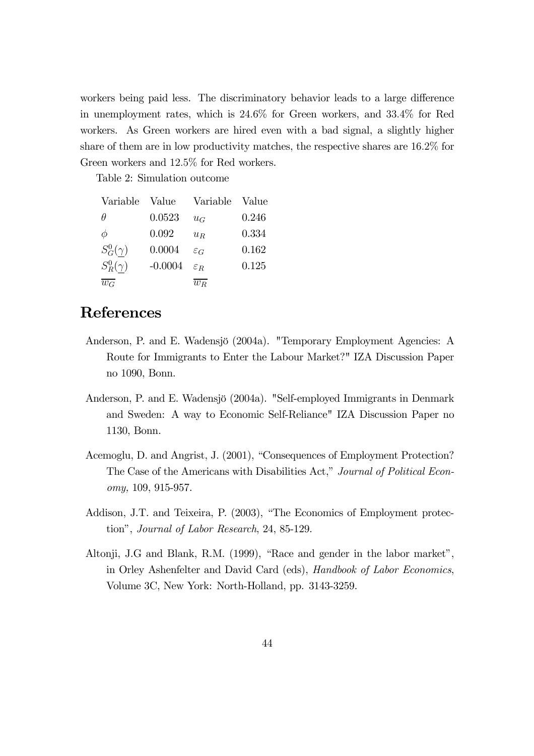workers being paid less. The discriminatory behavior leads to a large difference in unemployment rates, which is 24.6% for Green workers, and 33.4% for Red workers. As Green workers are hired even with a bad signal, a slightly higher share of them are in low productivity matches, the respective shares are 16.2% for Green workers and 12.5% for Red workers.

Table 2: Simulation outcome

| Variable | Value | Variable | Value |
|---|---|---|---|
| $\theta$ | 0.0523 | $u_G$ | 0.246 |
| $\phi$ | 0.092 | $u_R$ | 0.334 |
| $S_G^0(\underline{\gamma})$ | 0.0004 | $\varepsilon_G$ | 0.162 |
| $S_R^0(\underline{\gamma})$ | -0.0004 | $\varepsilon_R$ | 0.125 |
| $\overline{w_G}$ | | $\overline{w_R}$ | |

# References

Anderson, P. and E. Wadensjö (2004a). "Temporary Employment Agencies: A Route for Immigrants to Enter the Labour Market?" IZA Discussion Paper no 1090, Bonn.

Anderson, P. and E. Wadensjö (2004a). "Self-employed Immigrants in Denmark and Sweden: A way to Economic Self-Reliance" IZA Discussion Paper no 1130, Bonn.

Acemoglu, D. and Angrist, J. (2001), "Consequences of Employment Protection? The Case of the Americans with Disabilities Act," *Journal of Political Economy,* 109, 915-957.

Addison, J.T. and Teixeira, P. (2003), "The Economics of Employment protection", *Journal of Labor Research*, 24, 85-129.

Altonji, J.G and Blank, R.M. (1999), "Race and gender in the labor market", in Orley Ashenfelter and David Card (eds), *Handbook of Labor Economics*, Volume 3C, New York: North-Holland, pp. 3143-3259.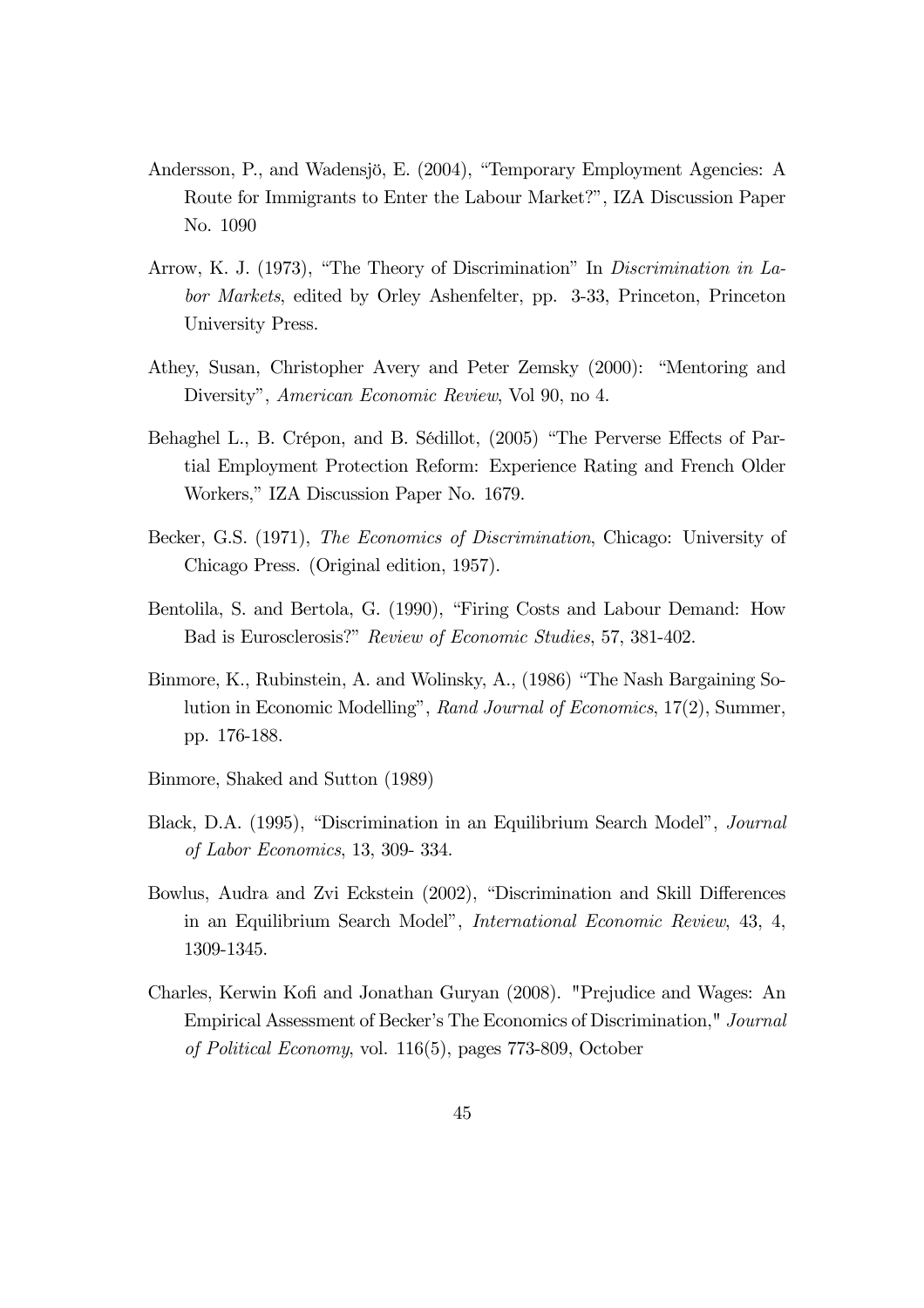Andersson, P., and Wadensjö, E. (2004), "Temporary Employment Agencies: A Route for Immigrants to Enter the Labour Market?", IZA Discussion Paper No. 1090

Arrow, K. J. (1973), "The Theory of Discrimination" In *Discrimination in Labor Markets*, edited by Orley Ashenfelter, pp. 3-33, Princeton, Princeton University Press.

Athey, Susan, Christopher Avery and Peter Zemsky (2000): "Mentoring and Diversity", *American Economic Review*, Vol 90, no 4.

Behaghel L., B. Crépon, and B. Sédillot, (2005) "The Perverse Effects of Partial Employment Protection Reform: Experience Rating and French Older Workers," IZA Discussion Paper No. 1679.

Becker, G.S. (1971), *The Economics of Discrimination*, Chicago: University of Chicago Press. (Original edition, 1957).

Bentolila, S. and Bertola, G. (1990), "Firing Costs and Labour Demand: How Bad is Eurosclerosis?" *Review of Economic Studies*, 57, 381-402.

Binmore, K., Rubinstein, A. and Wolinsky, A., (1986) "The Nash Bargaining Solution in Economic Modelling", *Rand Journal of Economics*, 17(2), Summer, pp. 176-188.

Binmore, Shaked and Sutton (1989)

Black, D.A. (1995), "Discrimination in an Equilibrium Search Model", *Journal of Labor Economics*, 13, 309- 334.

Bowlus, Audra and Zvi Eckstein (2002), "Discrimination and Skill Differences in an Equilibrium Search Model", *International Economic Review*, 43, 4, 1309-1345.

Charles, Kerwin Kofi and Jonathan Guryan (2008). "Prejudice and Wages: An Empirical Assessment of Becker's The Economics of Discrimination," *Journal of Political Economy*, vol. 116(5), pages 773-809, October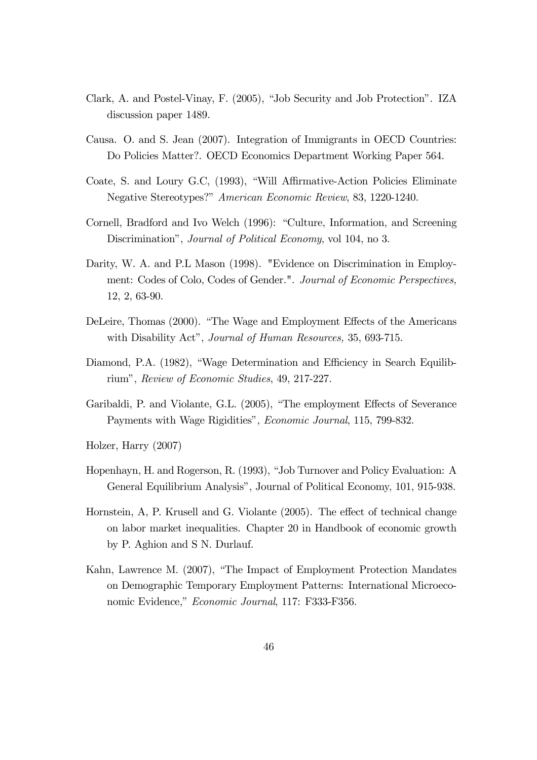Clark, A. and Postel-Vinay, F. (2005), "Job Security and Job Protection". IZA discussion paper 1489.

Causa. O. and S. Jean (2007). Integration of Immigrants in OECD Countries: Do Policies Matter?. OECD Economics Department Working Paper 564.

Coate, S. and Loury G.C, (1993), "Will Affirmative-Action Policies Eliminate Negative Stereotypes?" *American Economic Review*, 83, 1220-1240.

Cornell, Bradford and Ivo Welch (1996): "Culture, Information, and Screening Discrimination", *Journal of Political Economy*, vol 104, no 3.

Darity, W. A. and P.L Mason (1998). "Evidence on Discrimination in Employment: Codes of Colo, Codes of Gender.". *Journal of Economic Perspectives,* 12, 2, 63-90.

DeLeire, Thomas (2000). "The Wage and Employment Effects of the Americans with Disability Act", *Journal of Human Resources,* 35, 693-715.

Diamond, P.A. (1982), "Wage Determination and Efficiency in Search Equilibrium", *Review of Economic Studies*, 49, 217-227.

Garibaldi, P. and Violante, G.L. (2005), "The employment Effects of Severance Payments with Wage Rigidities", *Economic Journal*, 115, 799-832.

Holzer, Harry (2007)

Hopenhayn, H. and Rogerson, R. (1993), "Job Turnover and Policy Evaluation: A General Equilibrium Analysis", Journal of Political Economy, 101, 915-938.

Hornstein, A, P. Krusell and G. Violante (2005). The effect of technical change on labor market inequalities. Chapter 20 in Handbook of economic growth by P. Aghion and S N. Durlauf.

Kahn, Lawrence M. (2007), "The Impact of Employment Protection Mandates on Demographic Temporary Employment Patterns: International Microeconomic Evidence," *Economic Journal*, 117: F333-F356.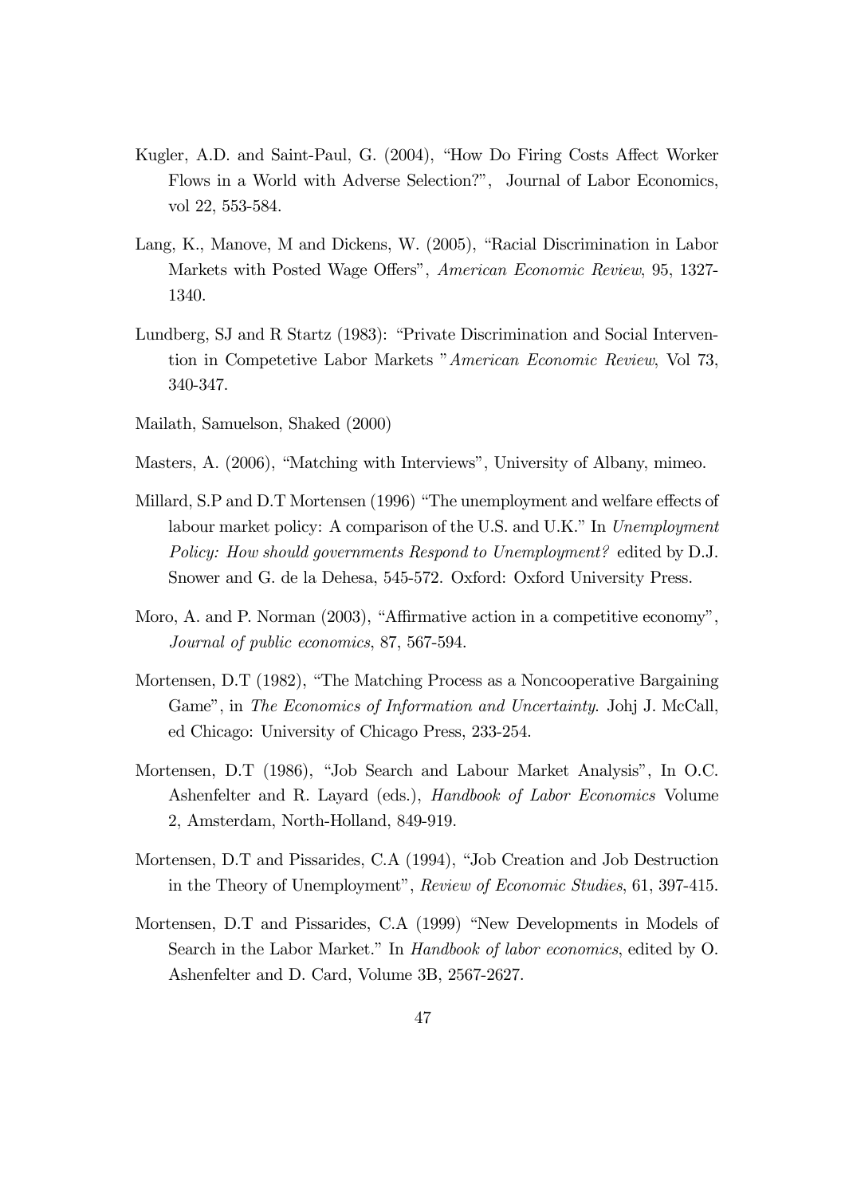Kugler, A.D. and Saint-Paul, G. (2004), "How Do Firing Costs Affect Worker Flows in a World with Adverse Selection?", Journal of Labor Economics, vol 22, 553-584.

Lang, K., Manove, M and Dickens, W. (2005), "Racial Discrimination in Labor Markets with Posted Wage Offers", *American Economic Review*, 95, 1327-1340.

Lundberg, SJ and R Startz (1983): "Private Discrimination and Social Intervention in Competetive Labor Markets "*American Economic Review*, Vol 73, 340-347.

Mailath, Samuelson, Shaked (2000)

Masters, A. (2006), "Matching with Interviews", University of Albany, mimeo.

Millard, S.P and D.T Mortensen (1996) "The unemployment and welfare effects of labour market policy: A comparison of the U.S. and U.K." In *Unemployment Policy: How should governments Respond to Unemployment?* edited by D.J. Snower and G. de la Dehesa, 545-572. Oxford: Oxford University Press.

Moro, A. and P. Norman (2003), "Affirmative action in a competitive economy", *Journal of public economics*, 87, 567-594.

Mortensen, D.T (1982), "The Matching Process as a Noncooperative Bargaining Game", in *The Economics of Information and Uncertainty.* Johj J. McCall, ed Chicago: University of Chicago Press, 233-254.

Mortensen, D.T (1986), "Job Search and Labour Market Analysis", In O.C. Ashenfelter and R. Layard (eds.), *Handbook of Labor Economics* Volume 2, Amsterdam, North-Holland, 849-919.

Mortensen, D.T and Pissarides, C.A (1994), "Job Creation and Job Destruction in the Theory of Unemployment", *Review of Economic Studies*, 61, 397-415.

Mortensen, D.T and Pissarides, C.A (1999) "New Developments in Models of Search in the Labor Market." In *Handbook of labor economics*, edited by O. Ashenfelter and D. Card, Volume 3B, 2567-2627.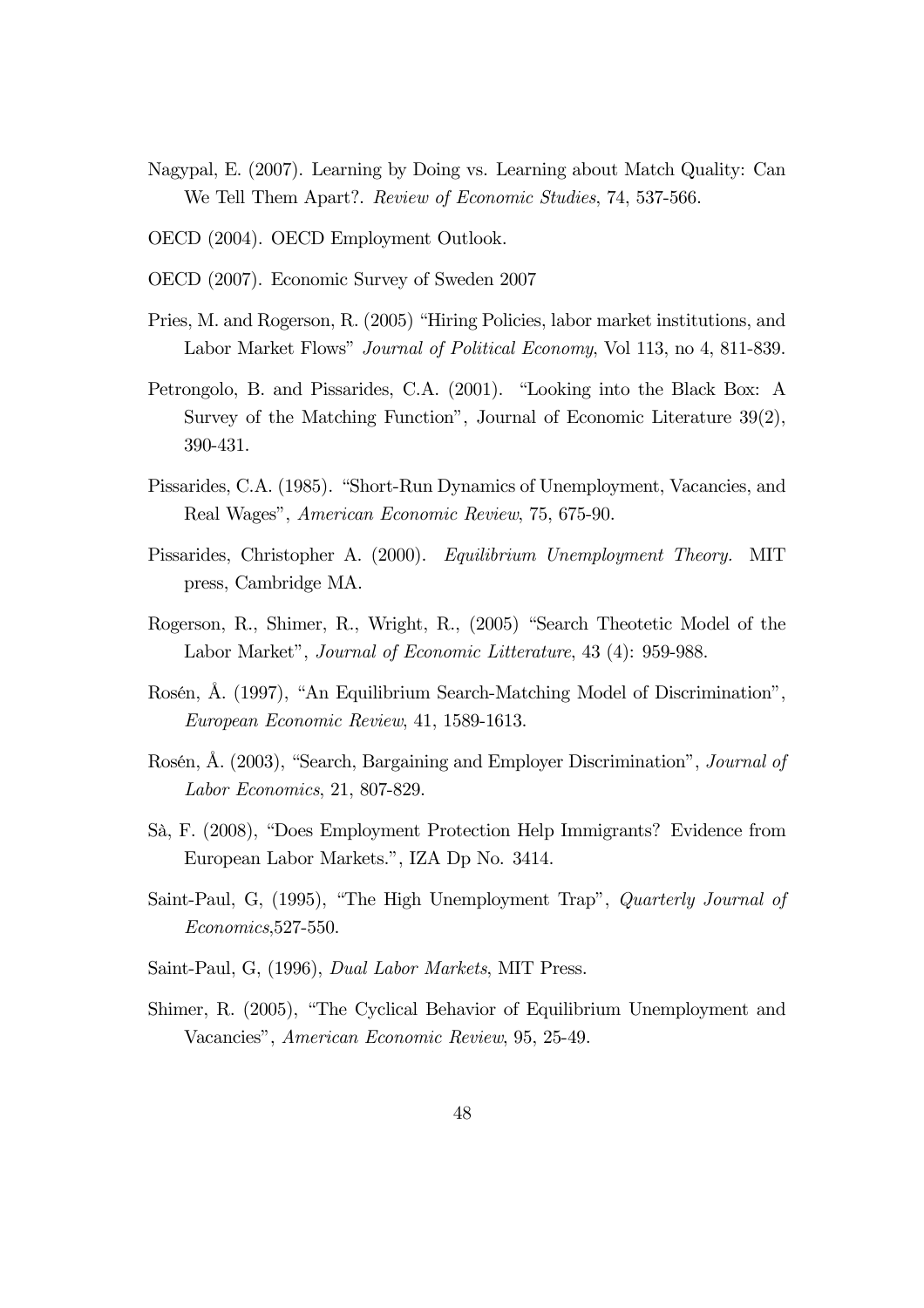Nagypal, E. (2007). Learning by Doing vs. Learning about Match Quality: Can We Tell Them Apart?. *Review of Economic Studies*, 74, 537-566.

OECD (2004). OECD Employment Outlook.

OECD (2007). Economic Survey of Sweden 2007

Pries, M. and Rogerson, R. (2005) "Hiring Policies, labor market institutions, and Labor Market Flows" *Journal of Political Economy*, Vol 113, no 4, 811-839.

Petrongolo, B. and Pissarides, C.A. (2001). "Looking into the Black Box: A Survey of the Matching Function", Journal of Economic Literature 39(2), 390-431.

Pissarides, C.A. (1985). "Short-Run Dynamics of Unemployment, Vacancies, and Real Wages", *American Economic Review*, 75, 675-90.

Pissarides, Christopher A. (2000). *Equilibrium Unemployment Theory.* MIT press, Cambridge MA.

Rogerson, R., Shimer, R., Wright, R., (2005) "Search Theotetic Model of the Labor Market", *Journal of Economic Litterature*, 43 (4): 959-988.

Rosén, Å. (1997), "An Equilibrium Search-Matching Model of Discrimination", *European Economic Review*, 41, 1589-1613.

Rosén, Å. (2003), "Search, Bargaining and Employer Discrimination", *Journal of Labor Economics*, 21, 807-829.

Sà, F. (2008), "Does Employment Protection Help Immigrants? Evidence from European Labor Markets.", IZA Dp No. 3414.

Saint-Paul, G, (1995), "The High Unemployment Trap", *Quarterly Journal of Economics*,527-550.

Saint-Paul, G, (1996), *Dual Labor Markets*, MIT Press.

Shimer, R. (2005), "The Cyclical Behavior of Equilibrium Unemployment and Vacancies", *American Economic Review*, 95, 25-49.